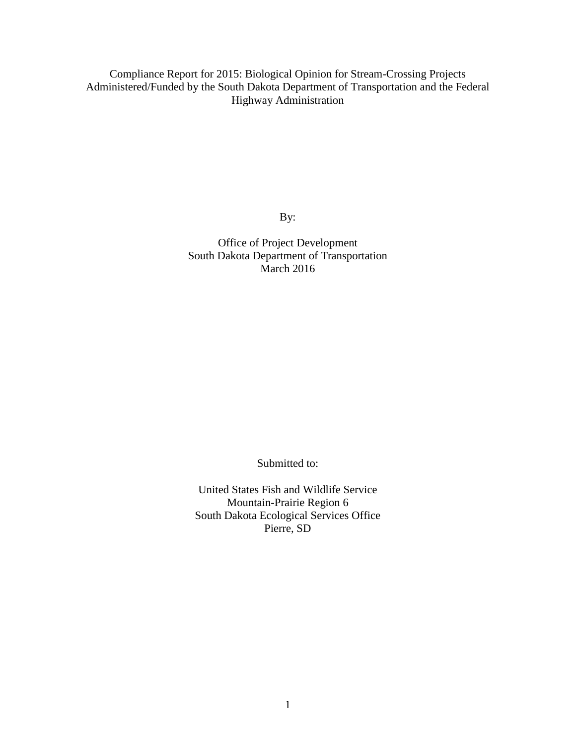# Compliance Report for 2015: Biological Opinion for Stream-Crossing Projects Administered/Funded by the South Dakota Department of Transportation and the Federal Highway Administration

By:

Office of Project Development
South Dakota Department of Transportation
March 2016

Submitted to:

United States Fish and Wildlife Service
Mountain-Prairie Region 6
South Dakota Ecological Services Office
Pierre, SD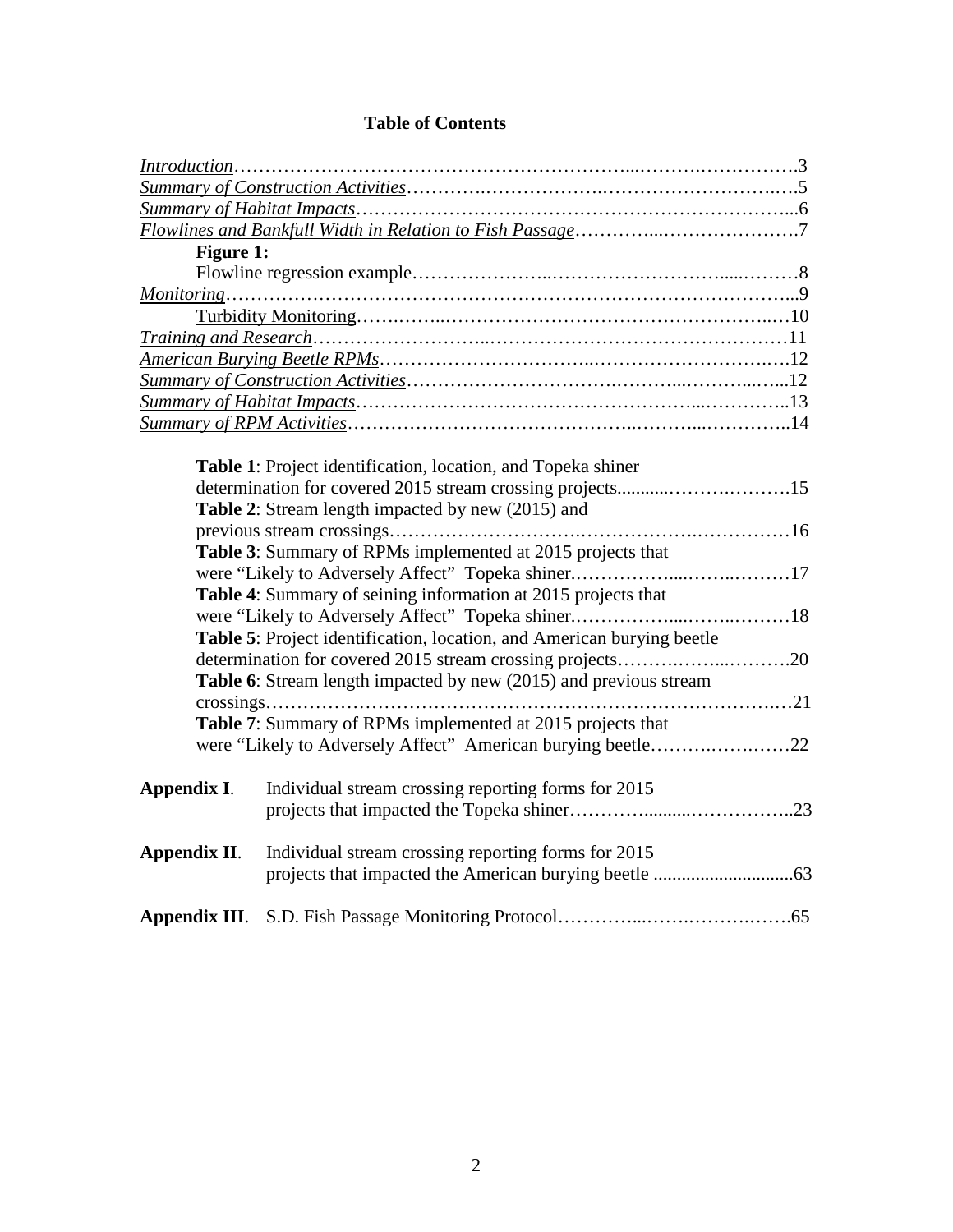# Table of Contents

*Introduction*……………………………………………………...……….…………….3
*Summary of Construction Activities*…………..……………….………………………..….5
*Summary of Habitat Impacts*……………………………………………………………...6
*Flowlines and Bankfull Width in Relation to Fish Passage*…………...………………….7

**Figure 1:**
Flowline regression example…………………..……………………......………8

*Monitoring*………………………………………………………………………………...9
Turbidity Monitoring…….……..……………………………………………..…10

*Training and Research*……………………..…………………………………………11
*American Burying Beetle RPMs*……………….…………...……………………….….12
*Summary of Construction Activities*…………………………….………...………...…...12
*Summary of Habitat Impacts*……………………………………………...…………..13
*Summary of RPM Activities*……………………………………..………...…………..14

**Table 1**: Project identification, location, and Topeka shiner determination for covered 2015 stream crossing projects...........…………..……….15
**Table 2**: Stream length impacted by new (2015) and previous stream crossings…………………………….…………….…………….……………16
**Table 3**: Summary of RPMs implemented at 2015 projects that were "Likely to Adversely Affect" Topeka shiner.……………....……..………17
**Table 4**: Summary of seining information at 2015 projects that were "Likely to Adversely Affect" Topeka shiner.……………....……..………18
**Table 5**: Project identification, location, and American burying beetle determination for covered 2015 stream crossing projects……….……...……….20
**Table 6**: Stream length impacted by new (2015) and previous stream crossings……………………………………………………….…………….…21
**Table 7**: Summary of RPMs implemented at 2015 projects that were "Likely to Adversely Affect" American burying beetle……….…….……22

**Appendix I**. Individual stream crossing reporting forms for 2015 projects that impacted the Topeka shiner…………..........……………..23

**Appendix II**. Individual stream crossing reporting forms for 2015 projects that impacted the American burying beetle ..............................63

**Appendix III**. S.D. Fish Passage Monitoring Protocol…………...…….……….…….65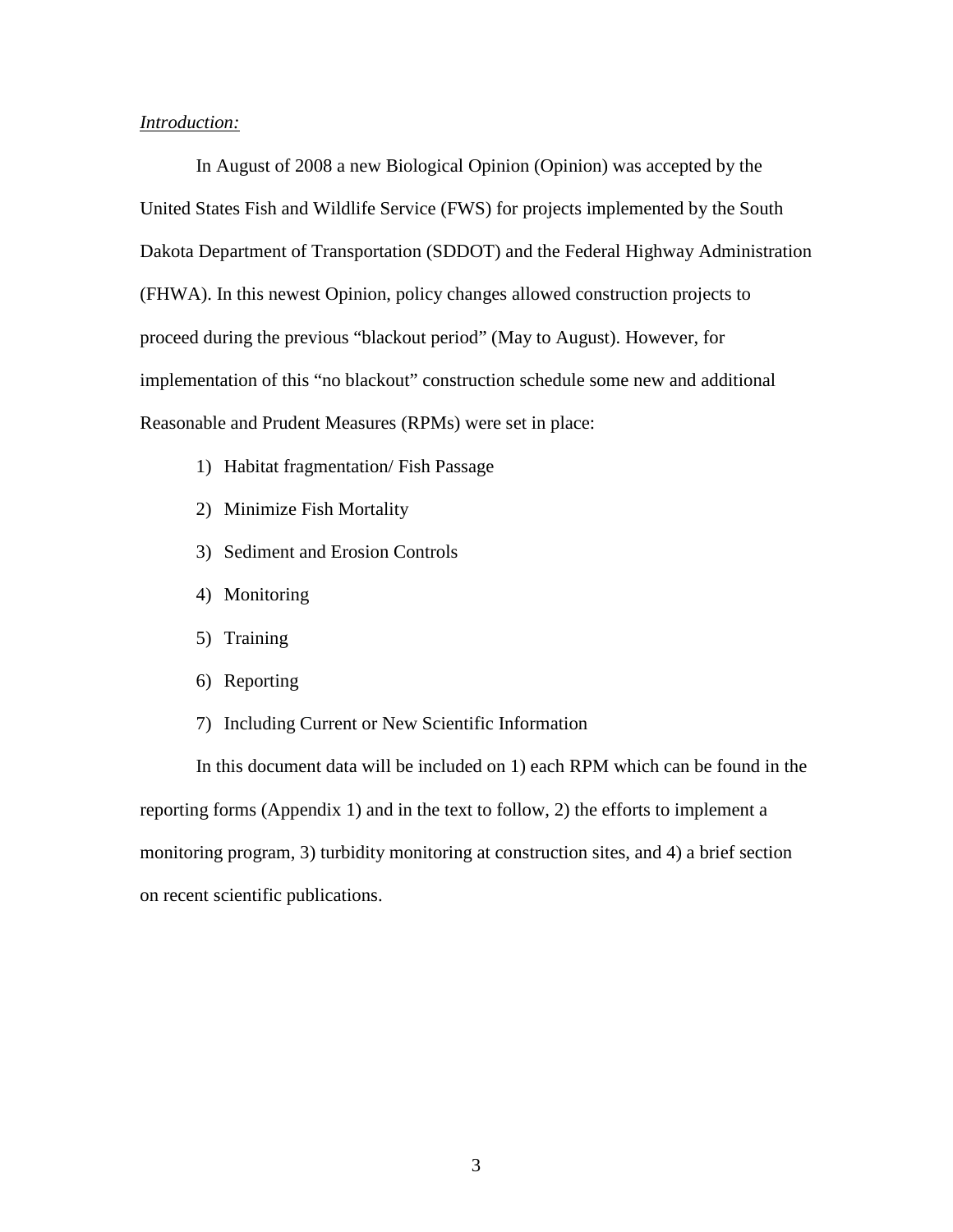*Introduction:*

In August of 2008 a new Biological Opinion (Opinion) was accepted by the United States Fish and Wildlife Service (FWS) for projects implemented by the South Dakota Department of Transportation (SDDOT) and the Federal Highway Administration (FHWA). In this newest Opinion, policy changes allowed construction projects to proceed during the previous "blackout period" (May to August). However, for implementation of this "no blackout" construction schedule some new and additional Reasonable and Prudent Measures (RPMs) were set in place:

1) Habitat fragmentation/ Fish Passage
2) Minimize Fish Mortality
3) Sediment and Erosion Controls
4) Monitoring
5) Training
6) Reporting
7) Including Current or New Scientific Information

In this document data will be included on 1) each RPM which can be found in the reporting forms (Appendix 1) and in the text to follow, 2) the efforts to implement a monitoring program, 3) turbidity monitoring at construction sites, and 4) a brief section on recent scientific publications.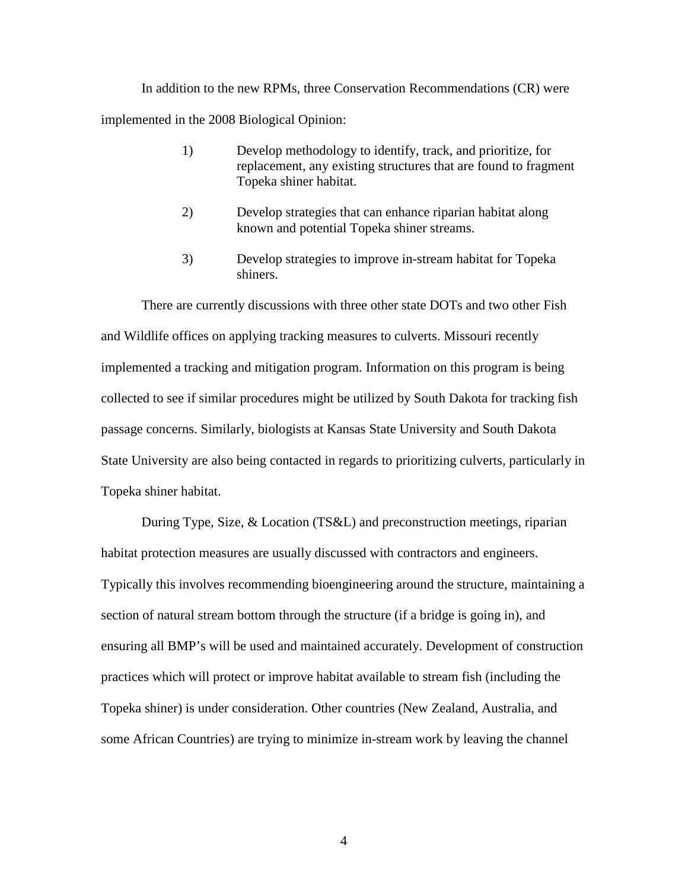In addition to the new RPMs, three Conservation Recommendations (CR) were implemented in the 2008 Biological Opinion:

1) Develop methodology to identify, track, and prioritize, for replacement, any existing structures that are found to fragment Topeka shiner habitat.

2) Develop strategies that can enhance riparian habitat along known and potential Topeka shiner streams.

3) Develop strategies to improve in-stream habitat for Topeka shiners.

There are currently discussions with three other state DOTs and two other Fish and Wildlife offices on applying tracking measures to culverts. Missouri recently implemented a tracking and mitigation program. Information on this program is being collected to see if similar procedures might be utilized by South Dakota for tracking fish passage concerns. Similarly, biologists at Kansas State University and South Dakota State University are also being contacted in regards to prioritizing culverts, particularly in Topeka shiner habitat.

During Type, Size, & Location (TS&L) and preconstruction meetings, riparian habitat protection measures are usually discussed with contractors and engineers. Typically this involves recommending bioengineering around the structure, maintaining a section of natural stream bottom through the structure (if a bridge is going in), and ensuring all BMP's will be used and maintained accurately. Development of construction practices which will protect or improve habitat available to stream fish (including the Topeka shiner) is under consideration. Other countries (New Zealand, Australia, and some African Countries) are trying to minimize in-stream work by leaving the channel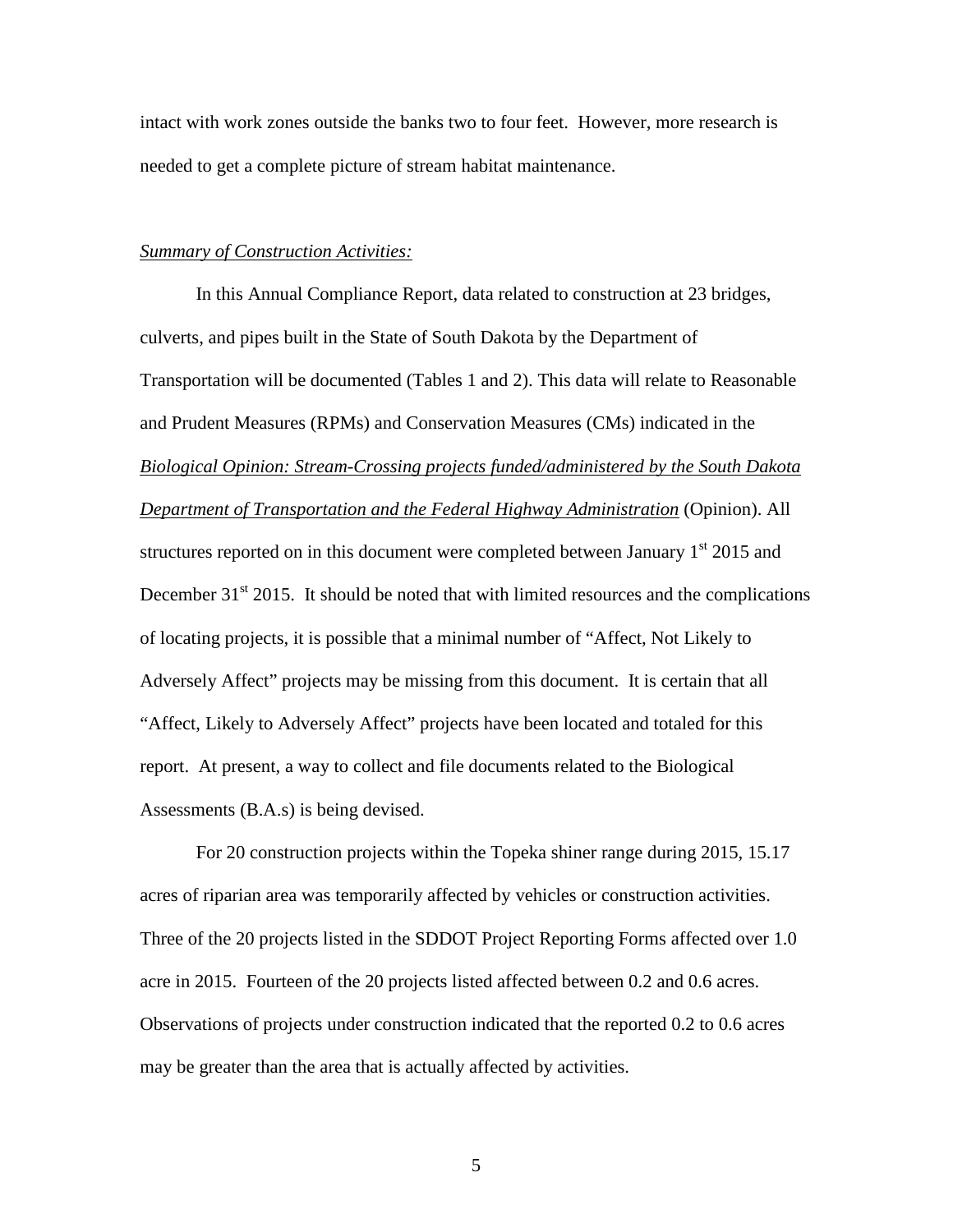intact with work zones outside the banks two to four feet. However, more research is needed to get a complete picture of stream habitat maintenance.

*Summary of Construction Activities:*

In this Annual Compliance Report, data related to construction at 23 bridges, culverts, and pipes built in the State of South Dakota by the Department of Transportation will be documented (Tables 1 and 2). This data will relate to Reasonable and Prudent Measures (RPMs) and Conservation Measures (CMs) indicated in the *Biological Opinion: Stream-Crossing projects funded/administered by the South Dakota Department of Transportation and the Federal Highway Administration* (Opinion). All structures reported on in this document were completed between January 1st 2015 and December 31st 2015. It should be noted that with limited resources and the complications of locating projects, it is possible that a minimal number of "Affect, Not Likely to Adversely Affect" projects may be missing from this document. It is certain that all "Affect, Likely to Adversely Affect" projects have been located and totaled for this report. At present, a way to collect and file documents related to the Biological Assessments (B.A.s) is being devised.

For 20 construction projects within the Topeka shiner range during 2015, 15.17 acres of riparian area was temporarily affected by vehicles or construction activities. Three of the 20 projects listed in the SDDOT Project Reporting Forms affected over 1.0 acre in 2015. Fourteen of the 20 projects listed affected between 0.2 and 0.6 acres. Observations of projects under construction indicated that the reported 0.2 to 0.6 acres may be greater than the area that is actually affected by activities.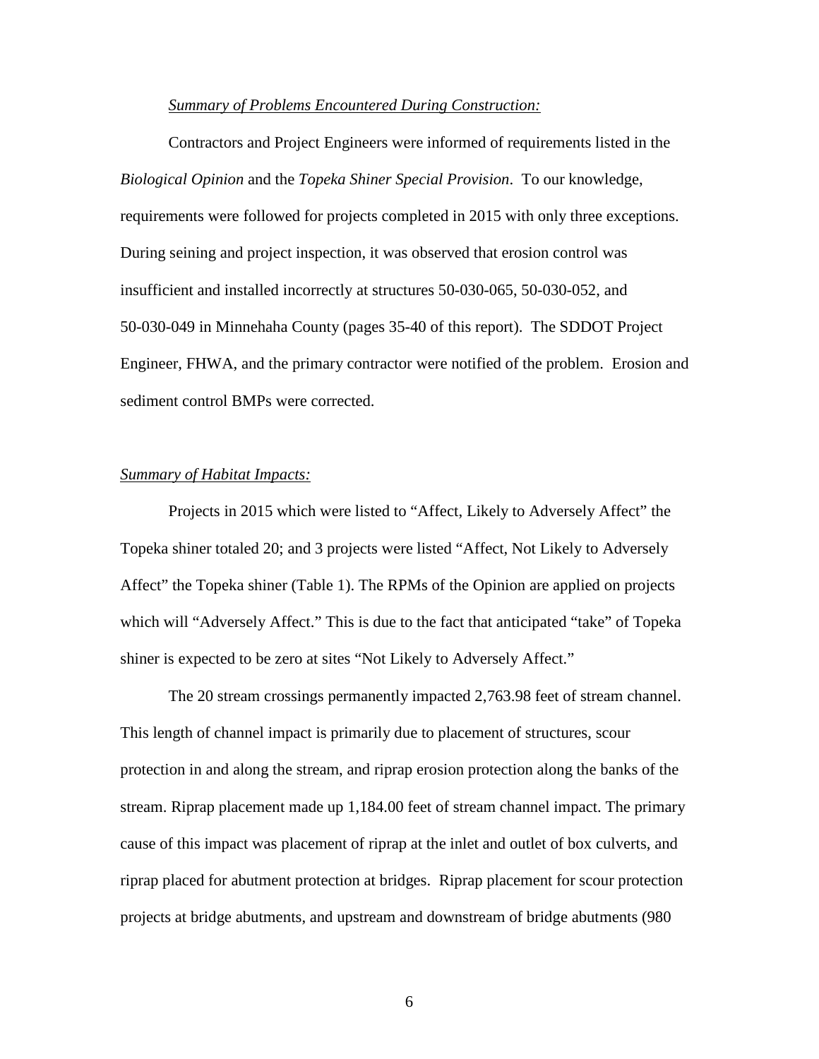*Summary of Problems Encountered During Construction:*

Contractors and Project Engineers were informed of requirements listed in the *Biological Opinion* and the *Topeka Shiner Special Provision*. To our knowledge, requirements were followed for projects completed in 2015 with only three exceptions. During seining and project inspection, it was observed that erosion control was insufficient and installed incorrectly at structures 50-030-065, 50-030-052, and 50-030-049 in Minnehaha County (pages 35-40 of this report). The SDDOT Project Engineer, FHWA, and the primary contractor were notified of the problem. Erosion and sediment control BMPs were corrected.

*Summary of Habitat Impacts:*

Projects in 2015 which were listed to "Affect, Likely to Adversely Affect" the Topeka shiner totaled 20; and 3 projects were listed "Affect, Not Likely to Adversely Affect" the Topeka shiner (Table 1). The RPMs of the Opinion are applied on projects which will "Adversely Affect." This is due to the fact that anticipated "take" of Topeka shiner is expected to be zero at sites "Not Likely to Adversely Affect."

The 20 stream crossings permanently impacted 2,763.98 feet of stream channel. This length of channel impact is primarily due to placement of structures, scour protection in and along the stream, and riprap erosion protection along the banks of the stream. Riprap placement made up 1,184.00 feet of stream channel impact. The primary cause of this impact was placement of riprap at the inlet and outlet of box culverts, and riprap placed for abutment protection at bridges. Riprap placement for scour protection projects at bridge abutments, and upstream and downstream of bridge abutments (980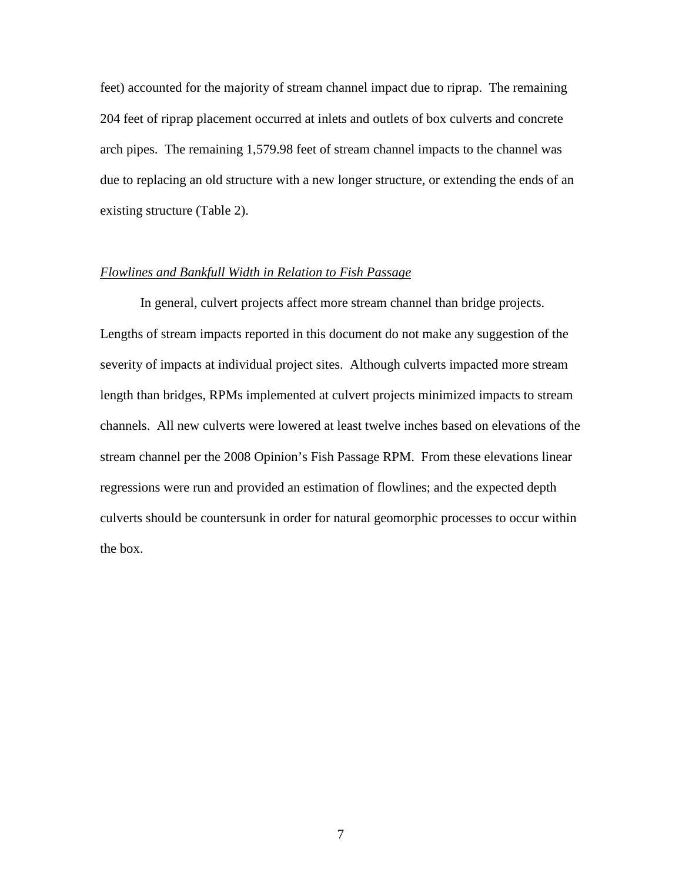feet) accounted for the majority of stream channel impact due to riprap. The remaining 204 feet of riprap placement occurred at inlets and outlets of box culverts and concrete arch pipes. The remaining 1,579.98 feet of stream channel impacts to the channel was due to replacing an old structure with a new longer structure, or extending the ends of an existing structure (Table 2).

*Flowlines and Bankfull Width in Relation to Fish Passage*

In general, culvert projects affect more stream channel than bridge projects. Lengths of stream impacts reported in this document do not make any suggestion of the severity of impacts at individual project sites. Although culverts impacted more stream length than bridges, RPMs implemented at culvert projects minimized impacts to stream channels. All new culverts were lowered at least twelve inches based on elevations of the stream channel per the 2008 Opinion's Fish Passage RPM. From these elevations linear regressions were run and provided an estimation of flowlines; and the expected depth culverts should be countersunk in order for natural geomorphic processes to occur within the box.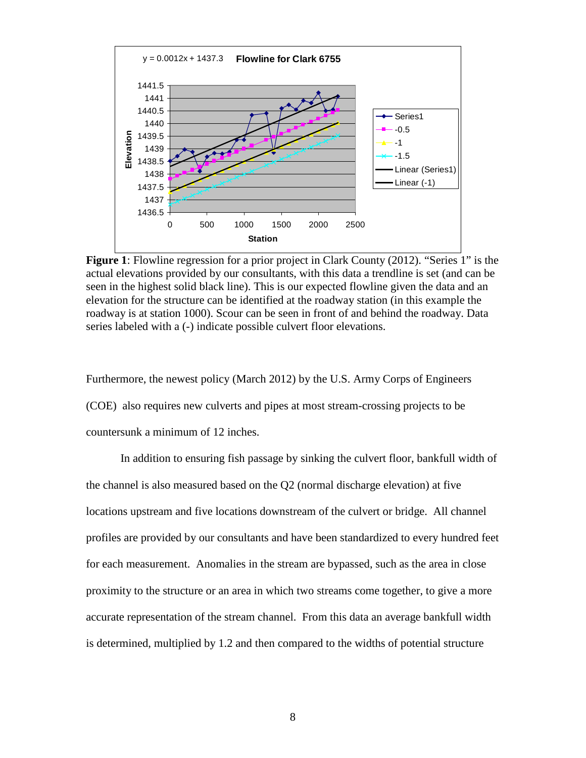**Figure 1**: Flowline regression for a prior project in Clark County (2012). “Series 1” is the actual elevations provided by our consultants, with this data a trendline is set (and can be seen in the highest solid black line). This is our expected flowline given the data and an elevation for the structure can be identified at the roadway station (in this example the roadway is at station 1000). Scour can be seen in front of and behind the roadway. Data series labeled with a (-) indicate possible culvert floor elevations.

Furthermore, the newest policy (March 2012) by the U.S. Army Corps of Engineers (COE) also requires new culverts and pipes at most stream-crossing projects to be countersunk a minimum of 12 inches.

In addition to ensuring fish passage by sinking the culvert floor, bankfull width of the channel is also measured based on the Q2 (normal discharge elevation) at five locations upstream and five locations downstream of the culvert or bridge. All channel profiles are provided by our consultants and have been standardized to every hundred feet for each measurement. Anomalies in the stream are bypassed, such as the area in close proximity to the structure or an area in which two streams come together, to give a more accurate representation of the stream channel. From this data an average bankfull width is determined, multiplied by 1.2 and then compared to the widths of potential structure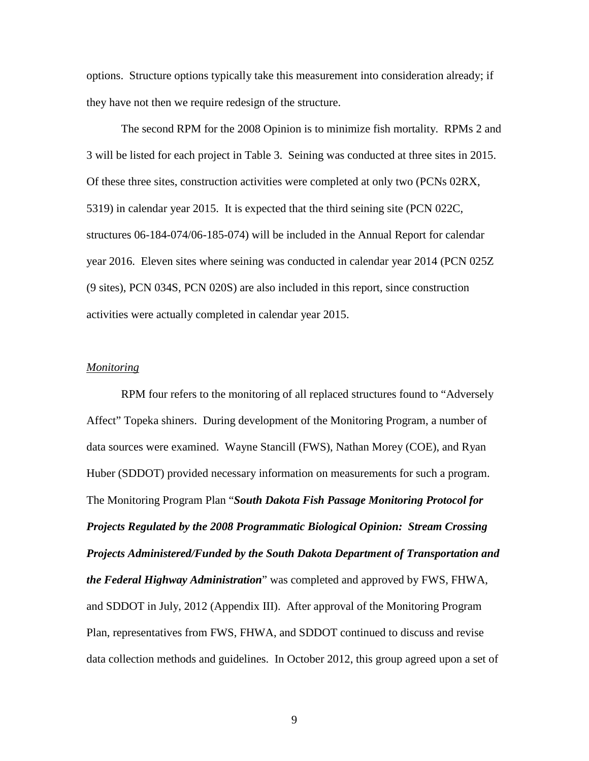options. Structure options typically take this measurement into consideration already; if they have not then we require redesign of the structure.

The second RPM for the 2008 Opinion is to minimize fish mortality. RPMs 2 and 3 will be listed for each project in Table 3. Seining was conducted at three sites in 2015. Of these three sites, construction activities were completed at only two (PCNs 02RX, 5319) in calendar year 2015. It is expected that the third seining site (PCN 022C, structures 06-184-074/06-185-074) will be included in the Annual Report for calendar year 2016. Eleven sites where seining was conducted in calendar year 2014 (PCN 025Z (9 sites), PCN 034S, PCN 020S) are also included in this report, since construction activities were actually completed in calendar year 2015.

*Monitoring*

RPM four refers to the monitoring of all replaced structures found to "Adversely Affect" Topeka shiners. During development of the Monitoring Program, a number of data sources were examined. Wayne Stancill (FWS), Nathan Morey (COE), and Ryan Huber (SDDOT) provided necessary information on measurements for such a program. The Monitoring Program Plan "***South Dakota Fish Passage Monitoring Protocol for Projects Regulated by the 2008 Programmatic Biological Opinion: Stream Crossing Projects Administered/Funded by the South Dakota Department of Transportation and the Federal Highway Administration***" was completed and approved by FWS, FHWA, and SDDOT in July, 2012 (Appendix III). After approval of the Monitoring Program Plan, representatives from FWS, FHWA, and SDDOT continued to discuss and revise data collection methods and guidelines. In October 2012, this group agreed upon a set of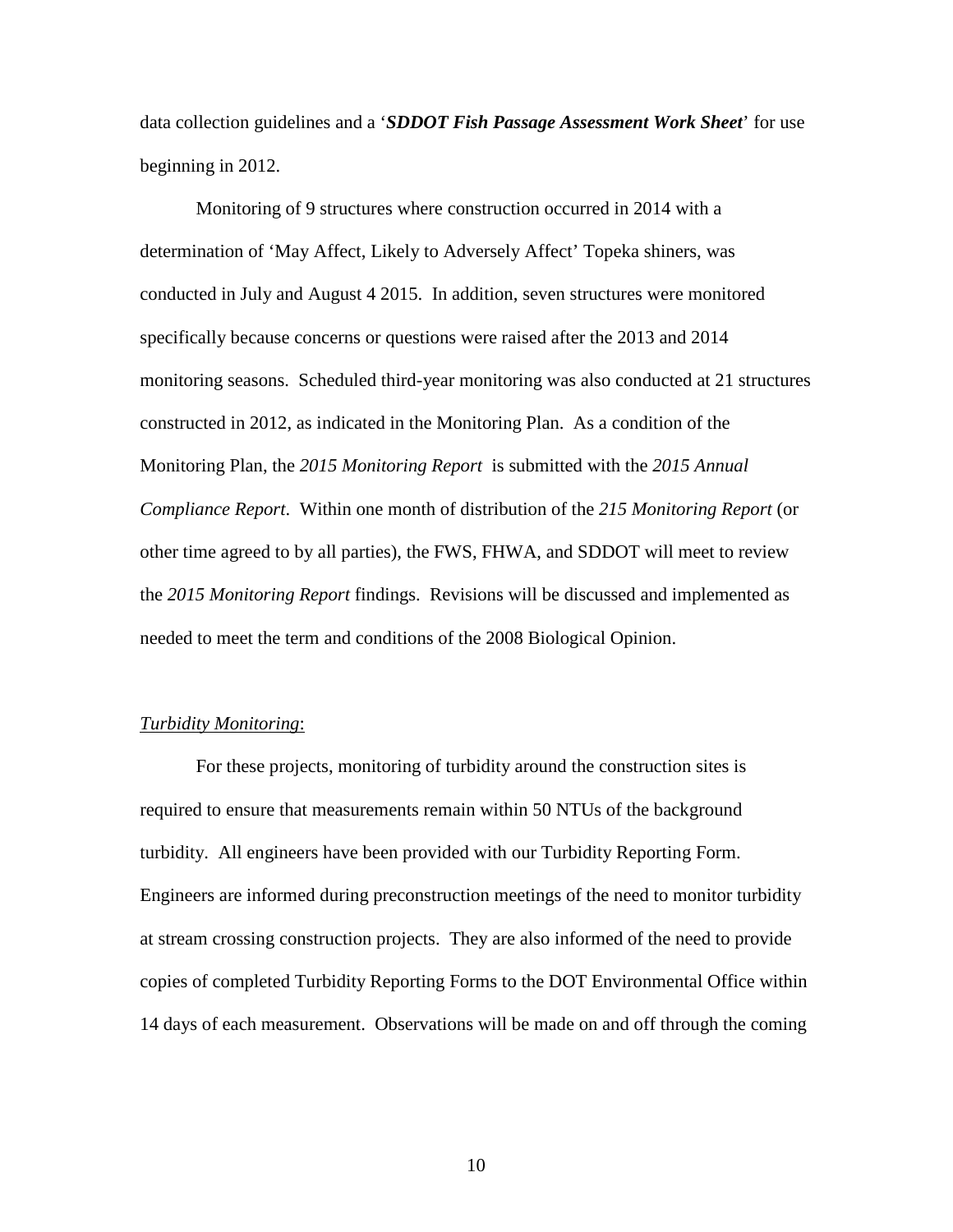data collection guidelines and a '***SDDOT Fish Passage Assessment Work Sheet***' for use beginning in 2012.

Monitoring of 9 structures where construction occurred in 2014 with a determination of 'May Affect, Likely to Adversely Affect' Topeka shiners, was conducted in July and August 4 2015. In addition, seven structures were monitored specifically because concerns or questions were raised after the 2013 and 2014 monitoring seasons. Scheduled third-year monitoring was also conducted at 21 structures constructed in 2012, as indicated in the Monitoring Plan. As a condition of the Monitoring Plan, the *2015 Monitoring Report* is submitted with the *2015 Annual Compliance Report*. Within one month of distribution of the *215 Monitoring Report* (or other time agreed to by all parties), the FWS, FHWA, and SDDOT will meet to review the *2015 Monitoring Report* findings. Revisions will be discussed and implemented as needed to meet the term and conditions of the 2008 Biological Opinion.

<u>*Turbidity Monitoring*:</u>

For these projects, monitoring of turbidity around the construction sites is required to ensure that measurements remain within 50 NTUs of the background turbidity. All engineers have been provided with our Turbidity Reporting Form. Engineers are informed during preconstruction meetings of the need to monitor turbidity at stream crossing construction projects. They are also informed of the need to provide copies of completed Turbidity Reporting Forms to the DOT Environmental Office within 14 days of each measurement. Observations will be made on and off through the coming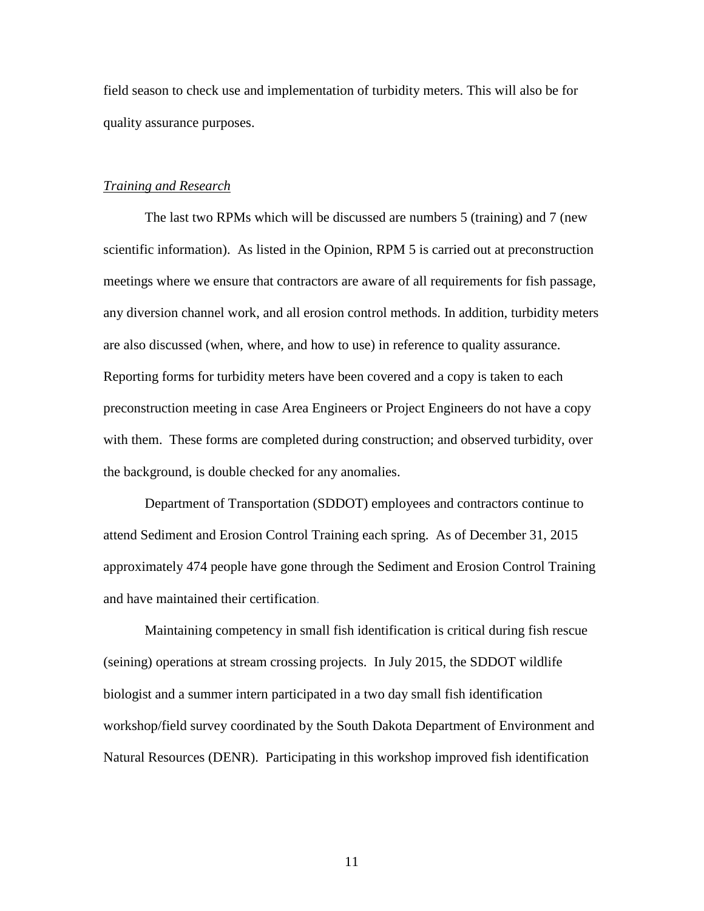field season to check use and implementation of turbidity meters. This will also be for quality assurance purposes.

*Training and Research*

The last two RPMs which will be discussed are numbers 5 (training) and 7 (new scientific information). As listed in the Opinion, RPM 5 is carried out at preconstruction meetings where we ensure that contractors are aware of all requirements for fish passage, any diversion channel work, and all erosion control methods. In addition, turbidity meters are also discussed (when, where, and how to use) in reference to quality assurance. Reporting forms for turbidity meters have been covered and a copy is taken to each preconstruction meeting in case Area Engineers or Project Engineers do not have a copy with them. These forms are completed during construction; and observed turbidity, over the background, is double checked for any anomalies.

Department of Transportation (SDDOT) employees and contractors continue to attend Sediment and Erosion Control Training each spring. As of December 31, 2015 approximately 474 people have gone through the Sediment and Erosion Control Training and have maintained their certification.

Maintaining competency in small fish identification is critical during fish rescue (seining) operations at stream crossing projects. In July 2015, the SDDOT wildlife biologist and a summer intern participated in a two day small fish identification workshop/field survey coordinated by the South Dakota Department of Environment and Natural Resources (DENR). Participating in this workshop improved fish identification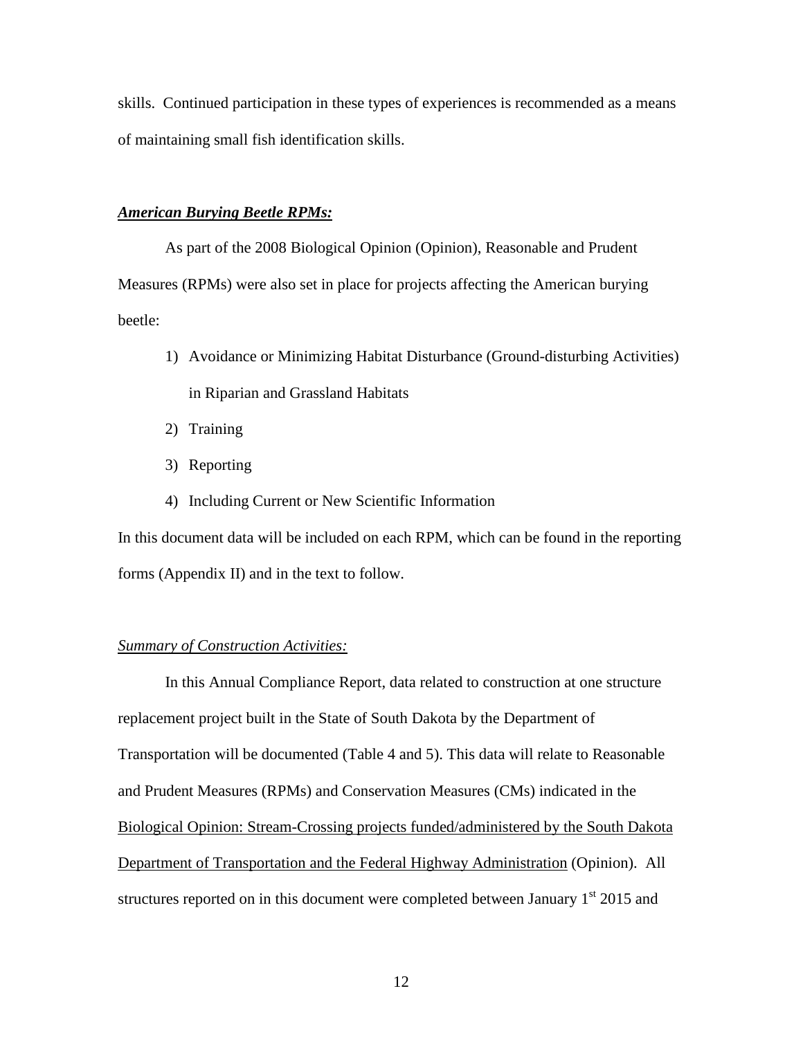skills. Continued participation in these types of experiences is recommended as a means of maintaining small fish identification skills.

***American Burying Beetle RPMs:***

As part of the 2008 Biological Opinion (Opinion), Reasonable and Prudent Measures (RPMs) were also set in place for projects affecting the American burying beetle:

1) Avoidance or Minimizing Habitat Disturbance (Ground-disturbing Activities) in Riparian and Grassland Habitats
2) Training
3) Reporting
4) Including Current or New Scientific Information

In this document data will be included on each RPM, which can be found in the reporting forms (Appendix II) and in the text to follow.

*Summary of Construction Activities:*

In this Annual Compliance Report, data related to construction at one structure replacement project built in the State of South Dakota by the Department of Transportation will be documented (Table 4 and 5). This data will relate to Reasonable and Prudent Measures (RPMs) and Conservation Measures (CMs) indicated in the Biological Opinion: Stream-Crossing projects funded/administered by the South Dakota Department of Transportation and the Federal Highway Administration (Opinion). All structures reported on in this document were completed between January 1st 2015 and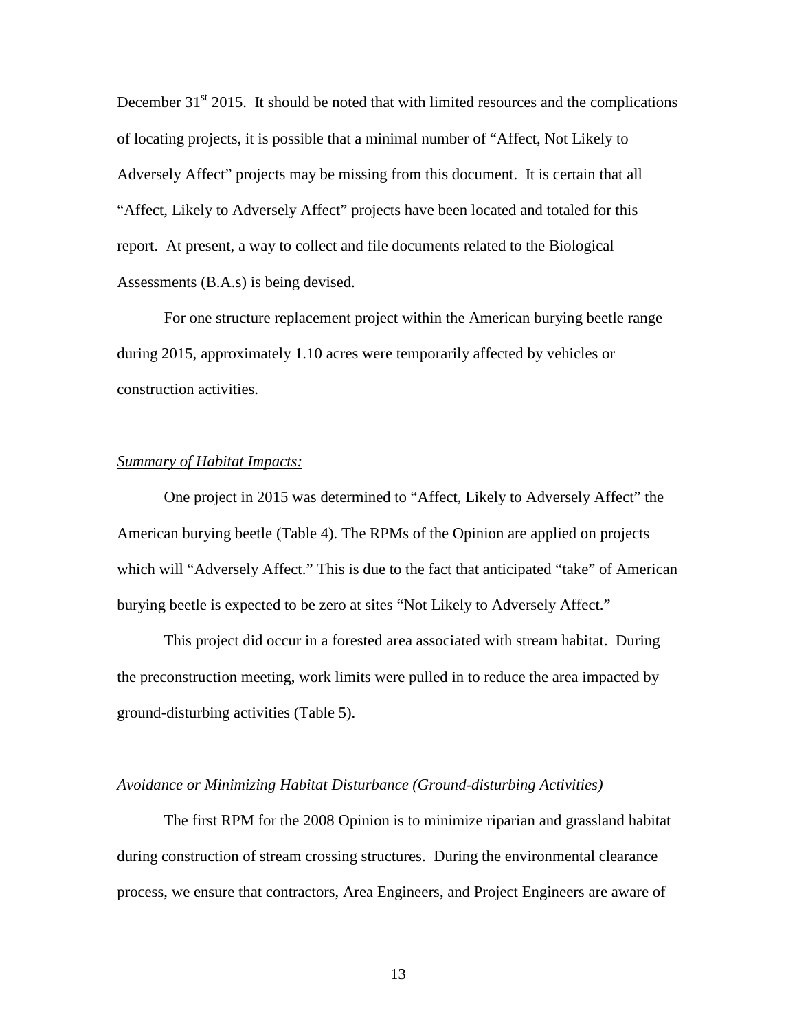December 31st 2015. It should be noted that with limited resources and the complications of locating projects, it is possible that a minimal number of "Affect, Not Likely to Adversely Affect" projects may be missing from this document. It is certain that all "Affect, Likely to Adversely Affect" projects have been located and totaled for this report. At present, a way to collect and file documents related to the Biological Assessments (B.A.s) is being devised.

For one structure replacement project within the American burying beetle range during 2015, approximately 1.10 acres were temporarily affected by vehicles or construction activities.

*Summary of Habitat Impacts:*

One project in 2015 was determined to "Affect, Likely to Adversely Affect" the American burying beetle (Table 4). The RPMs of the Opinion are applied on projects which will "Adversely Affect." This is due to the fact that anticipated "take" of American burying beetle is expected to be zero at sites "Not Likely to Adversely Affect."

This project did occur in a forested area associated with stream habitat. During the preconstruction meeting, work limits were pulled in to reduce the area impacted by ground-disturbing activities (Table 5).

*Avoidance or Minimizing Habitat Disturbance (Ground-disturbing Activities)*

The first RPM for the 2008 Opinion is to minimize riparian and grassland habitat during construction of stream crossing structures. During the environmental clearance process, we ensure that contractors, Area Engineers, and Project Engineers are aware of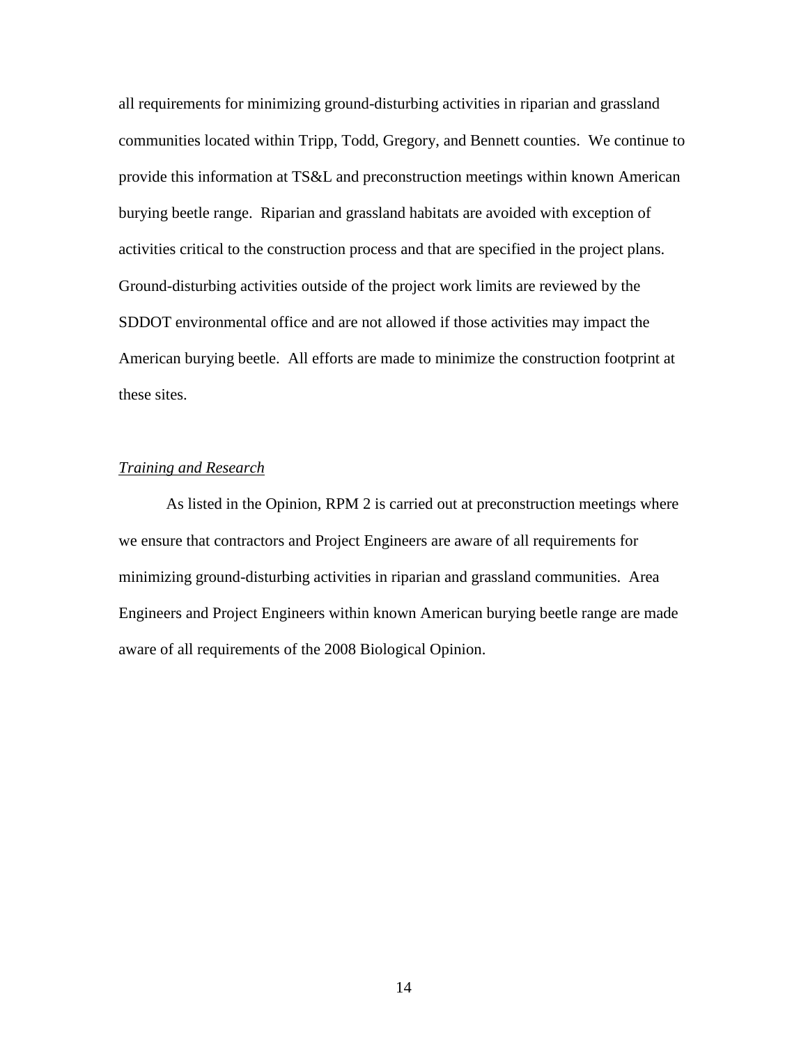all requirements for minimizing ground-disturbing activities in riparian and grassland communities located within Tripp, Todd, Gregory, and Bennett counties. We continue to provide this information at TS&L and preconstruction meetings within known American burying beetle range. Riparian and grassland habitats are avoided with exception of activities critical to the construction process and that are specified in the project plans. Ground-disturbing activities outside of the project work limits are reviewed by the SDDOT environmental office and are not allowed if those activities may impact the American burying beetle. All efforts are made to minimize the construction footprint at these sites.

*Training and Research*

As listed in the Opinion, RPM 2 is carried out at preconstruction meetings where we ensure that contractors and Project Engineers are aware of all requirements for minimizing ground-disturbing activities in riparian and grassland communities. Area Engineers and Project Engineers within known American burying beetle range are made aware of all requirements of the 2008 Biological Opinion.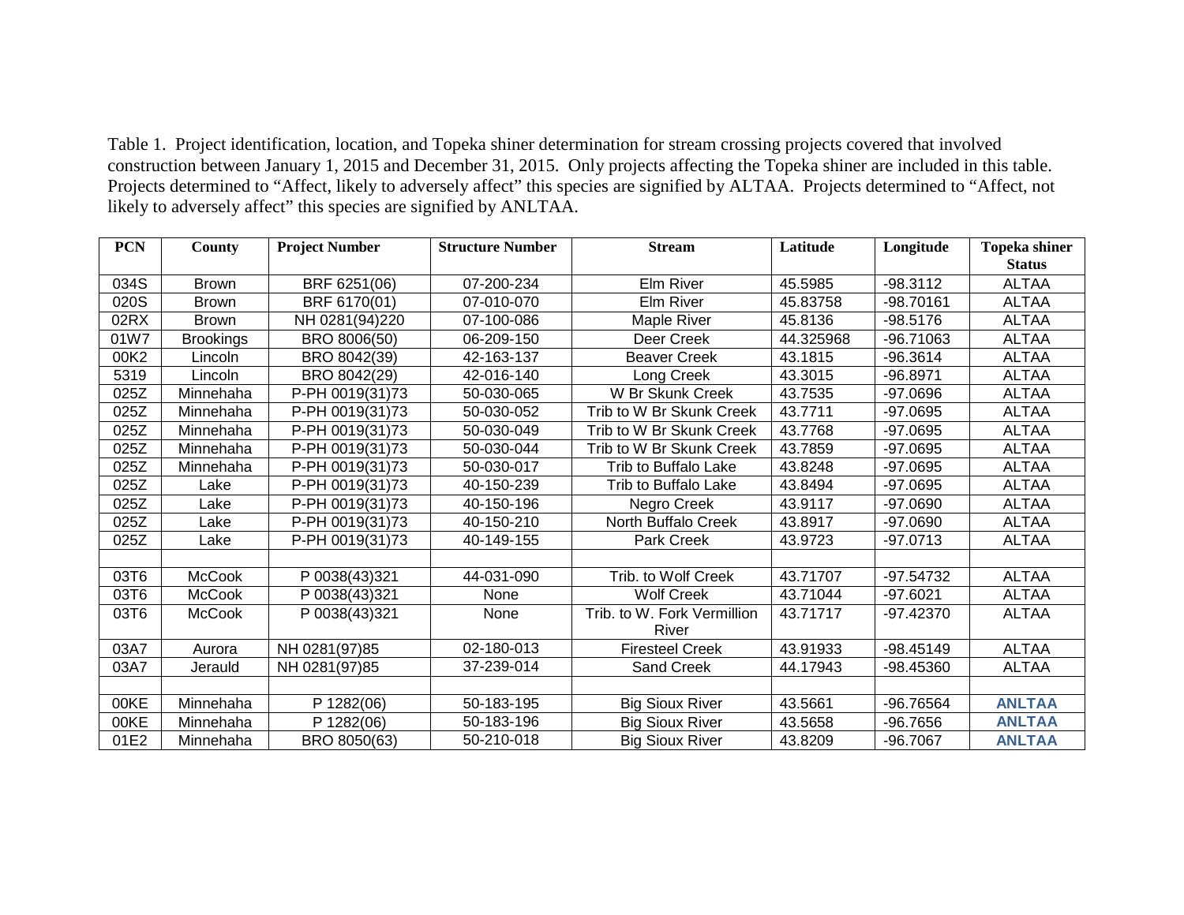Table 1. Project identification, location, and Topeka shiner determination for stream crossing projects covered that involved construction between January 1, 2015 and December 31, 2015. Only projects affecting the Topeka shiner are included in this table. Projects determined to "Affect, likely to adversely affect" this species are signified by ALTAA. Projects determined to "Affect, not likely to adversely affect" this species are signified by ANLTAA.

| PCN | County | Project Number | Structure Number | Stream | Latitude | Longitude | Topeka shiner Status |
|---|---|---|---|---|---|---|---|
| 034S | Brown | BRF 6251(06) | 07-200-234 | Elm River | 45.5985 | -98.3112 | ALTAA |
| 020S | Brown | BRF 6170(01) | 07-010-070 | Elm River | 45.83758 | -98.70161 | ALTAA |
| 02RX | Brown | NH 0281(94)220 | 07-100-086 | Maple River | 45.8136 | -98.5176 | ALTAA |
| 01W7 | Brookings | BRO 8006(50) | 06-209-150 | Deer Creek | 44.325968 | -96.71063 | ALTAA |
| 00K2 | Lincoln | BRO 8042(39) | 42-163-137 | Beaver Creek | 43.1815 | -96.3614 | ALTAA |
| 5319 | Lincoln | BRO 8042(29) | 42-016-140 | Long Creek | 43.3015 | -96.8971 | ALTAA |
| 025Z | Minnehaha | P-PH 0019(31)73 | 50-030-065 | W Br Skunk Creek | 43.7535 | -97.0696 | ALTAA |
| 025Z | Minnehaha | P-PH 0019(31)73 | 50-030-052 | Trib to W Br Skunk Creek | 43.7711 | -97.0695 | ALTAA |
| 025Z | Minnehaha | P-PH 0019(31)73 | 50-030-049 | Trib to W Br Skunk Creek | 43.7768 | -97.0695 | ALTAA |
| 025Z | Minnehaha | P-PH 0019(31)73 | 50-030-044 | Trib to W Br Skunk Creek | 43.7859 | -97.0695 | ALTAA |
| 025Z | Minnehaha | P-PH 0019(31)73 | 50-030-017 | Trib to Buffalo Lake | 43.8248 | -97.0695 | ALTAA |
| 025Z | Lake | P-PH 0019(31)73 | 40-150-239 | Trib to Buffalo Lake | 43.8494 | -97.0695 | ALTAA |
| 025Z | Lake | P-PH 0019(31)73 | 40-150-196 | Negro Creek | 43.9117 | -97.0690 | ALTAA |
| 025Z | Lake | P-PH 0019(31)73 | 40-150-210 | North Buffalo Creek | 43.8917 | -97.0690 | ALTAA |
| 025Z | Lake | P-PH 0019(31)73 | 40-149-155 | Park Creek | 43.9723 | -97.0713 | ALTAA |
| | | | | | | | |
| 03T6 | McCook | P 0038(43)321 | 44-031-090 | Trib. to Wolf Creek | 43.71707 | -97.54732 | ALTAA |
| 03T6 | McCook | P 0038(43)321 | None | Wolf Creek | 43.71044 | -97.6021 | ALTAA |
| 03T6 | McCook | P 0038(43)321 | None | Trib. to W. Fork Vermillion River | 43.71717 | -97.42370 | ALTAA |
| 03A7 | Aurora | NH 0281(97)85 | 02-180-013 | Firesteel Creek | 43.91933 | -98.45149 | ALTAA |
| 03A7 | Jerauld | NH 0281(97)85 | 37-239-014 | Sand Creek | 44.17943 | -98.45360 | ALTAA |
| | | | | | | | |
| 00KE | Minnehaha | P 1282(06) | 50-183-195 | Big Sioux River | 43.5661 | -96.76564 | **ANLTAA** |
| 00KE | Minnehaha | P 1282(06) | 50-183-196 | Big Sioux River | 43.5658 | -96.7656 | **ANLTAA** |
| 01E2 | Minnehaha | BRO 8050(63) | 50-210-018 | Big Sioux River | 43.8209 | -96.7067 | **ANLTAA** |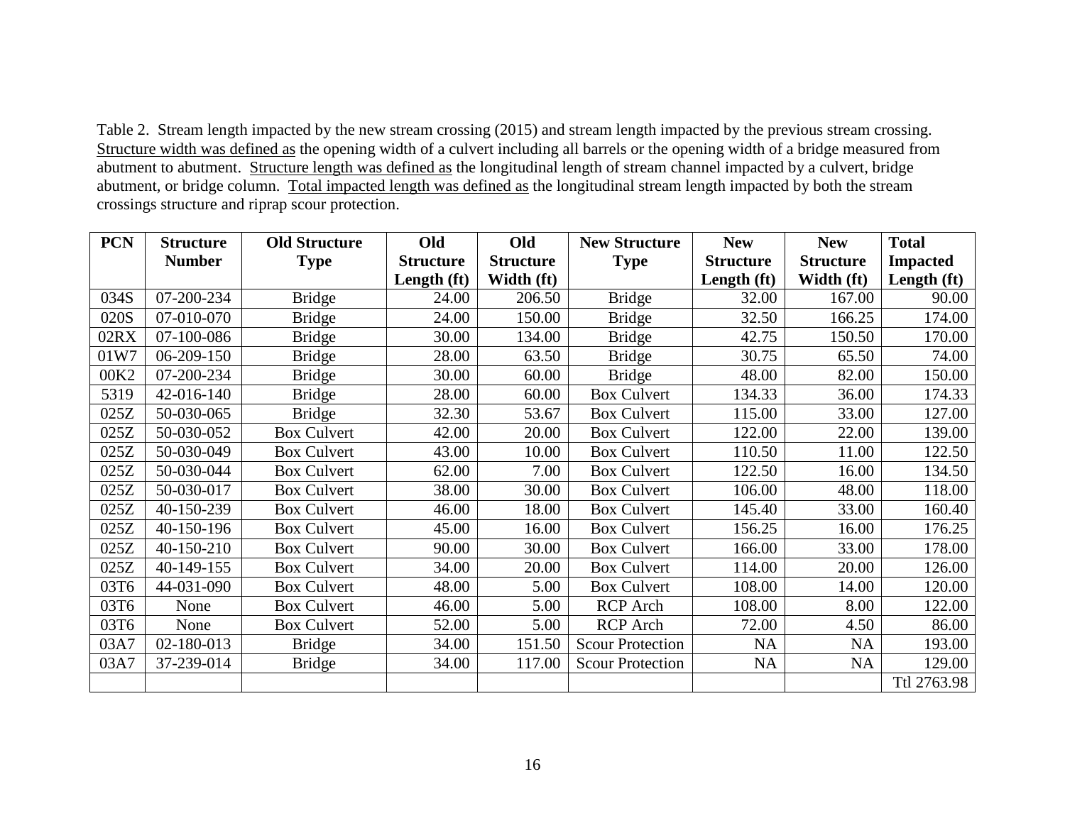Table 2. Stream length impacted by the new stream crossing (2015) and stream length impacted by the previous stream crossing. Structure width was defined as the opening width of a culvert including all barrels or the opening width of a bridge measured from abutment to abutment. Structure length was defined as the longitudinal length of stream channel impacted by a culvert, bridge abutment, or bridge column. Total impacted length was defined as the longitudinal stream length impacted by both the stream crossings structure and riprap scour protection.

| PCN | Structure Number | Old Structure Type | Old Structure Length (ft) | Old Structure Width (ft) | New Structure Type | New Structure Length (ft) | New Structure Width (ft) | Total Impacted Length (ft) |
|---|---|---|---|---|---|---|---|---|
| 034S | 07-200-234 | Bridge | 24.00 | 206.50 | Bridge | 32.00 | 167.00 | 90.00 |
| 020S | 07-010-070 | Bridge | 24.00 | 150.00 | Bridge | 32.50 | 166.25 | 174.00 |
| 02RX | 07-100-086 | Bridge | 30.00 | 134.00 | Bridge | 42.75 | 150.50 | 170.00 |
| 01W7 | 06-209-150 | Bridge | 28.00 | 63.50 | Bridge | 30.75 | 65.50 | 74.00 |
| 00K2 | 07-200-234 | Bridge | 30.00 | 60.00 | Bridge | 48.00 | 82.00 | 150.00 |
| 5319 | 42-016-140 | Bridge | 28.00 | 60.00 | Box Culvert | 134.33 | 36.00 | 174.33 |
| 025Z | 50-030-065 | Bridge | 32.30 | 53.67 | Box Culvert | 115.00 | 33.00 | 127.00 |
| 025Z | 50-030-052 | Box Culvert | 42.00 | 20.00 | Box Culvert | 122.00 | 22.00 | 139.00 |
| 025Z | 50-030-049 | Box Culvert | 43.00 | 10.00 | Box Culvert | 110.50 | 11.00 | 122.50 |
| 025Z | 50-030-044 | Box Culvert | 62.00 | 7.00 | Box Culvert | 122.50 | 16.00 | 134.50 |
| 025Z | 50-030-017 | Box Culvert | 38.00 | 30.00 | Box Culvert | 106.00 | 48.00 | 118.00 |
| 025Z | 40-150-239 | Box Culvert | 46.00 | 18.00 | Box Culvert | 145.40 | 33.00 | 160.40 |
| 025Z | 40-150-196 | Box Culvert | 45.00 | 16.00 | Box Culvert | 156.25 | 16.00 | 176.25 |
| 025Z | 40-150-210 | Box Culvert | 90.00 | 30.00 | Box Culvert | 166.00 | 33.00 | 178.00 |
| 025Z | 40-149-155 | Box Culvert | 34.00 | 20.00 | Box Culvert | 114.00 | 20.00 | 126.00 |
| 03T6 | 44-031-090 | Box Culvert | 48.00 | 5.00 | Box Culvert | 108.00 | 14.00 | 120.00 |
| 03T6 | None | Box Culvert | 46.00 | 5.00 | RCP Arch | 108.00 | 8.00 | 122.00 |
| 03T6 | None | Box Culvert | 52.00 | 5.00 | RCP Arch | 72.00 | 4.50 | 86.00 |
| 03A7 | 02-180-013 | Bridge | 34.00 | 151.50 | Scour Protection | NA | NA | 193.00 |
| 03A7 | 37-239-014 | Bridge | 34.00 | 117.00 | Scour Protection | NA | NA | 129.00 |
| | | | | | | | | Ttl 2763.98 |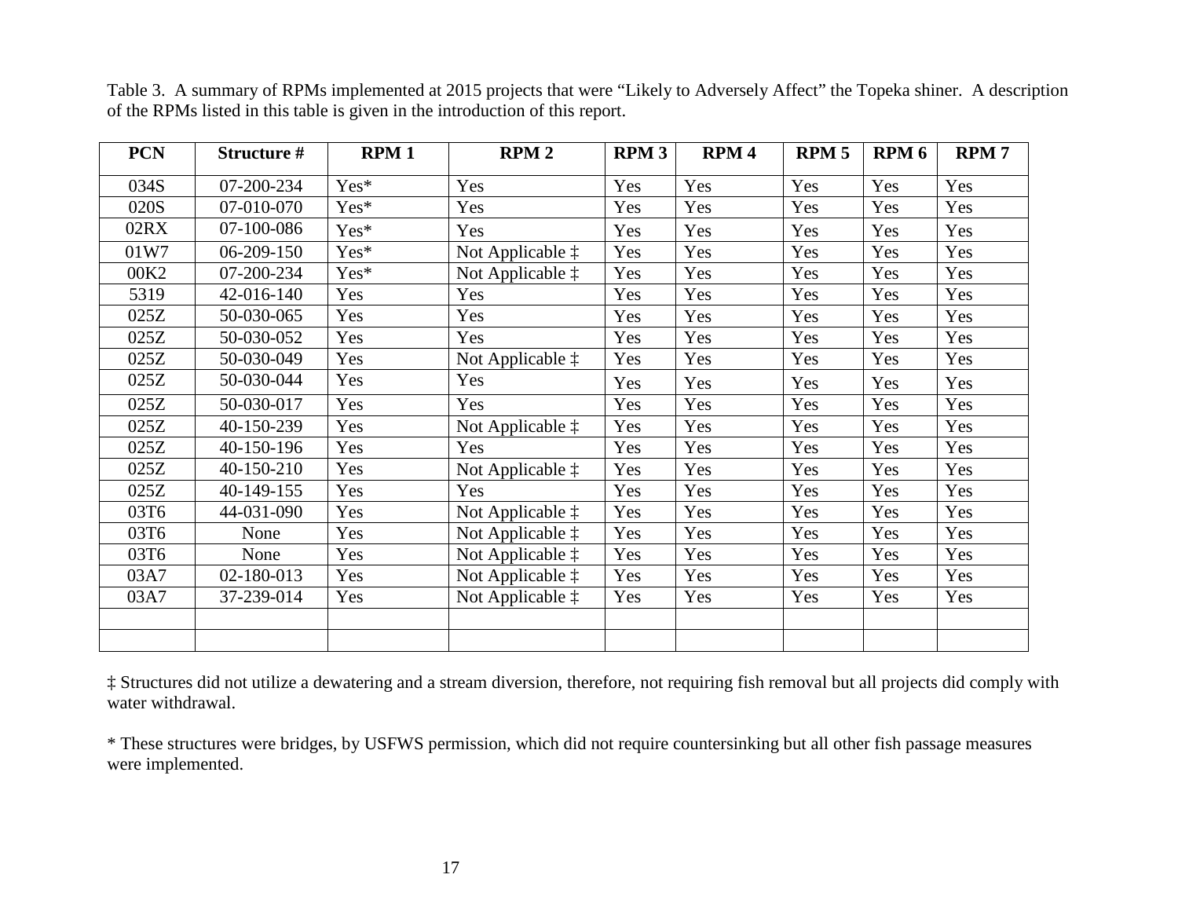Table 3. A summary of RPMs implemented at 2015 projects that were "Likely to Adversely Affect" the Topeka shiner. A description of the RPMs listed in this table is given in the introduction of this report.

| PCN | Structure # | RPM 1 | RPM 2 | RPM 3 | RPM 4 | RPM 5 | RPM 6 | RPM 7 |
|---|---|---|---|---|---|---|---|---|
| 034S | 07-200-234 | Yes* | Yes | Yes | Yes | Yes | Yes | Yes |
| 020S | 07-010-070 | Yes* | Yes | Yes | Yes | Yes | Yes | Yes |
| 02RX | 07-100-086 | Yes* | Yes | Yes | Yes | Yes | Yes | Yes |
| 01W7 | 06-209-150 | Yes* | Not Applicable ‡ | Yes | Yes | Yes | Yes | Yes |
| 00K2 | 07-200-234 | Yes* | Not Applicable ‡ | Yes | Yes | Yes | Yes | Yes |
| 5319 | 42-016-140 | Yes | Yes | Yes | Yes | Yes | Yes | Yes |
| 025Z | 50-030-065 | Yes | Yes | Yes | Yes | Yes | Yes | Yes |
| 025Z | 50-030-052 | Yes | Yes | Yes | Yes | Yes | Yes | Yes |
| 025Z | 50-030-049 | Yes | Not Applicable ‡ | Yes | Yes | Yes | Yes | Yes |
| 025Z | 50-030-044 | Yes | Yes | Yes | Yes | Yes | Yes | Yes |
| 025Z | 50-030-017 | Yes | Yes | Yes | Yes | Yes | Yes | Yes |
| 025Z | 40-150-239 | Yes | Not Applicable ‡ | Yes | Yes | Yes | Yes | Yes |
| 025Z | 40-150-196 | Yes | Yes | Yes | Yes | Yes | Yes | Yes |
| 025Z | 40-150-210 | Yes | Not Applicable ‡ | Yes | Yes | Yes | Yes | Yes |
| 025Z | 40-149-155 | Yes | Yes | Yes | Yes | Yes | Yes | Yes |
| 03T6 | 44-031-090 | Yes | Not Applicable ‡ | Yes | Yes | Yes | Yes | Yes |
| 03T6 | None | Yes | Not Applicable ‡ | Yes | Yes | Yes | Yes | Yes |
| 03T6 | None | Yes | Not Applicable ‡ | Yes | Yes | Yes | Yes | Yes |
| 03A7 | 02-180-013 | Yes | Not Applicable ‡ | Yes | Yes | Yes | Yes | Yes |
| 03A7 | 37-239-014 | Yes | Not Applicable ‡ | Yes | Yes | Yes | Yes | Yes |
| | | | | | | | | |
| | | | | | | | | |

‡ Structures did not utilize a dewatering and a stream diversion, therefore, not requiring fish removal but all projects did comply with water withdrawal.

* These structures were bridges, by USFWS permission, which did not require countersinking but all other fish passage measures were implemented.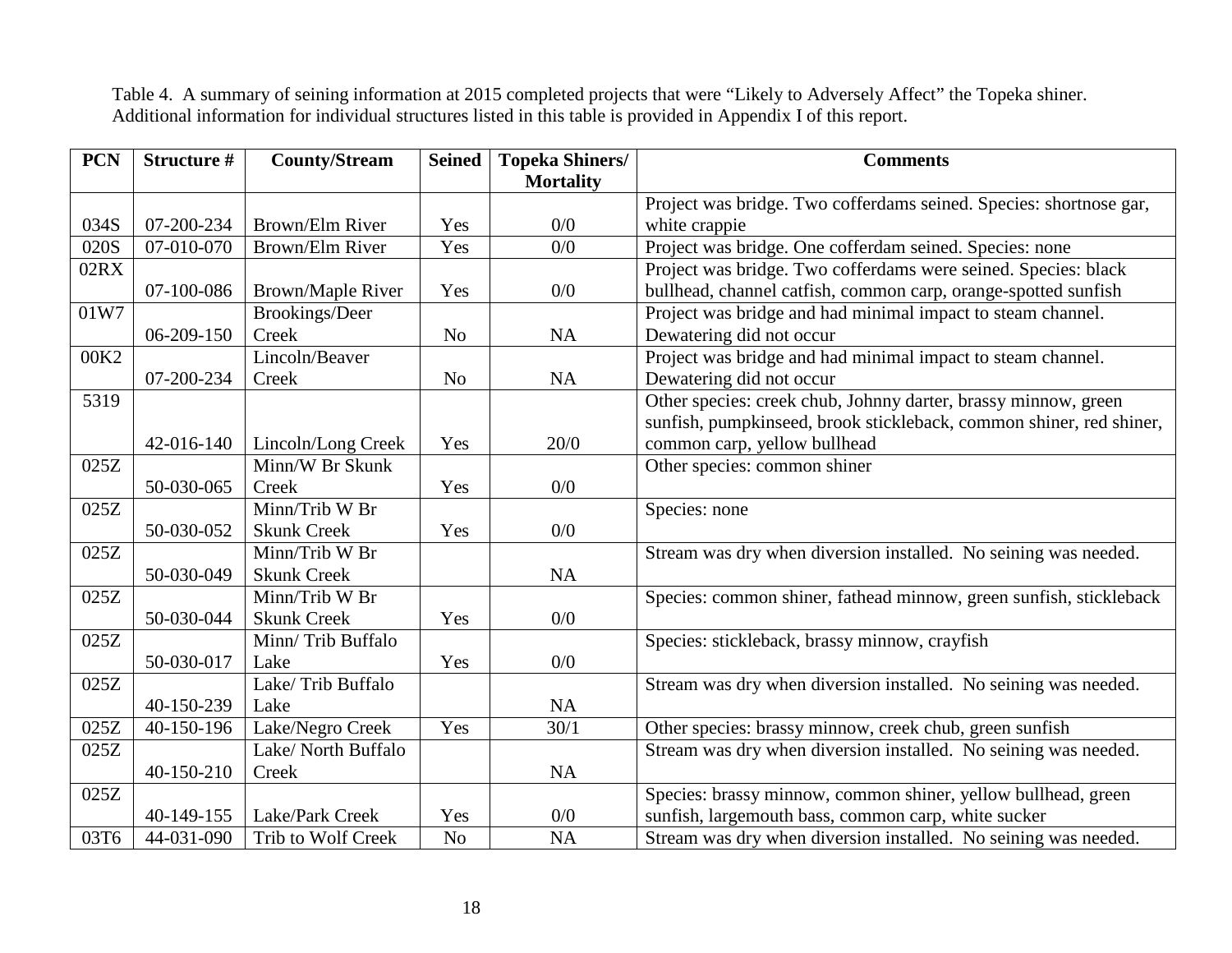Table 4. A summary of seining information at 2015 completed projects that were "Likely to Adversely Affect" the Topeka shiner. Additional information for individual structures listed in this table is provided in Appendix I of this report.

| PCN | Structure # | County/Stream | Seined | Topeka Shiners/ Mortality | Comments |
|---|---|---|---|---|---|
| 034S | 07-200-234 | Brown/Elm River | Yes | 0/0 | Project was bridge. Two cofferdams seined. Species: shortnose gar, white crappie |
| 020S | 07-010-070 | Brown/Elm River | Yes | 0/0 | Project was bridge. One cofferdam seined. Species: none |
| 02RX | 07-100-086 | Brown/Maple River | Yes | 0/0 | Project was bridge. Two cofferdams were seined. Species: black bullhead, channel catfish, common carp, orange-spotted sunfish |
| 01W7 | 06-209-150 | Brookings/Deer Creek | No | NA | Project was bridge and had minimal impact to steam channel. Dewatering did not occur |
| 00K2 | 07-200-234 | Lincoln/Beaver Creek | No | NA | Project was bridge and had minimal impact to steam channel. Dewatering did not occur |
| 5319 | 42-016-140 | Lincoln/Long Creek | Yes | 20/0 | Other species: creek chub, Johnny darter, brassy minnow, green sunfish, pumpkinseed, brook stickleback, common shiner, red shiner, common carp, yellow bullhead |
| 025Z | 50-030-065 | Minn/W Br Skunk Creek | Yes | 0/0 | Other species: common shiner |
| 025Z | 50-030-052 | Minn/Trib W Br Skunk Creek | Yes | 0/0 | Species: none |
| 025Z | 50-030-049 | Minn/Trib W Br Skunk Creek | | NA | Stream was dry when diversion installed. No seining was needed. |
| 025Z | 50-030-044 | Minn/Trib W Br Skunk Creek | Yes | 0/0 | Species: common shiner, fathead minnow, green sunfish, stickleback |
| 025Z | 50-030-017 | Minn/ Trib Buffalo Lake | Yes | 0/0 | Species: stickleback, brassy minnow, crayfish |
| 025Z | 40-150-239 | Lake/ Trib Buffalo Lake | | NA | Stream was dry when diversion installed. No seining was needed. |
| 025Z | 40-150-196 | Lake/Negro Creek | Yes | 30/1 | Other species: brassy minnow, creek chub, green sunfish |
| 025Z | 40-150-210 | Lake/ North Buffalo Creek | | NA | Stream was dry when diversion installed. No seining was needed. |
| 025Z | 40-149-155 | Lake/Park Creek | Yes | 0/0 | Species: brassy minnow, common shiner, yellow bullhead, green sunfish, largemouth bass, common carp, white sucker |
| 03T6 | 44-031-090 | Trib to Wolf Creek | No | NA | Stream was dry when diversion installed. No seining was needed. |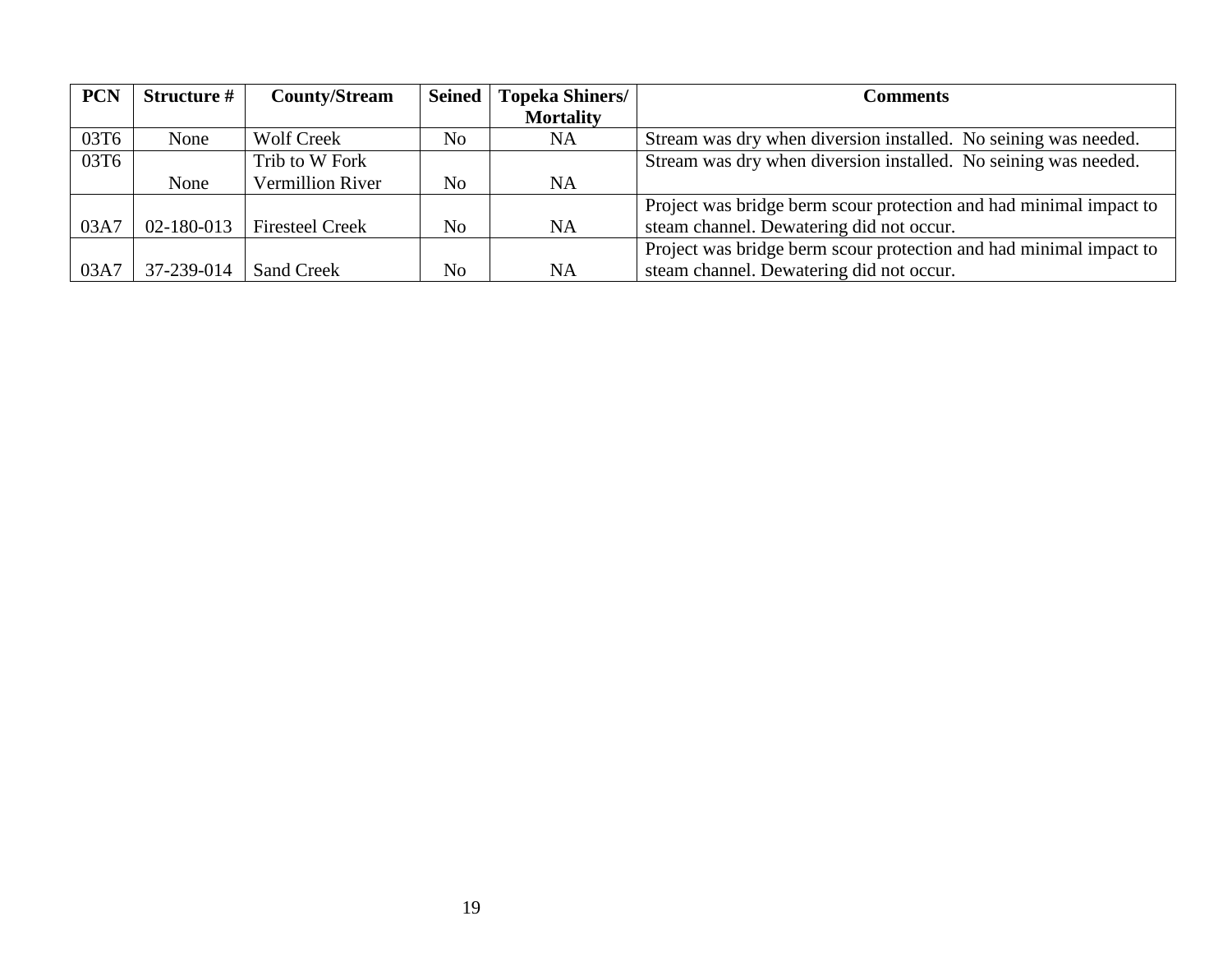| PCN | Structure # | County/Stream | Seined | Topeka Shiners/ Mortality | Comments |
|---|---|---|---|---|---|
| 03T6 | None | Wolf Creek | No | NA | Stream was dry when diversion installed. No seining was needed. |
| 03T6 | None | Trib to W Fork Vermillion River | No | NA | Stream was dry when diversion installed. No seining was needed. |
| 03A7 | 02-180-013 | Firesteel Creek | No | NA | Project was bridge berm scour protection and had minimal impact to steam channel. Dewatering did not occur. |
| 03A7 | 37-239-014 | Sand Creek | No | NA | Project was bridge berm scour protection and had minimal impact to steam channel. Dewatering did not occur. |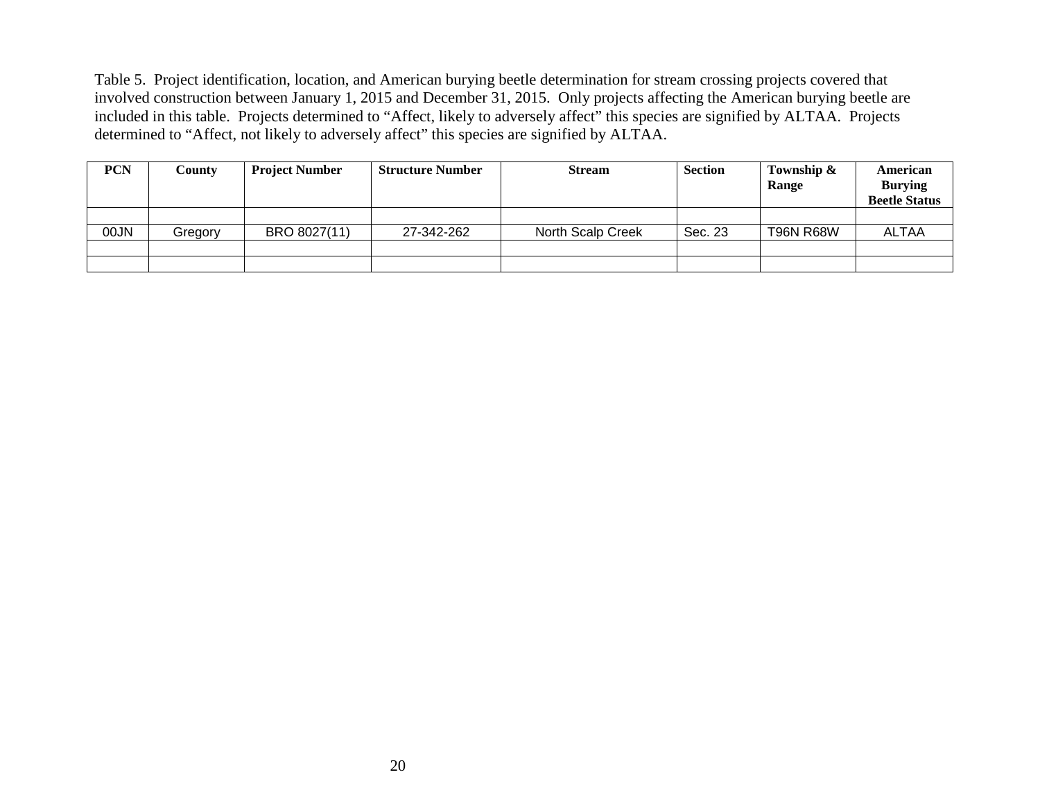Table 5. Project identification, location, and American burying beetle determination for stream crossing projects covered that involved construction between January 1, 2015 and December 31, 2015. Only projects affecting the American burying beetle are included in this table. Projects determined to "Affect, likely to adversely affect" this species are signified by ALTAA. Projects determined to "Affect, not likely to adversely affect" this species are signified by ALTAA.

| PCN | County | Project Number | Structure Number | Stream | Section | Township & Range | American Burying Beetle Status |
|---|---|---|---|---|---|---|---|
| | | | | | | | |
| 00JN | Gregory | BRO 8027(11) | 27-342-262 | North Scalp Creek | Sec. 23 | T96N R68W | ALTAA |
| | | | | | | | |
| | | | | | | | |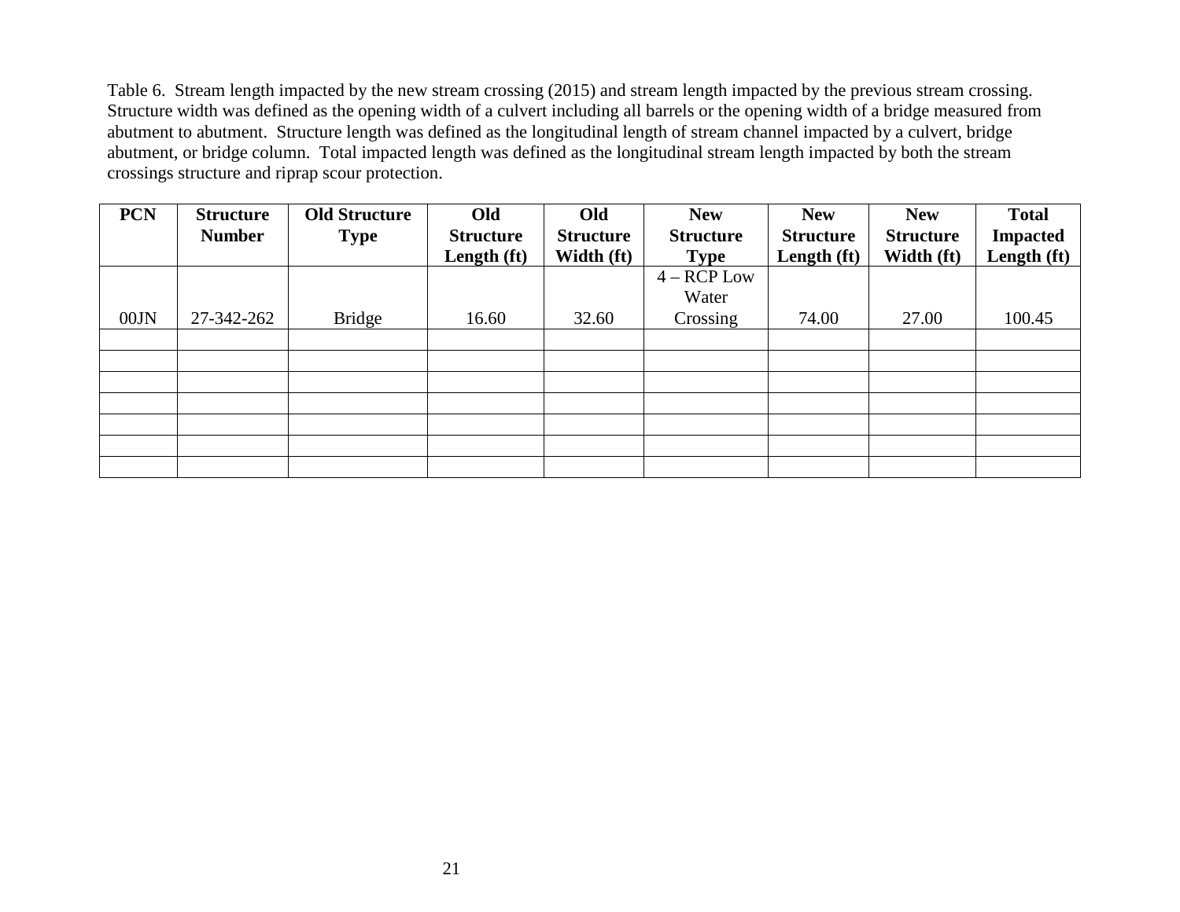Table 6. Stream length impacted by the new stream crossing (2015) and stream length impacted by the previous stream crossing. Structure width was defined as the opening width of a culvert including all barrels or the opening width of a bridge measured from abutment to abutment. Structure length was defined as the longitudinal length of stream channel impacted by a culvert, bridge abutment, or bridge column. Total impacted length was defined as the longitudinal stream length impacted by both the stream crossings structure and riprap scour protection.

| PCN | Structure Number | Old Structure Type | Old Structure Length (ft) | Old Structure Width (ft) | New Structure Type | New Structure Length (ft) | New Structure Width (ft) | Total Impacted Length (ft) |
|---|---|---|---|---|---|---|---|---|
| 00JN | 27-342-262 | Bridge | 16.60 | 32.60 | 4 – RCP Low Water Crossing | 74.00 | 27.00 | 100.45 |
| | | | | | | | | |
| | | | | | | | | |
| | | | | | | | | |
| | | | | | | | | |
| | | | | | | | | |
| | | | | | | | | |
| | | | | | | | | |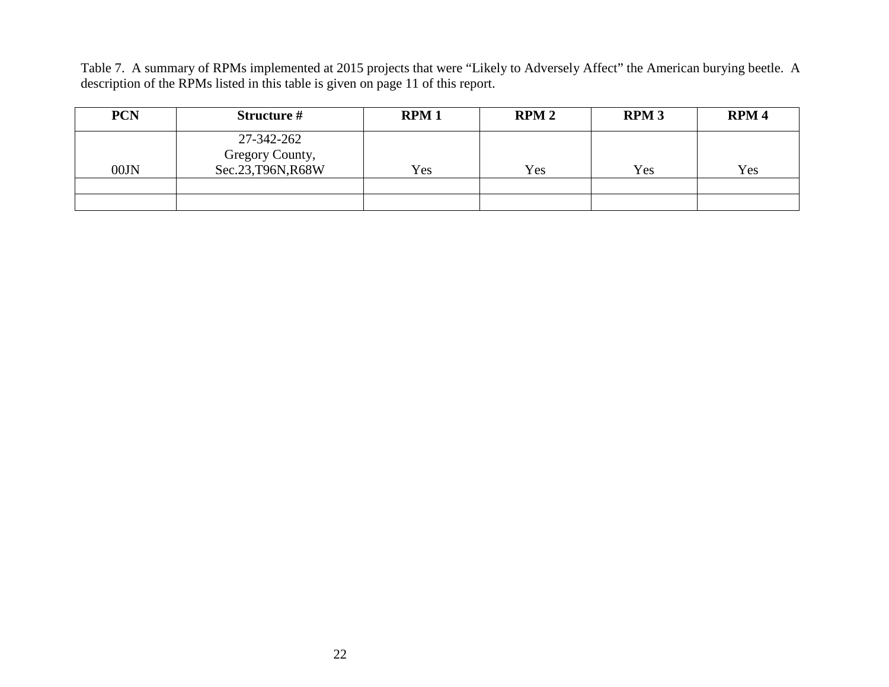Table 7. A summary of RPMs implemented at 2015 projects that were "Likely to Adversely Affect" the American burying beetle. A description of the RPMs listed in this table is given on page 11 of this report.

| PCN | Structure # | RPM 1 | RPM 2 | RPM 3 | RPM 4 |
|---|---|---|---|---|---|
| 00JN | 27-342-262 Gregory County, Sec.23,T96N,R68W | Yes | Yes | Yes | Yes |
| | | | | | |
| | | | | | |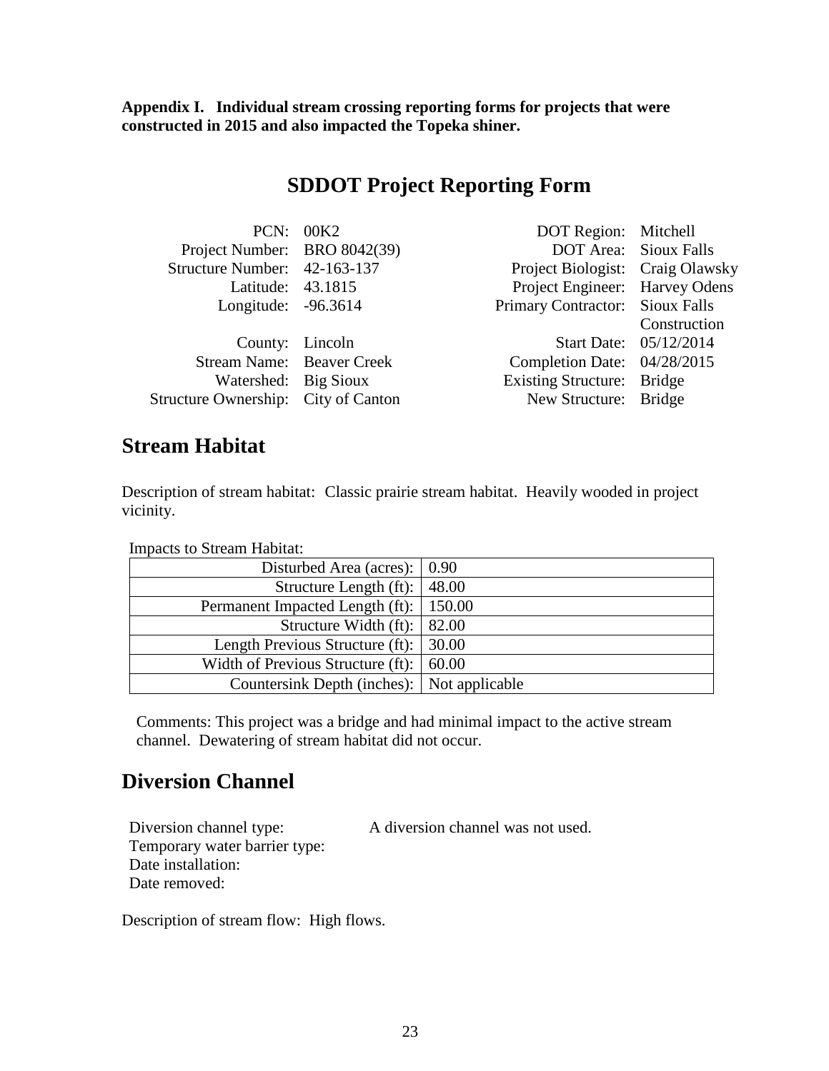**Appendix I. Individual stream crossing reporting forms for projects that were constructed in 2015 and also impacted the Topeka shiner.**

# SDDOT Project Reporting Form

| | | | |
|---|---|---|---|
| PCN: | 00K2 | DOT Region: | Mitchell |
| Project Number: | BRO 8042(39) | DOT Area: | Sioux Falls |
| Structure Number: | 42-163-137 | Project Biologist: | Craig Olawsky |
| Latitude: | 43.1815 | Project Engineer: | Harvey Odens |
| Longitude: | -96.3614 | Primary Contractor: | Sioux Falls Construction |
| County: | Lincoln | Start Date: | 05/12/2014 |
| Stream Name: | Beaver Creek | Completion Date: | 04/28/2015 |
| Watershed: | Big Sioux | Existing Structure: | Bridge |
| Structure Ownership: | City of Canton | New Structure: | Bridge |

## Stream Habitat

Description of stream habitat: Classic prairie stream habitat. Heavily wooded in project vicinity.

Impacts to Stream Habitat:

| | |
|---|---|
| Disturbed Area (acres): | 0.90 |
| Structure Length (ft): | 48.00 |
| Permanent Impacted Length (ft): | 150.00 |
| Structure Width (ft): | 82.00 |
| Length Previous Structure (ft): | 30.00 |
| Width of Previous Structure (ft): | 60.00 |
| Countersink Depth (inches): | Not applicable |

Comments: This project was a bridge and had minimal impact to the active stream channel. Dewatering of stream habitat did not occur.

## Diversion Channel

Diversion channel type: A diversion channel was not used.
Temporary water barrier type:
Date installation:
Date removed:

Description of stream flow: High flows.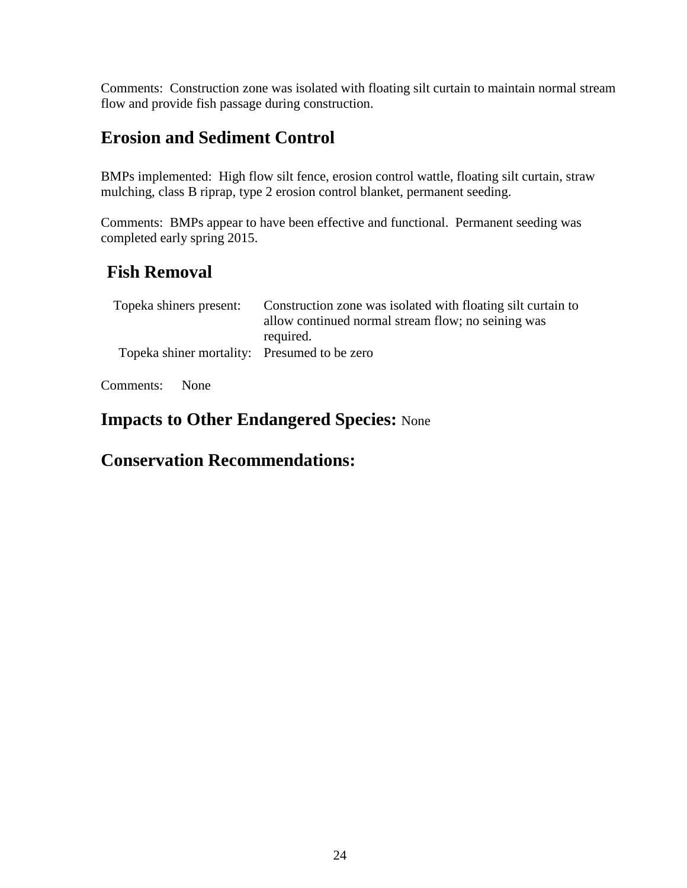Comments: Construction zone was isolated with floating silt curtain to maintain normal stream flow and provide fish passage during construction.

## Erosion and Sediment Control

BMPs implemented: High flow silt fence, erosion control wattle, floating silt curtain, straw mulching, class B riprap, type 2 erosion control blanket, permanent seeding.

Comments: BMPs appear to have been effective and functional. Permanent seeding was completed early spring 2015.

## Fish Removal

| | |
|---|---|
| Topeka shiners present: | Construction zone was isolated with floating silt curtain to allow continued normal stream flow; no seining was required. |
| Topeka shiner mortality: | Presumed to be zero |

Comments: None

## Impacts to Other Endangered Species: None

## Conservation Recommendations: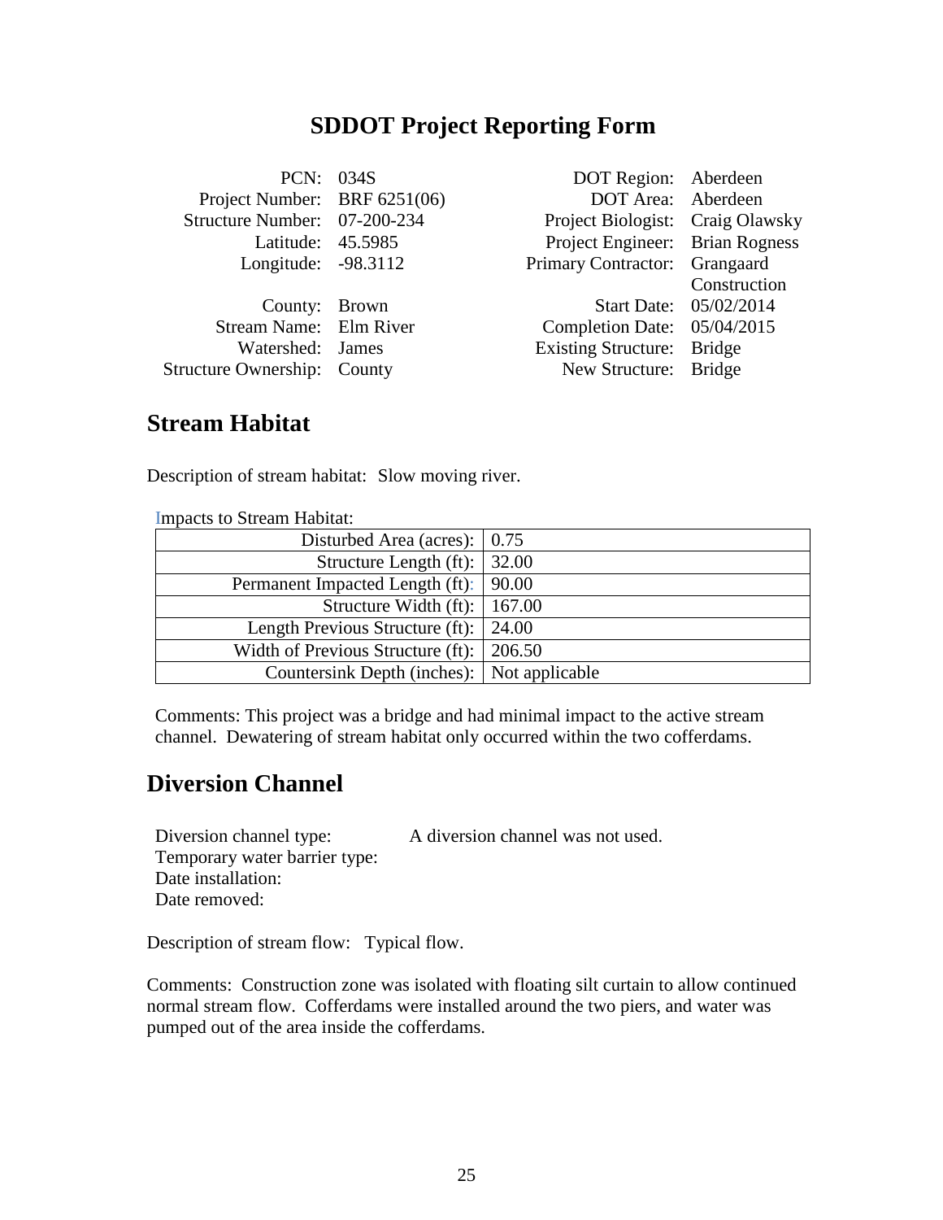# SDDOT Project Reporting Form

| | | | |
|---|---|---|---|
| PCN: | 034S | DOT Region: | Aberdeen |
| Project Number: | BRF 6251(06) | DOT Area: | Aberdeen |
| Structure Number: | 07-200-234 | Project Biologist: | Craig Olawsky |
| Latitude: | 45.5985 | Project Engineer: | Brian Rogness |
| Longitude: | -98.3112 | Primary Contractor: | Grangaard Construction |
| County: | Brown | Start Date: | 05/02/2014 |
| Stream Name: | Elm River | Completion Date: | 05/04/2015 |
| Watershed: | James | Existing Structure: | Bridge |
| Structure Ownership: | County | New Structure: | Bridge |

## Stream Habitat

Description of stream habitat: Slow moving river.

Impacts to Stream Habitat:

| | |
|---|---|
| Disturbed Area (acres): | 0.75 |
| Structure Length (ft): | 32.00 |
| Permanent Impacted Length (ft): | 90.00 |
| Structure Width (ft): | 167.00 |
| Length Previous Structure (ft): | 24.00 |
| Width of Previous Structure (ft): | 206.50 |
| Countersink Depth (inches): | Not applicable |

Comments: This project was a bridge and had minimal impact to the active stream channel. Dewatering of stream habitat only occurred within the two cofferdams.

## Diversion Channel

Diversion channel type: A diversion channel was not used.
Temporary water barrier type:
Date installation:
Date removed:

Description of stream flow: Typical flow.

Comments: Construction zone was isolated with floating silt curtain to allow continued normal stream flow. Cofferdams were installed around the two piers, and water was pumped out of the area inside the cofferdams.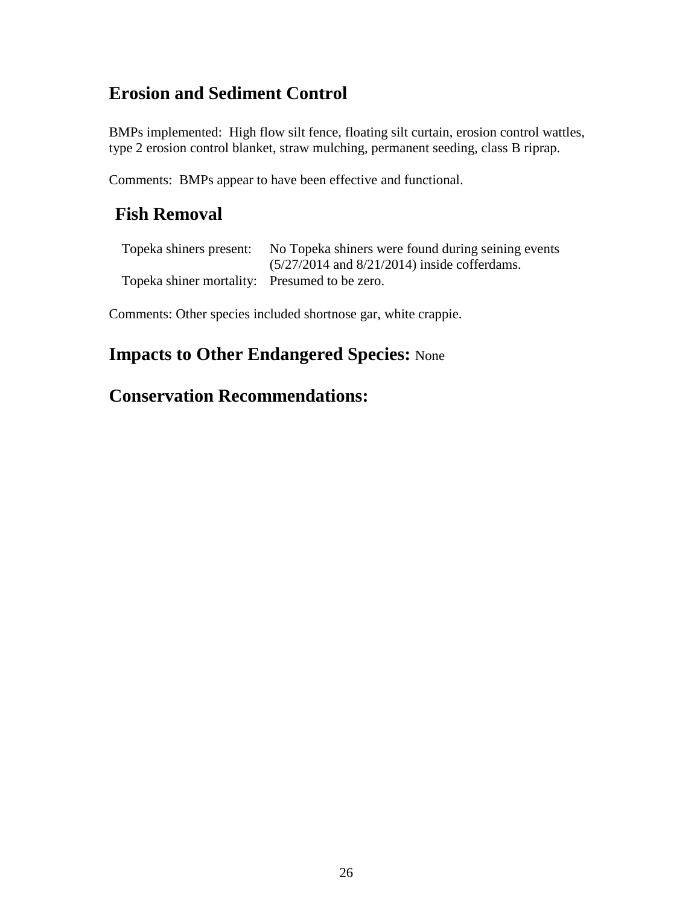## Erosion and Sediment Control

BMPs implemented: High flow silt fence, floating silt curtain, erosion control wattles, type 2 erosion control blanket, straw mulching, permanent seeding, class B riprap.

Comments: BMPs appear to have been effective and functional.

## Fish Removal

| | |
|---|---|
| Topeka shiners present: | No Topeka shiners were found during seining events (5/27/2014 and 8/21/2014) inside cofferdams. |
| Topeka shiner mortality: | Presumed to be zero. |

Comments: Other species included shortnose gar, white crappie.

## Impacts to Other Endangered Species: None

## Conservation Recommendations: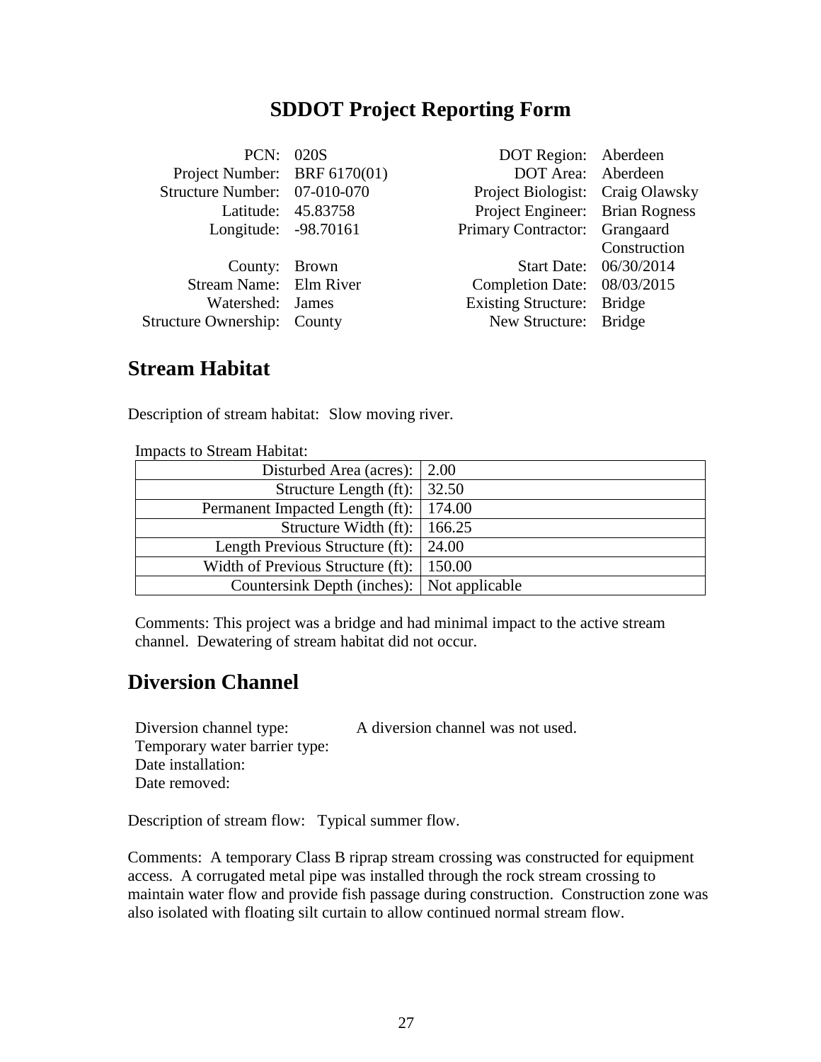# SDDOT Project Reporting Form

| | | | |
|---|---|---|---|
| PCN: | 020S | DOT Region: | Aberdeen |
| Project Number: | BRF 6170(01) | DOT Area: | Aberdeen |
| Structure Number: | 07-010-070 | Project Biologist: | Craig Olawsky |
| Latitude: | 45.83758 | Project Engineer: | Brian Rogness |
| Longitude: | -98.70161 | Primary Contractor: | Grangaard Construction |
| County: | Brown | Start Date: | 06/30/2014 |
| Stream Name: | Elm River | Completion Date: | 08/03/2015 |
| Watershed: | James | Existing Structure: | Bridge |
| Structure Ownership: | County | New Structure: | Bridge |

## Stream Habitat

Description of stream habitat: Slow moving river.

Impacts to Stream Habitat:

| | |
|---|---|
| Disturbed Area (acres): | 2.00 |
| Structure Length (ft): | 32.50 |
| Permanent Impacted Length (ft): | 174.00 |
| Structure Width (ft): | 166.25 |
| Length Previous Structure (ft): | 24.00 |
| Width of Previous Structure (ft): | 150.00 |
| Countersink Depth (inches): | Not applicable |

Comments: This project was a bridge and had minimal impact to the active stream channel. Dewatering of stream habitat did not occur.

## Diversion Channel

Diversion channel type: A diversion channel was not used.
Temporary water barrier type:
Date installation:
Date removed:

Description of stream flow: Typical summer flow.

Comments: A temporary Class B riprap stream crossing was constructed for equipment access. A corrugated metal pipe was installed through the rock stream crossing to maintain water flow and provide fish passage during construction. Construction zone was also isolated with floating silt curtain to allow continued normal stream flow.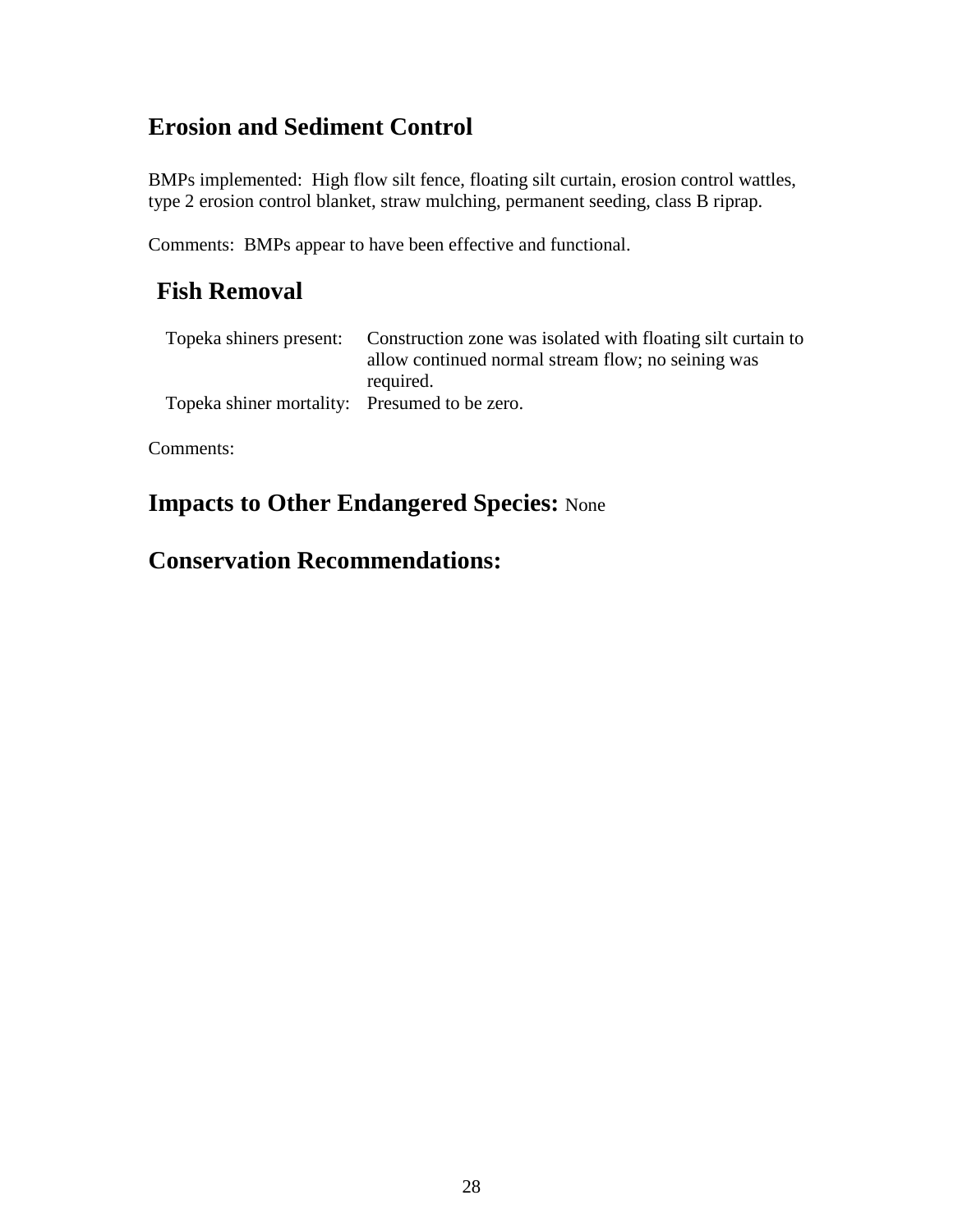## Erosion and Sediment Control

BMPs implemented: High flow silt fence, floating silt curtain, erosion control wattles, type 2 erosion control blanket, straw mulching, permanent seeding, class B riprap.

Comments: BMPs appear to have been effective and functional.

## Fish Removal

| | |
|---|---|
| Topeka shiners present: | Construction zone was isolated with floating silt curtain to allow continued normal stream flow; no seining was required. |
| Topeka shiner mortality: | Presumed to be zero. |

Comments:

## Impacts to Other Endangered Species: None

## Conservation Recommendations: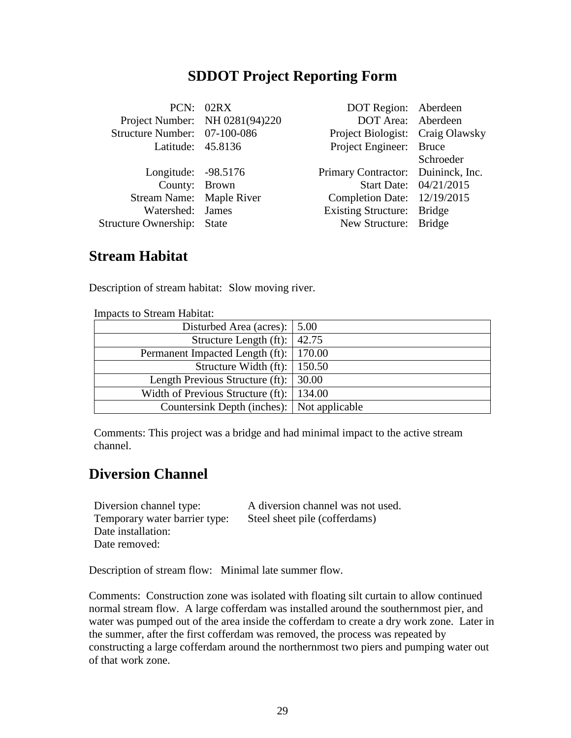# SDDOT Project Reporting Form

| | | | |
|---|---|---|---|
| PCN: | 02RX | DOT Region: | Aberdeen |
| Project Number: | NH 0281(94)220 | DOT Area: | Aberdeen |
| Structure Number: | 07-100-086 | Project Biologist: | Craig Olawsky |
| Latitude: | 45.8136 | Project Engineer: | Bruce Schroeder |
| Longitude: | -98.5176 | Primary Contractor: | Duininck, Inc. |
| County: | Brown | Start Date: | 04/21/2015 |
| Stream Name: | Maple River | Completion Date: | 12/19/2015 |
| Watershed: | James | Existing Structure: | Bridge |
| Structure Ownership: | State | New Structure: | Bridge |

## Stream Habitat

Description of stream habitat: Slow moving river.

Impacts to Stream Habitat:

| | |
|---|---|
| Disturbed Area (acres): | 5.00 |
| Structure Length (ft): | 42.75 |
| Permanent Impacted Length (ft): | 170.00 |
| Structure Width (ft): | 150.50 |
| Length Previous Structure (ft): | 30.00 |
| Width of Previous Structure (ft): | 134.00 |
| Countersink Depth (inches): | Not applicable |

Comments: This project was a bridge and had minimal impact to the active stream channel.

## Diversion Channel

Diversion channel type: A diversion channel was not used.
Temporary water barrier type: Steel sheet pile (cofferdams)
Date installation:
Date removed:

Description of stream flow: Minimal late summer flow.

Comments: Construction zone was isolated with floating silt curtain to allow continued normal stream flow. A large cofferdam was installed around the southernmost pier, and water was pumped out of the area inside the cofferdam to create a dry work zone. Later in the summer, after the first cofferdam was removed, the process was repeated by constructing a large cofferdam around the northernmost two piers and pumping water out of that work zone.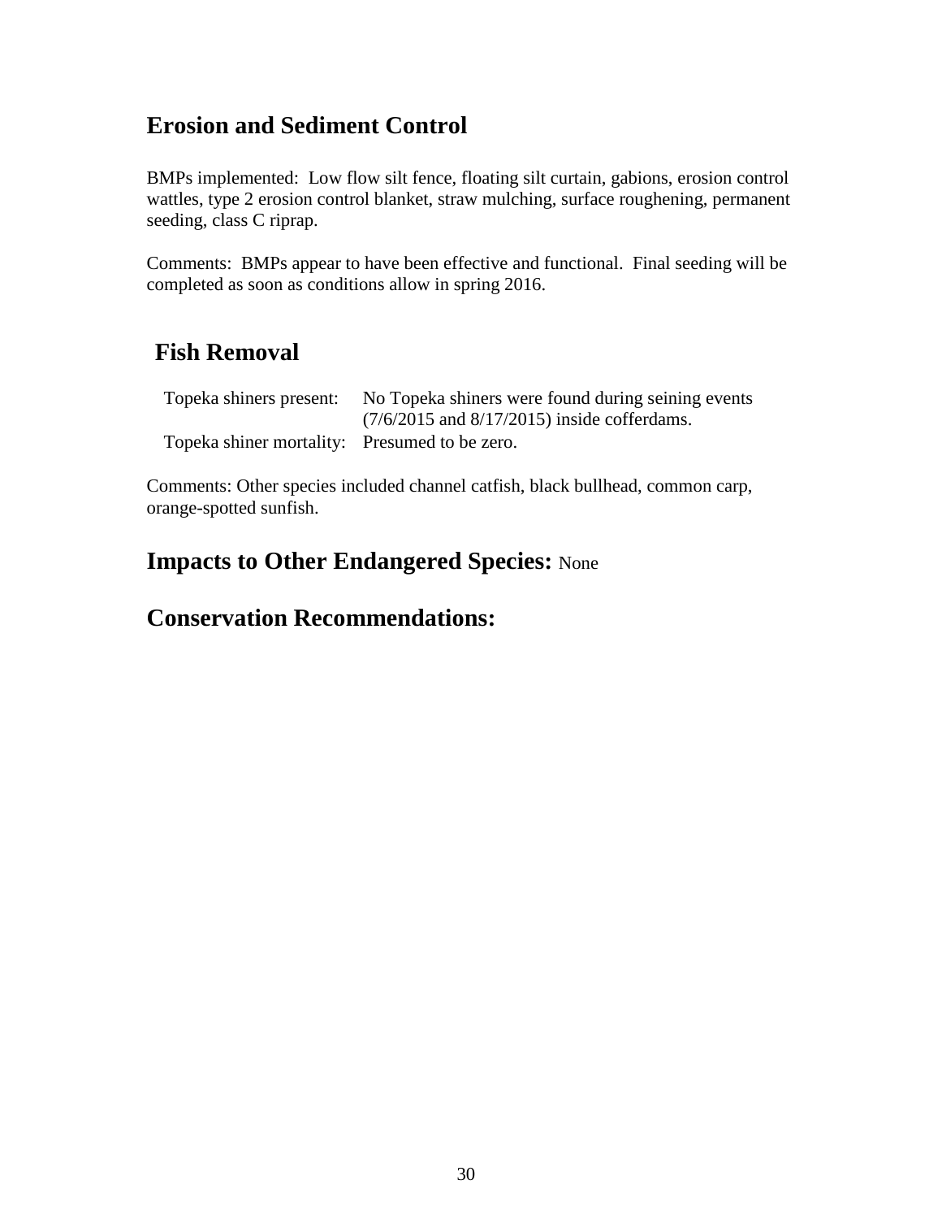## Erosion and Sediment Control

BMPs implemented: Low flow silt fence, floating silt curtain, gabions, erosion control wattles, type 2 erosion control blanket, straw mulching, surface roughening, permanent seeding, class C riprap.

Comments: BMPs appear to have been effective and functional. Final seeding will be completed as soon as conditions allow in spring 2016.

## Fish Removal

| | |
|---|---|
| Topeka shiners present: | No Topeka shiners were found during seining events (7/6/2015 and 8/17/2015) inside cofferdams. |
| Topeka shiner mortality: | Presumed to be zero. |

Comments: Other species included channel catfish, black bullhead, common carp, orange-spotted sunfish.

## Impacts to Other Endangered Species: None

## Conservation Recommendations: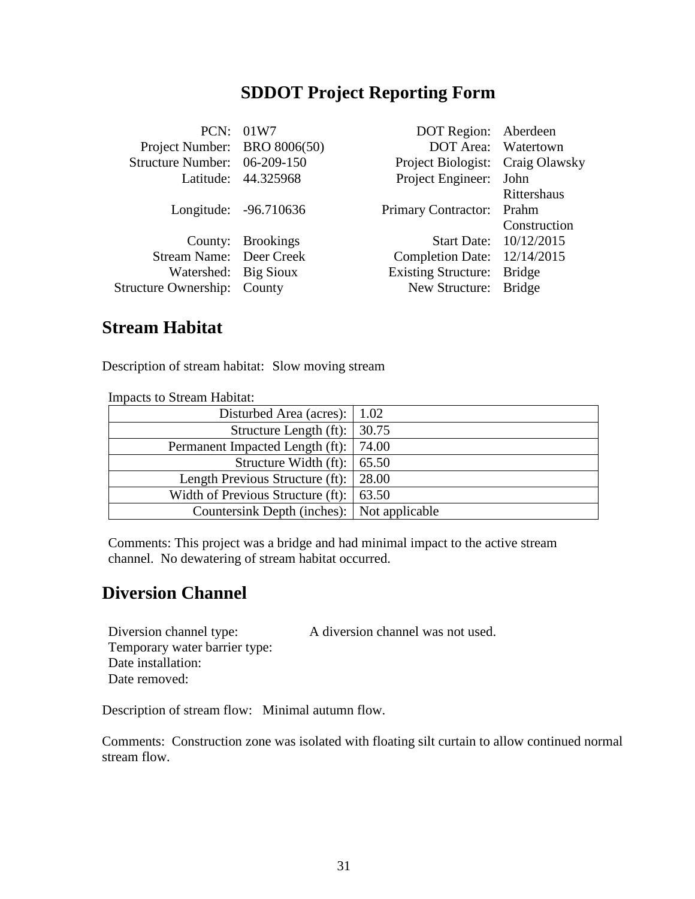# SDDOT Project Reporting Form

| | | | |
|---|---|---|---|
| PCN: | 01W7 | DOT Region: | Aberdeen |
| Project Number: | BRO 8006(50) | DOT Area: | Watertown |
| Structure Number: | 06-209-150 | Project Biologist: | Craig Olawsky |
| Latitude: | 44.325968 | Project Engineer: | John Rittershaus |
| Longitude: | -96.710636 | Primary Contractor: | Prahm Construction |
| County: | Brookings | Start Date: | 10/12/2015 |
| Stream Name: | Deer Creek | Completion Date: | 12/14/2015 |
| Watershed: | Big Sioux | Existing Structure: | Bridge |
| Structure Ownership: | County | New Structure: | Bridge |

## Stream Habitat

Description of stream habitat: Slow moving stream

Impacts to Stream Habitat:

| | |
|---|---|
| Disturbed Area (acres): | 1.02 |
| Structure Length (ft): | 30.75 |
| Permanent Impacted Length (ft): | 74.00 |
| Structure Width (ft): | 65.50 |
| Length Previous Structure (ft): | 28.00 |
| Width of Previous Structure (ft): | 63.50 |
| Countersink Depth (inches): | Not applicable |

Comments: This project was a bridge and had minimal impact to the active stream channel. No dewatering of stream habitat occurred.

## Diversion Channel

Diversion channel type: A diversion channel was not used.
Temporary water barrier type:
Date installation:
Date removed:

Description of stream flow: Minimal autumn flow.

Comments: Construction zone was isolated with floating silt curtain to allow continued normal stream flow.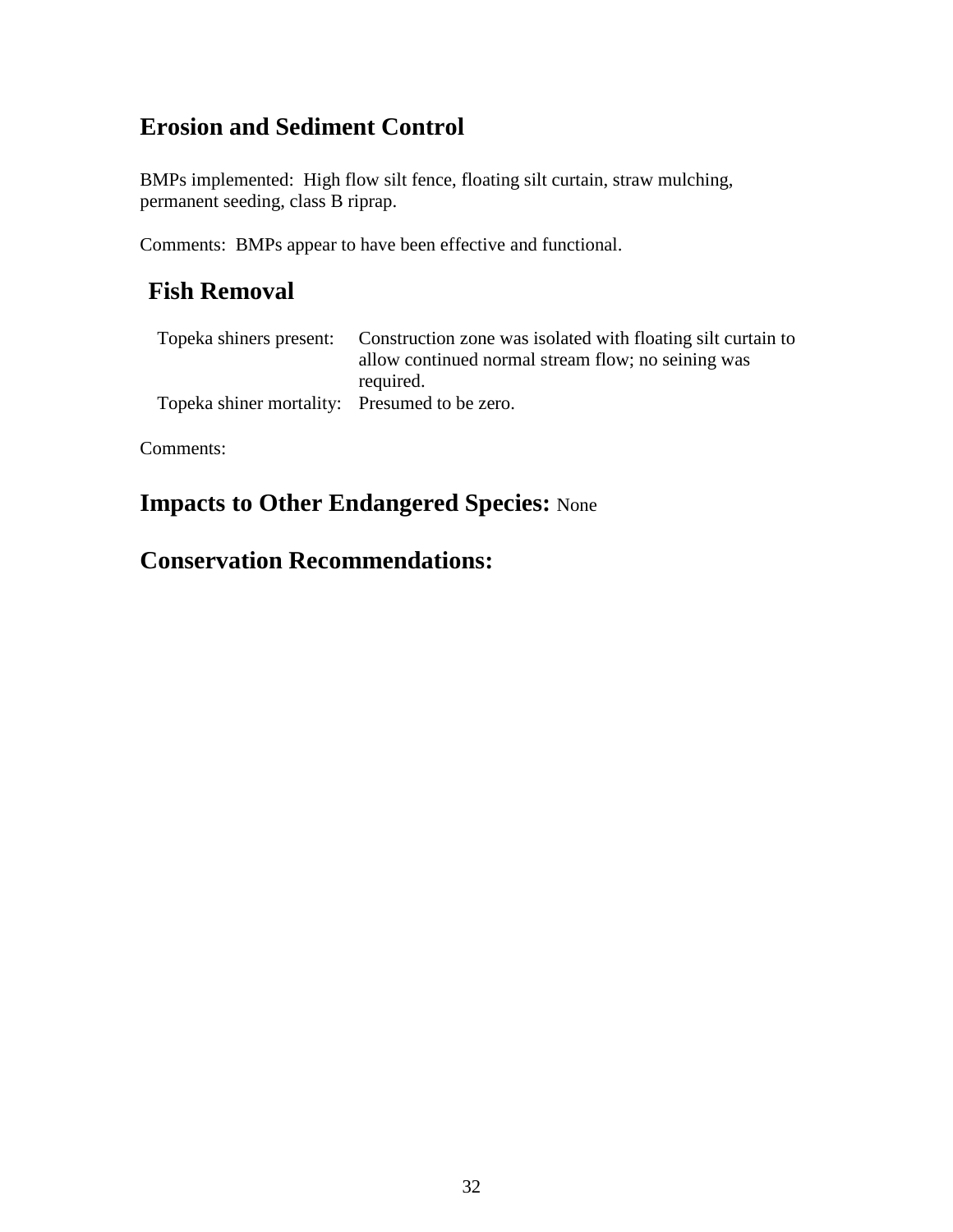## Erosion and Sediment Control

BMPs implemented: High flow silt fence, floating silt curtain, straw mulching, permanent seeding, class B riprap.

Comments: BMPs appear to have been effective and functional.

## Fish Removal

| | |
|---|---|
| Topeka shiners present: | Construction zone was isolated with floating silt curtain to allow continued normal stream flow; no seining was required. |
| Topeka shiner mortality: | Presumed to be zero. |

Comments:

## Impacts to Other Endangered Species: None

## Conservation Recommendations: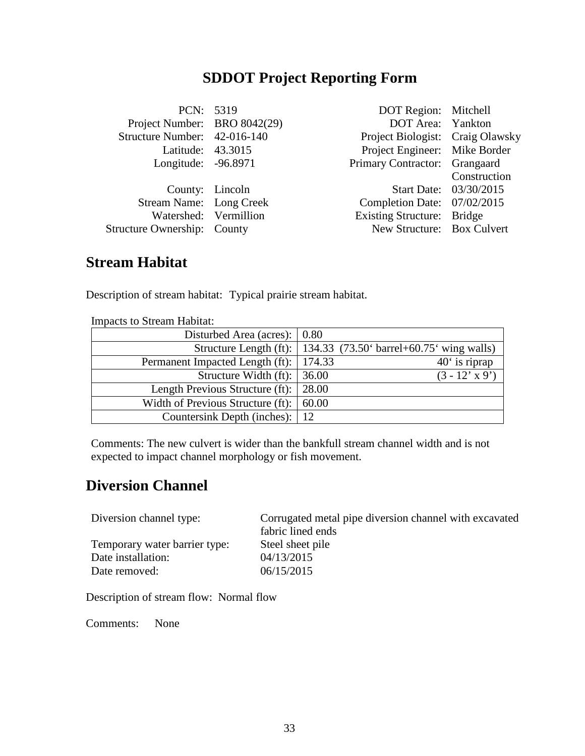# SDDOT Project Reporting Form

| | | | |
|---|---|---|---|
| PCN: | 5319 | DOT Region: | Mitchell |
| Project Number: | BRO 8042(29) | DOT Area: | Yankton |
| Structure Number: | 42-016-140 | Project Biologist: | Craig Olawsky |
| Latitude: | 43.3015 | Project Engineer: | Mike Border |
| Longitude: | -96.8971 | Primary Contractor: | Grangaard Construction |
| County: | Lincoln | Start Date: | 03/30/2015 |
| Stream Name: | Long Creek | Completion Date: | 07/02/2015 |
| Watershed: | Vermillion | Existing Structure: | Bridge |
| Structure Ownership: | County | New Structure: | Box Culvert |

## Stream Habitat

Description of stream habitat: Typical prairie stream habitat.

Impacts to Stream Habitat:

| | |
|---|---|
| Disturbed Area (acres): | 0.80 |
| Structure Length (ft): | 134.33 (73.50‘ barrel+60.75‘ wing walls) |
| Permanent Impacted Length (ft): | 174.33 40‘ is riprap |
| Structure Width (ft): | 36.00 (3 - 12’ x 9’) |
| Length Previous Structure (ft): | 28.00 |
| Width of Previous Structure (ft): | 60.00 |
| Countersink Depth (inches): | 12 |

Comments: The new culvert is wider than the bankfull stream channel width and is not expected to impact channel morphology or fish movement.

## Diversion Channel

| | |
|---|---|
| Diversion channel type: | Corrugated metal pipe diversion channel with excavated fabric lined ends |
| Temporary water barrier type: | Steel sheet pile |
| Date installation: | 04/13/2015 |
| Date removed: | 06/15/2015 |

Description of stream flow: Normal flow

Comments: None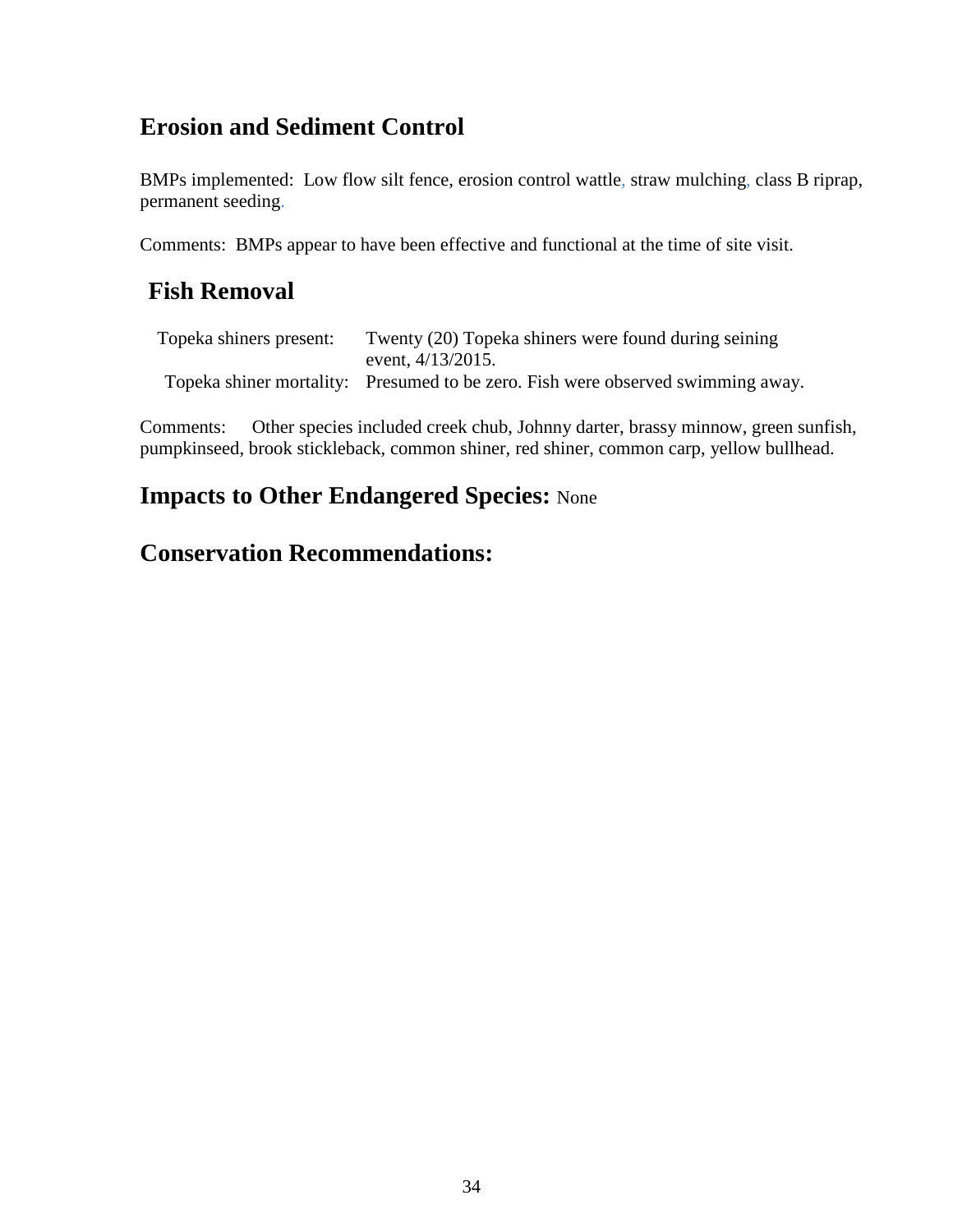## Erosion and Sediment Control

BMPs implemented: Low flow silt fence, erosion control wattle, straw mulching, class B riprap, permanent seeding.

Comments: BMPs appear to have been effective and functional at the time of site visit.

## Fish Removal

| | |
|---|---|
| Topeka shiners present: | Twenty (20) Topeka shiners were found during seining event, 4/13/2015. |
| Topeka shiner mortality: | Presumed to be zero. Fish were observed swimming away. |

Comments: Other species included creek chub, Johnny darter, brassy minnow, green sunfish, pumpkinseed, brook stickleback, common shiner, red shiner, common carp, yellow bullhead.

## Impacts to Other Endangered Species: None

## Conservation Recommendations: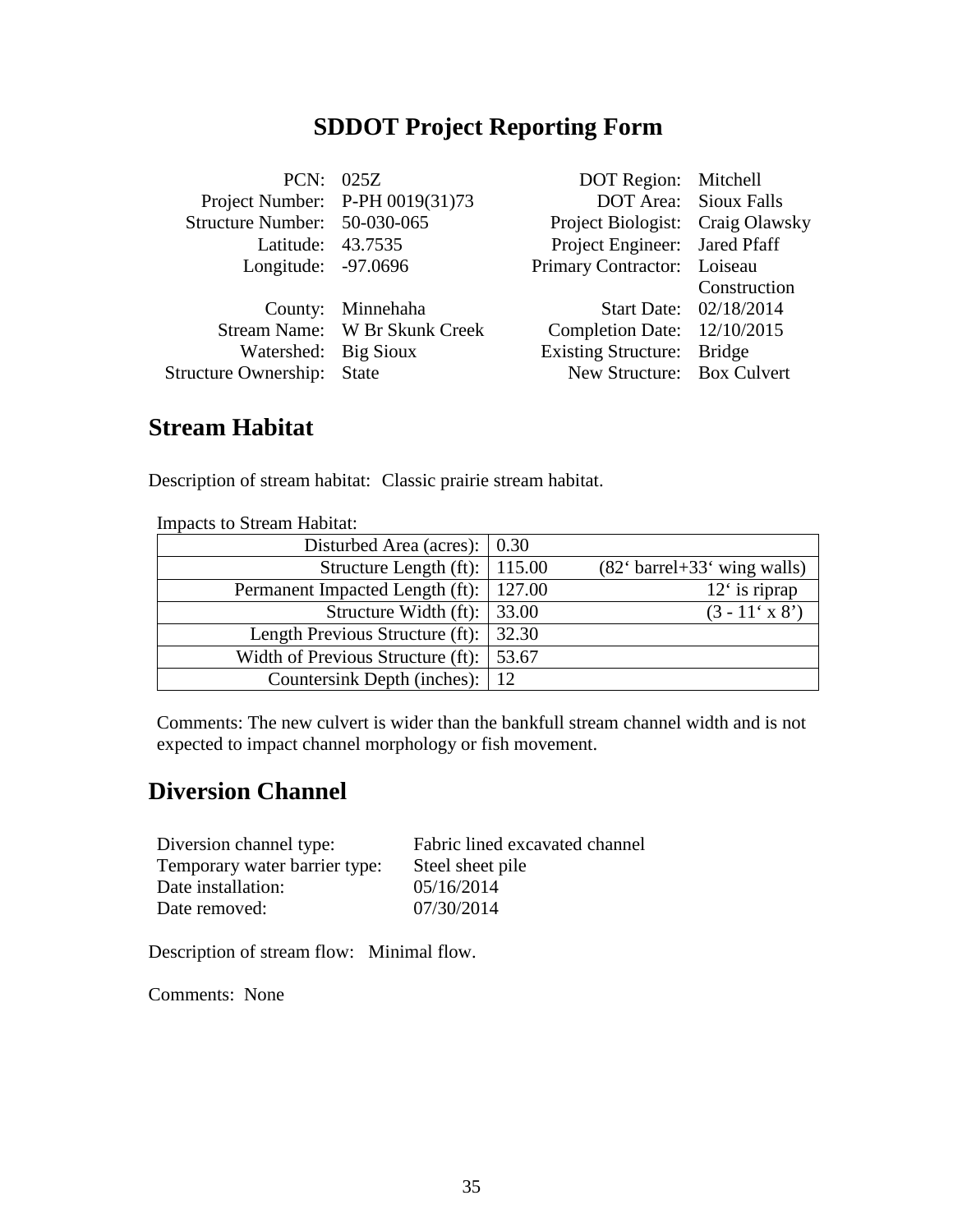# SDDOT Project Reporting Form

| | | | |
|---|---|---|---|
| PCN: | 025Z | DOT Region: | Mitchell |
| Project Number: | P-PH 0019(31)73 | DOT Area: | Sioux Falls |
| Structure Number: | 50-030-065 | Project Biologist: | Craig Olawsky |
| Latitude: | 43.7535 | Project Engineer: | Jared Pfaff |
| Longitude: | -97.0696 | Primary Contractor: | Loiseau Construction |
| County: | Minnehaha | Start Date: | 02/18/2014 |
| Stream Name: | W Br Skunk Creek | Completion Date: | 12/10/2015 |
| Watershed: | Big Sioux | Existing Structure: | Bridge |
| Structure Ownership: | State | New Structure: | Box Culvert |

## Stream Habitat

Description of stream habitat: Classic prairie stream habitat.

Impacts to Stream Habitat:

| | | |
|---|---|---|
| Disturbed Area (acres): | 0.30 | |
| Structure Length (ft): | 115.00 | (82‘ barrel+33‘ wing walls) |
| Permanent Impacted Length (ft): | 127.00 | 12‘ is riprap |
| Structure Width (ft): | 33.00 | (3 - 11‘ x 8’) |
| Length Previous Structure (ft): | 32.30 | |
| Width of Previous Structure (ft): | 53.67 | |
| Countersink Depth (inches): | 12 | |

Comments: The new culvert is wider than the bankfull stream channel width and is not expected to impact channel morphology or fish movement.

## Diversion Channel

| | |
|---|---|
| Diversion channel type: | Fabric lined excavated channel |
| Temporary water barrier type: | Steel sheet pile |
| Date installation: | 05/16/2014 |
| Date removed: | 07/30/2014 |

Description of stream flow: Minimal flow.

Comments: None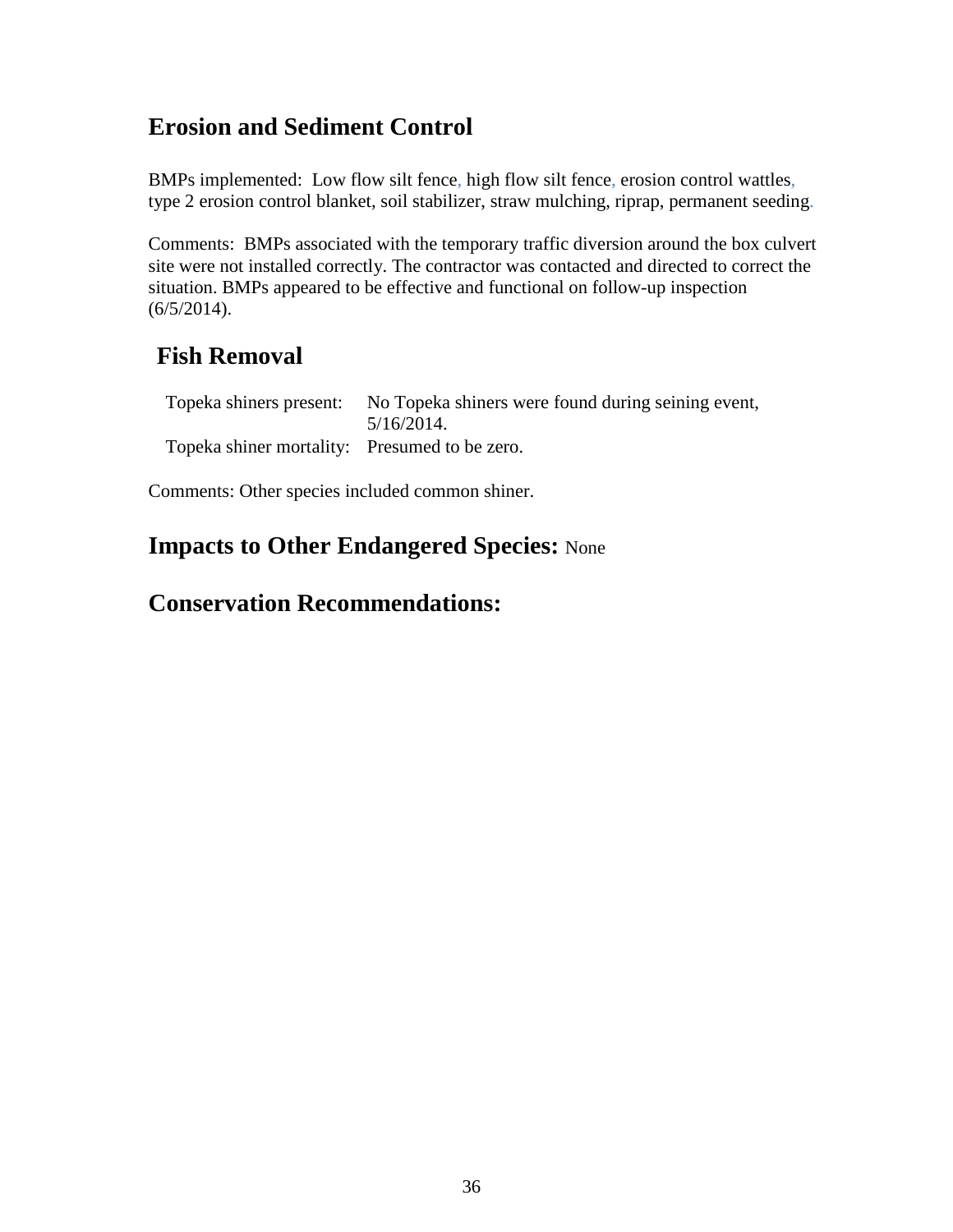## Erosion and Sediment Control

BMPs implemented: Low flow silt fence, high flow silt fence, erosion control wattles, type 2 erosion control blanket, soil stabilizer, straw mulching, riprap, permanent seeding.

Comments: BMPs associated with the temporary traffic diversion around the box culvert site were not installed correctly. The contractor was contacted and directed to correct the situation. BMPs appeared to be effective and functional on follow-up inspection (6/5/2014).

## Fish Removal

| | |
|---|---|
| Topeka shiners present: | No Topeka shiners were found during seining event, 5/16/2014. |
| Topeka shiner mortality: | Presumed to be zero. |

Comments: Other species included common shiner.

## Impacts to Other Endangered Species: None

## Conservation Recommendations: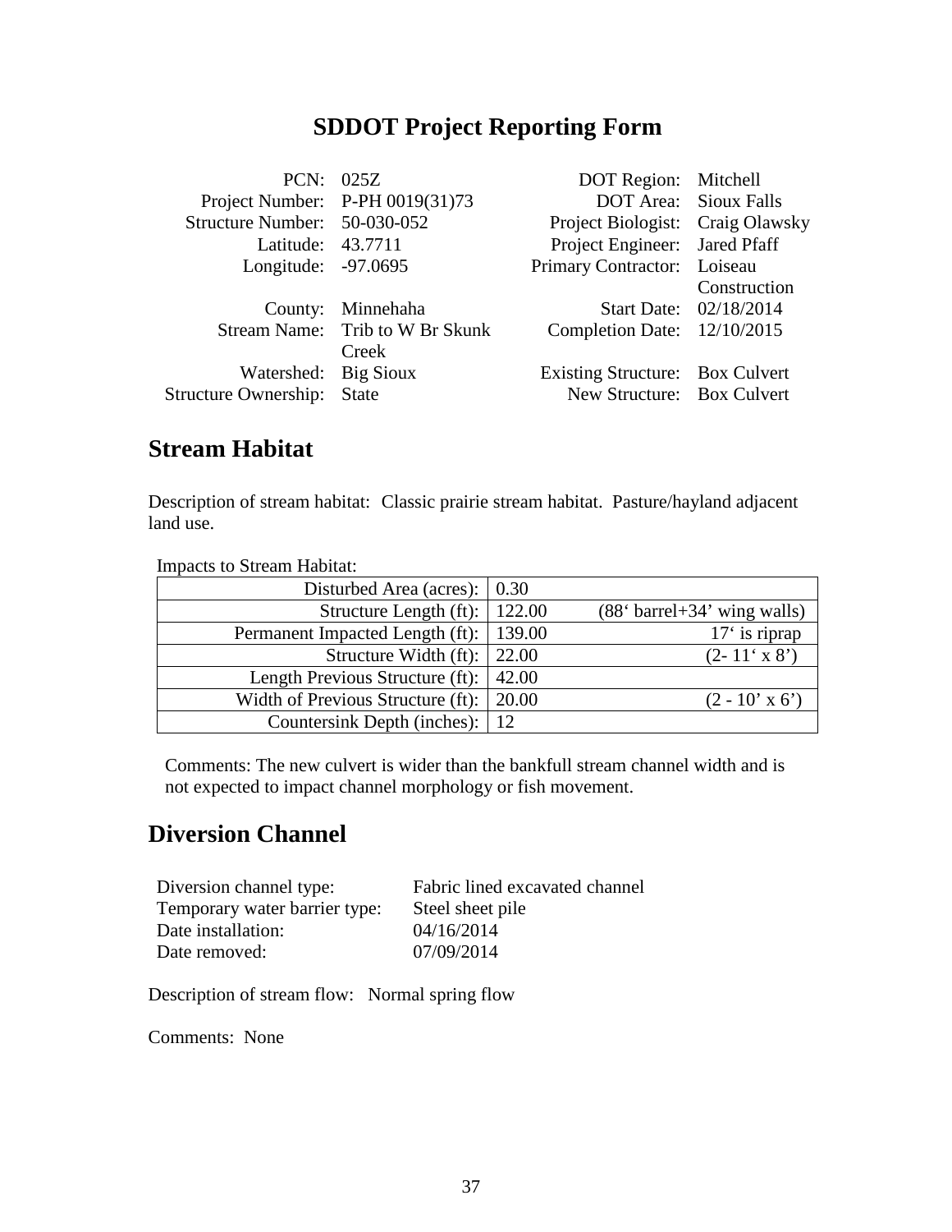# SDDOT Project Reporting Form

| | | | |
|---|---|---|---|
| PCN: | 025Z | DOT Region: | Mitchell |
| Project Number: | P-PH 0019(31)73 | DOT Area: | Sioux Falls |
| Structure Number: | 50-030-052 | Project Biologist: | Craig Olawsky |
| Latitude: | 43.7711 | Project Engineer: | Jared Pfaff |
| Longitude: | -97.0695 | Primary Contractor: | Loiseau Construction |
| County: | Minnehaha | Start Date: | 02/18/2014 |
| Stream Name: | Trib to W Br Skunk Creek | Completion Date: | 12/10/2015 |
| Watershed: | Big Sioux | Existing Structure: | Box Culvert |
| Structure Ownership: | State | New Structure: | Box Culvert |

## Stream Habitat

Description of stream habitat: Classic prairie stream habitat. Pasture/hayland adjacent land use.

Impacts to Stream Habitat:

| | | |
|---|---|---|
| Disturbed Area (acres): | 0.30 | |
| Structure Length (ft): | 122.00 | (88‘ barrel+34’ wing walls) |
| Permanent Impacted Length (ft): | 139.00 | 17‘ is riprap |
| Structure Width (ft): | 22.00 | (2- 11‘ x 8’) |
| Length Previous Structure (ft): | 42.00 | |
| Width of Previous Structure (ft): | 20.00 | (2 - 10’ x 6’) |
| Countersink Depth (inches): | 12 | |

Comments: The new culvert is wider than the bankfull stream channel width and is not expected to impact channel morphology or fish movement.

## Diversion Channel

| | |
|---|---|
| Diversion channel type: | Fabric lined excavated channel |
| Temporary water barrier type: | Steel sheet pile |
| Date installation: | 04/16/2014 |
| Date removed: | 07/09/2014 |

Description of stream flow: Normal spring flow

Comments: None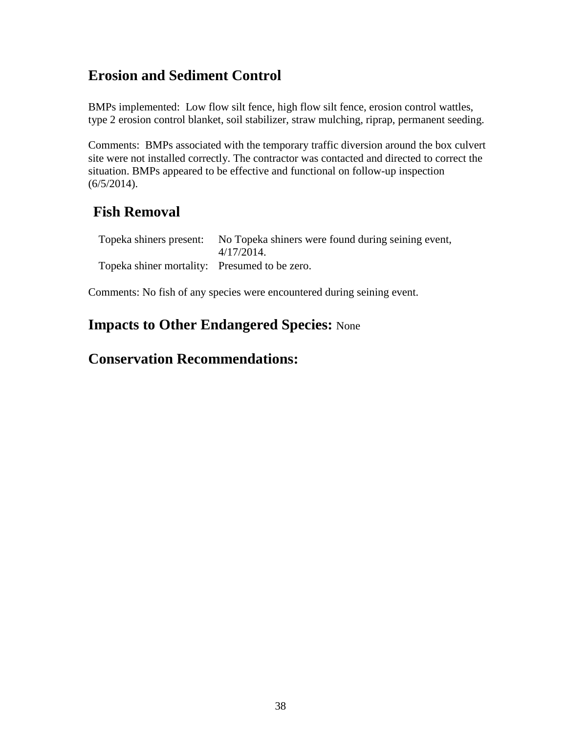## Erosion and Sediment Control

BMPs implemented: Low flow silt fence, high flow silt fence, erosion control wattles, type 2 erosion control blanket, soil stabilizer, straw mulching, riprap, permanent seeding.

Comments: BMPs associated with the temporary traffic diversion around the box culvert site were not installed correctly. The contractor was contacted and directed to correct the situation. BMPs appeared to be effective and functional on follow-up inspection (6/5/2014).

## Fish Removal

| | |
|---|---|
| Topeka shiners present: | No Topeka shiners were found during seining event, 4/17/2014. |
| Topeka shiner mortality: | Presumed to be zero. |

Comments: No fish of any species were encountered during seining event.

## Impacts to Other Endangered Species: None

## Conservation Recommendations: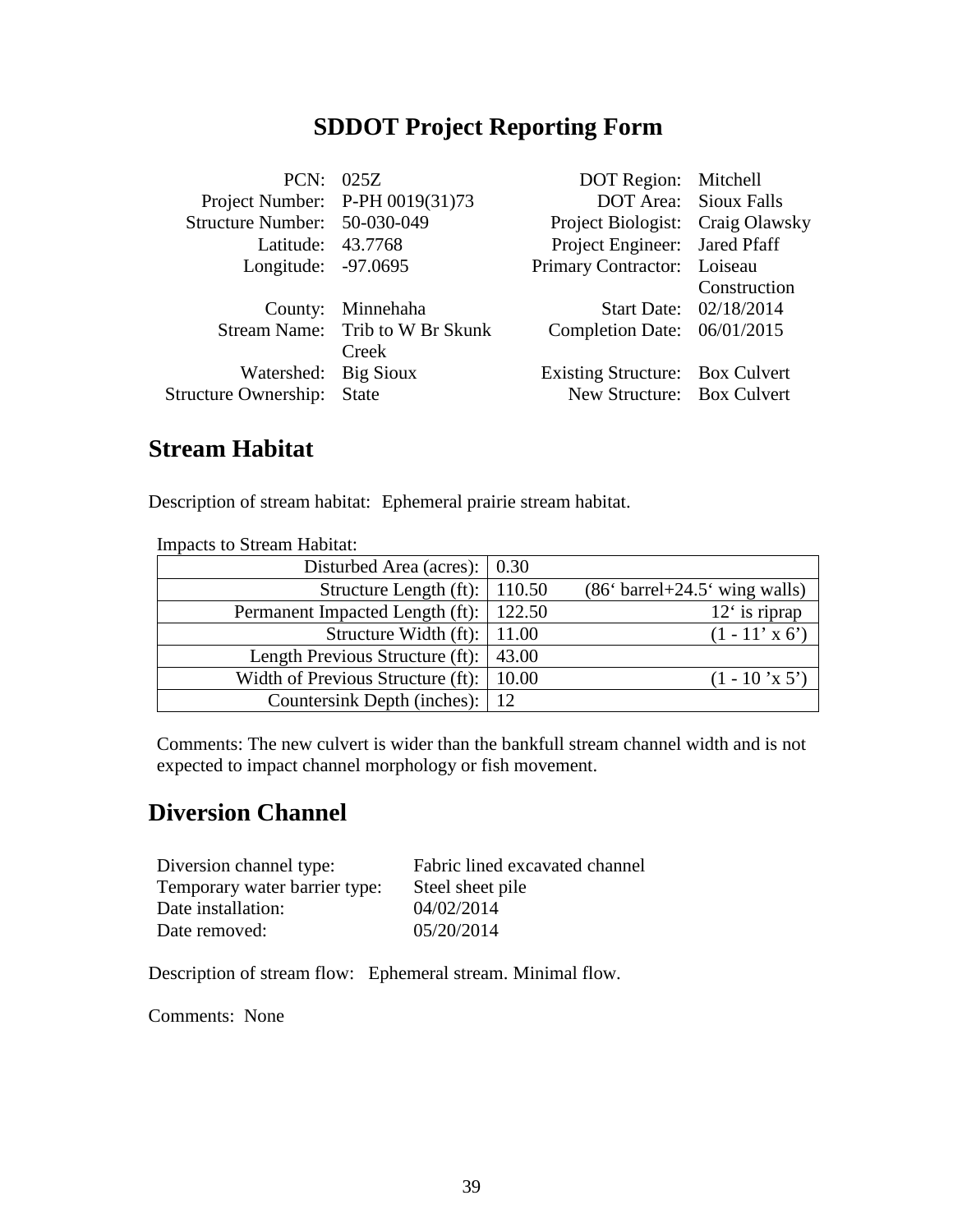# SDDOT Project Reporting Form

| | | | |
|---|---|---|---|
| PCN: | 025Z | DOT Region: | Mitchell |
| Project Number: | P-PH 0019(31)73 | DOT Area: | Sioux Falls |
| Structure Number: | 50-030-049 | Project Biologist: | Craig Olawsky |
| Latitude: | 43.7768 | Project Engineer: | Jared Pfaff |
| Longitude: | -97.0695 | Primary Contractor: | Loiseau Construction |
| County: | Minnehaha | Start Date: | 02/18/2014 |
| Stream Name: | Trib to W Br Skunk Creek | Completion Date: | 06/01/2015 |
| Watershed: | Big Sioux | Existing Structure: | Box Culvert |
| Structure Ownership: | State | New Structure: | Box Culvert |

## Stream Habitat

Description of stream habitat: Ephemeral prairie stream habitat.

Impacts to Stream Habitat:

| | | |
|---|---|---|
| Disturbed Area (acres): | 0.30 | |
| Structure Length (ft): | 110.50 | (86‘ barrel+24.5‘ wing walls) |
| Permanent Impacted Length (ft): | 122.50 | 12‘ is riprap |
| Structure Width (ft): | 11.00 | (1 - 11’ x 6’) |
| Length Previous Structure (ft): | 43.00 | |
| Width of Previous Structure (ft): | 10.00 | (1 - 10 ’x 5’) |
| Countersink Depth (inches): | 12 | |

Comments: The new culvert is wider than the bankfull stream channel width and is not expected to impact channel morphology or fish movement.

## Diversion Channel

| | |
|---|---|
| Diversion channel type: | Fabric lined excavated channel |
| Temporary water barrier type: | Steel sheet pile |
| Date installation: | 04/02/2014 |
| Date removed: | 05/20/2014 |

Description of stream flow: Ephemeral stream. Minimal flow.

Comments: None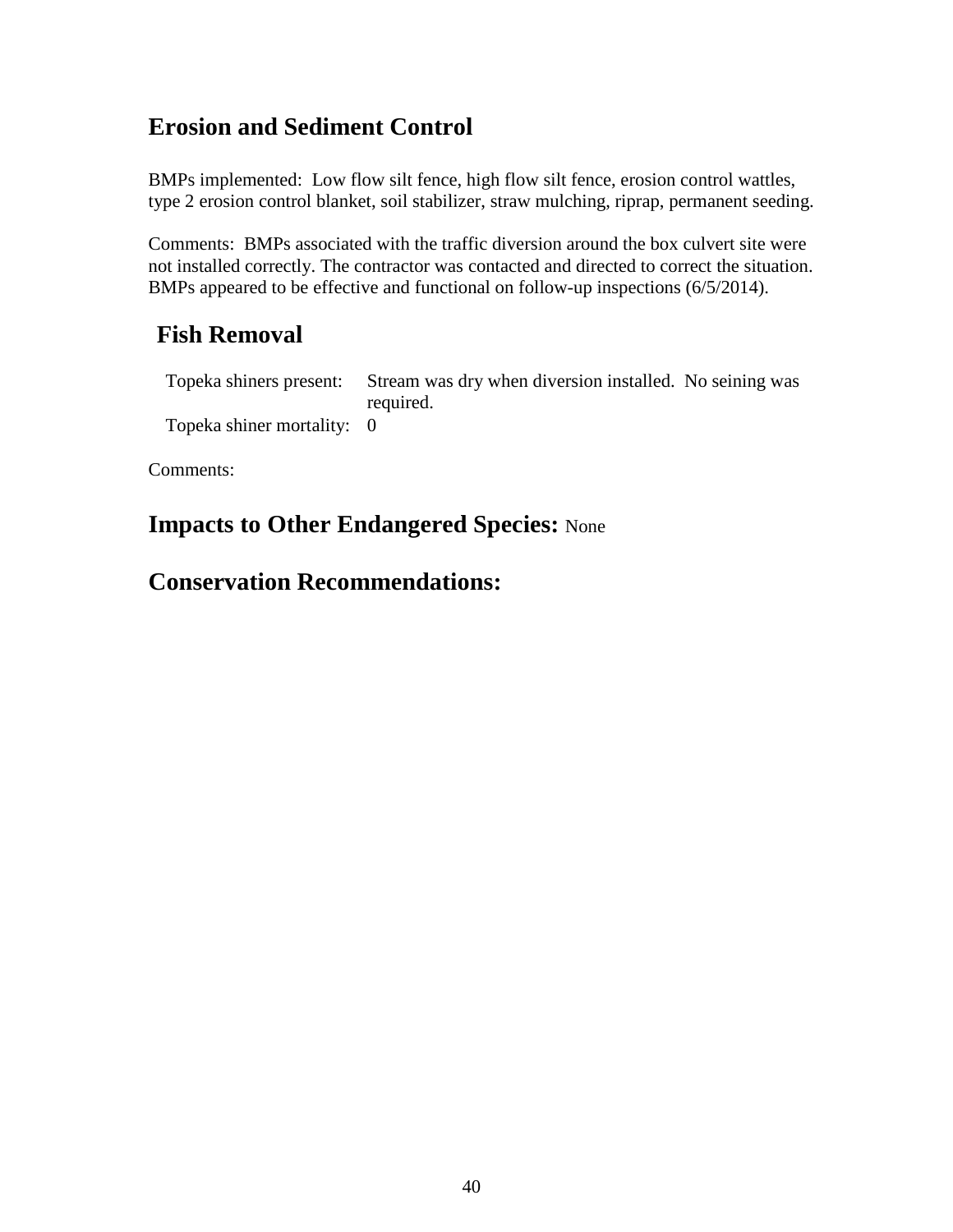## Erosion and Sediment Control

BMPs implemented: Low flow silt fence, high flow silt fence, erosion control wattles, type 2 erosion control blanket, soil stabilizer, straw mulching, riprap, permanent seeding.

Comments: BMPs associated with the traffic diversion around the box culvert site were not installed correctly. The contractor was contacted and directed to correct the situation. BMPs appeared to be effective and functional on follow-up inspections (6/5/2014).

## Fish Removal

| | |
|---|---|
| Topeka shiners present: | Stream was dry when diversion installed. No seining was required. |
| Topeka shiner mortality: | 0 |

Comments:

## Impacts to Other Endangered Species: None

## Conservation Recommendations: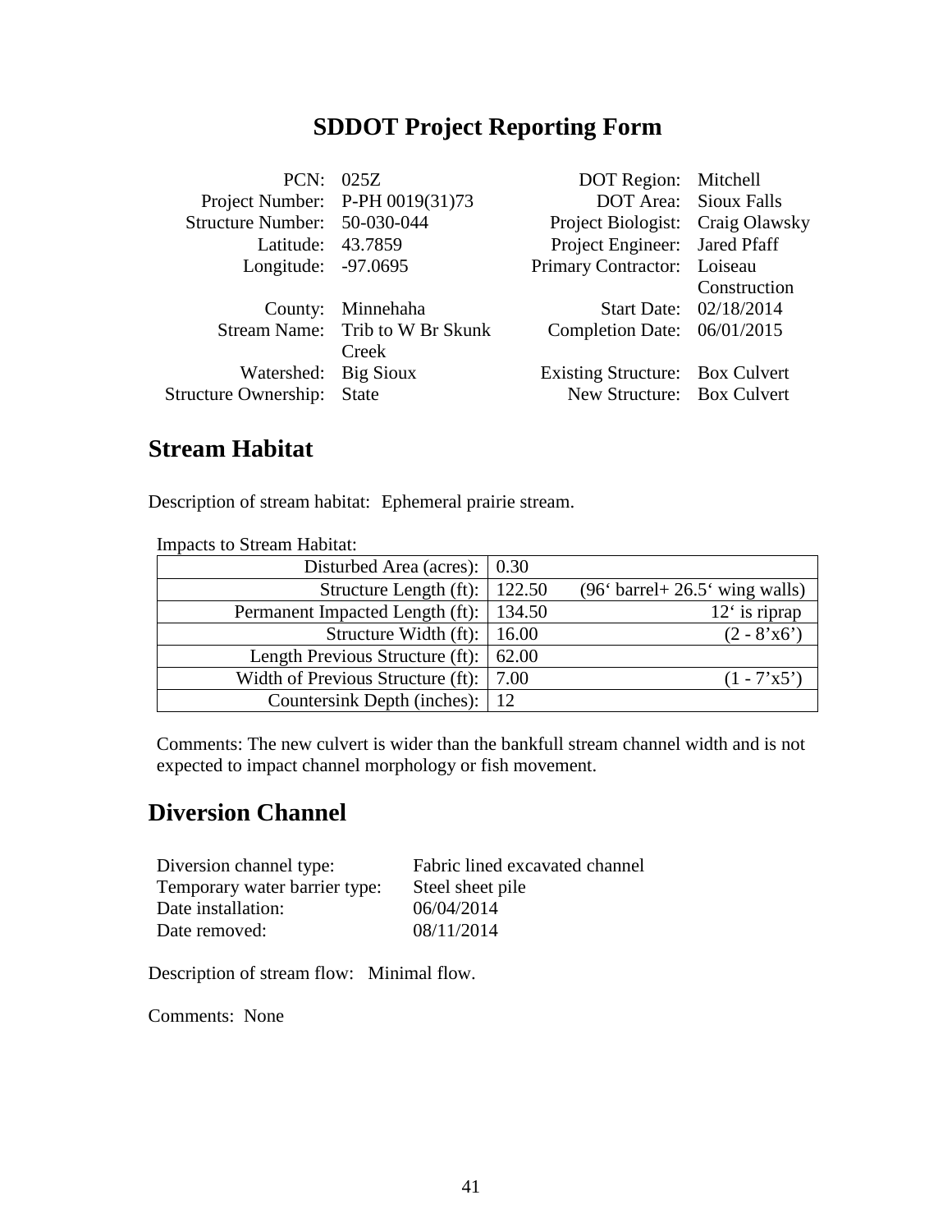# SDDOT Project Reporting Form

| | | | |
|---|---|---|---|
| PCN: | 025Z | DOT Region: | Mitchell |
| Project Number: | P-PH 0019(31)73 | DOT Area: | Sioux Falls |
| Structure Number: | 50-030-044 | Project Biologist: | Craig Olawsky |
| Latitude: | 43.7859 | Project Engineer: | Jared Pfaff |
| Longitude: | -97.0695 | Primary Contractor: | Loiseau Construction |
| County: | Minnehaha | Start Date: | 02/18/2014 |
| Stream Name: | Trib to W Br Skunk Creek | Completion Date: | 06/01/2015 |
| Watershed: | Big Sioux | Existing Structure: | Box Culvert |
| Structure Ownership: | State | New Structure: | Box Culvert |

## Stream Habitat

Description of stream habitat: Ephemeral prairie stream.

Impacts to Stream Habitat:

| | | |
|---|---|---|
| Disturbed Area (acres): | 0.30 | |
| Structure Length (ft): | 122.50 | (96‘ barrel+ 26.5‘ wing walls) |
| Permanent Impacted Length (ft): | 134.50 | 12‘ is riprap |
| Structure Width (ft): | 16.00 | (2 - 8’x6’) |
| Length Previous Structure (ft): | 62.00 | |
| Width of Previous Structure (ft): | 7.00 | (1 - 7’x5’) |
| Countersink Depth (inches): | 12 | |

Comments: The new culvert is wider than the bankfull stream channel width and is not expected to impact channel morphology or fish movement.

## Diversion Channel

| | |
|---|---|
| Diversion channel type: | Fabric lined excavated channel |
| Temporary water barrier type: | Steel sheet pile |
| Date installation: | 06/04/2014 |
| Date removed: | 08/11/2014 |

Description of stream flow: Minimal flow.

Comments: None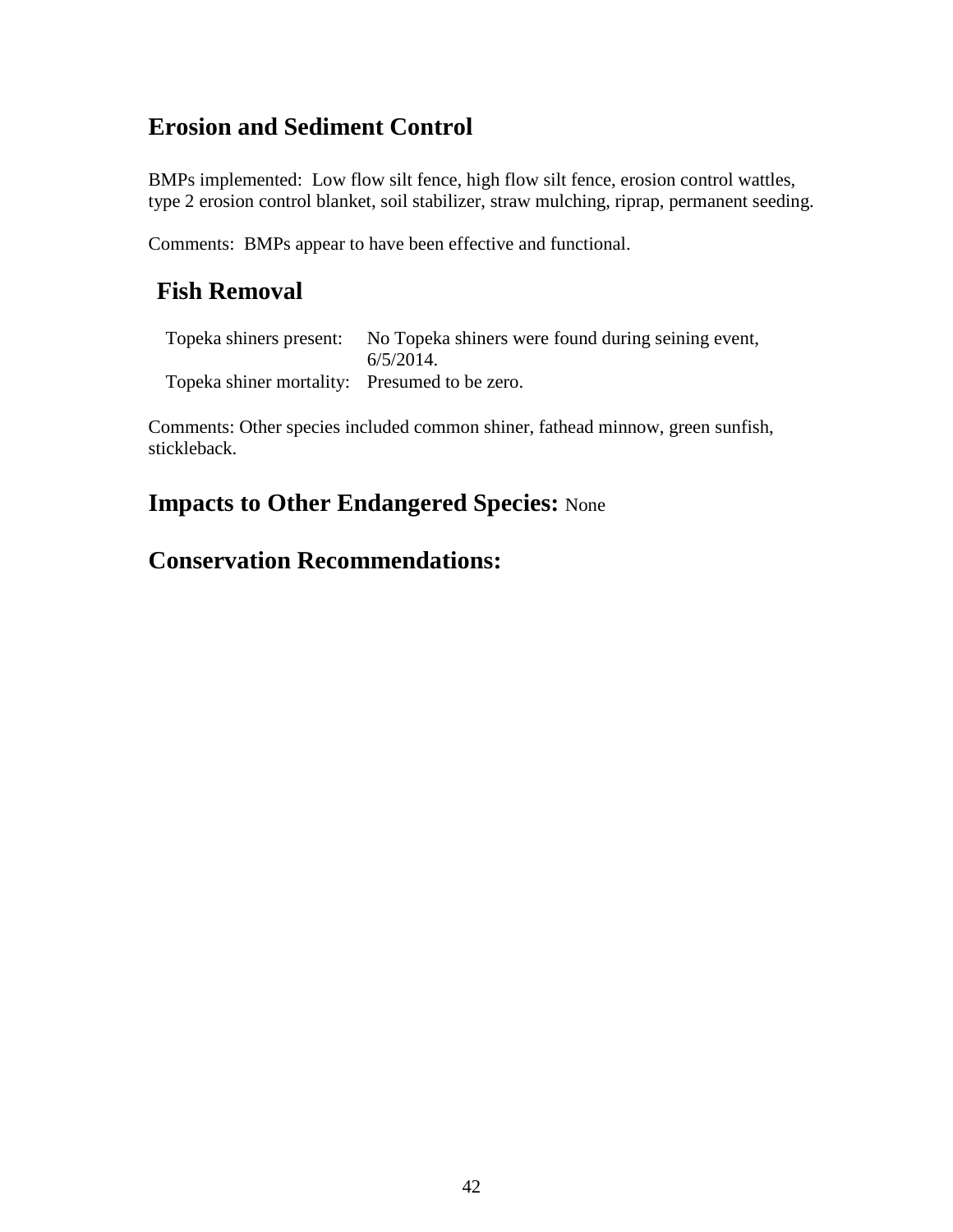## Erosion and Sediment Control

BMPs implemented: Low flow silt fence, high flow silt fence, erosion control wattles, type 2 erosion control blanket, soil stabilizer, straw mulching, riprap, permanent seeding.

Comments: BMPs appear to have been effective and functional.

## Fish Removal

| | |
|---|---|
| Topeka shiners present: | No Topeka shiners were found during seining event, 6/5/2014. |
| Topeka shiner mortality: | Presumed to be zero. |

Comments: Other species included common shiner, fathead minnow, green sunfish, stickleback.

## Impacts to Other Endangered Species: None

## Conservation Recommendations: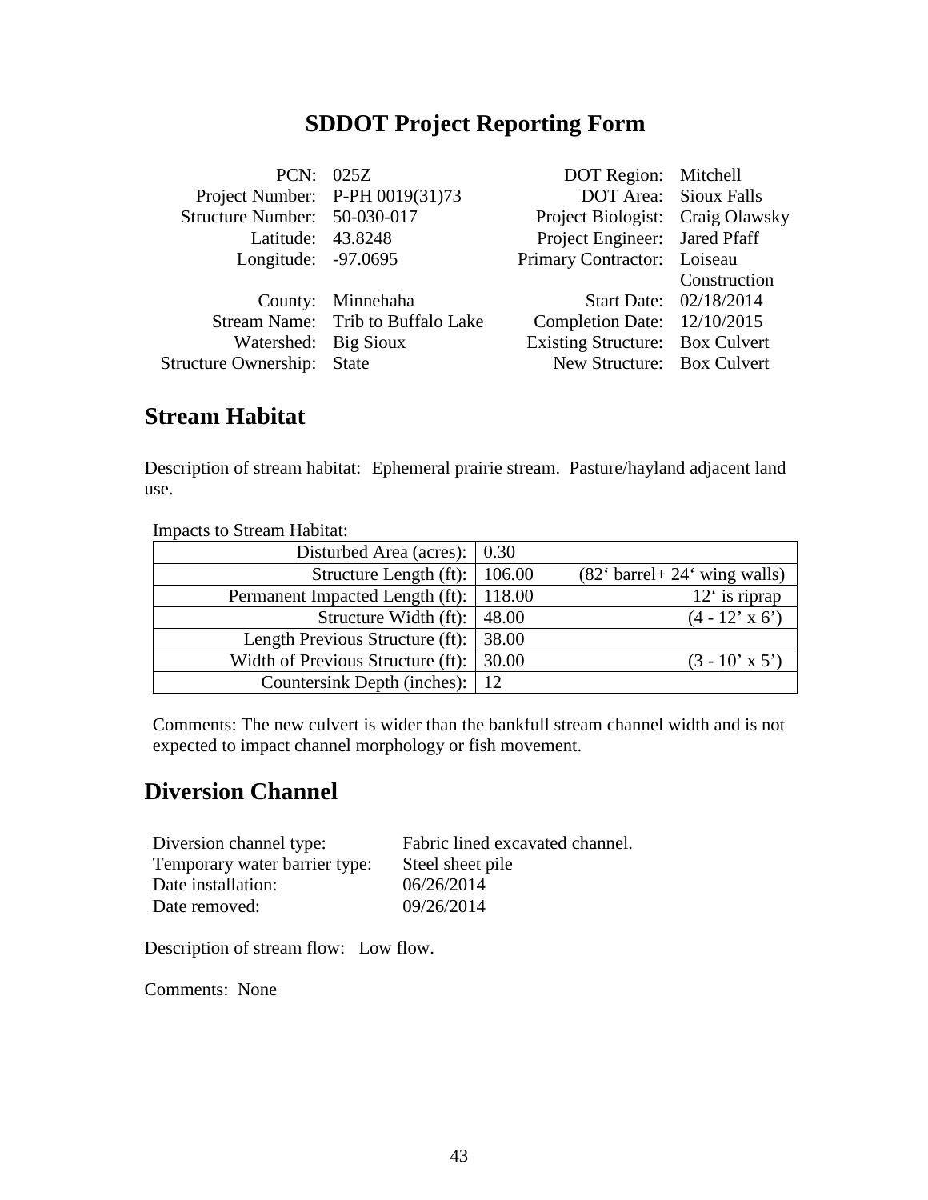# SDDOT Project Reporting Form

| | | | |
|---|---|---|---|
| PCN: | 025Z | DOT Region: | Mitchell |
| Project Number: | P-PH 0019(31)73 | DOT Area: | Sioux Falls |
| Structure Number: | 50-030-017 | Project Biologist: | Craig Olawsky |
| Latitude: | 43.8248 | Project Engineer: | Jared Pfaff |
| Longitude: | -97.0695 | Primary Contractor: | Loiseau Construction |
| County: | Minnehaha | Start Date: | 02/18/2014 |
| Stream Name: | Trib to Buffalo Lake | Completion Date: | 12/10/2015 |
| Watershed: | Big Sioux | Existing Structure: | Box Culvert |
| Structure Ownership: | State | New Structure: | Box Culvert |

## Stream Habitat

Description of stream habitat: Ephemeral prairie stream. Pasture/hayland adjacent land use.

Impacts to Stream Habitat:

| | | |
|---|---|---|
| Disturbed Area (acres): | 0.30 | |
| Structure Length (ft): | 106.00 | (82' barrel+ 24' wing walls) |
| Permanent Impacted Length (ft): | 118.00 | 12' is riprap |
| Structure Width (ft): | 48.00 | (4 - 12' x 6') |
| Length Previous Structure (ft): | 38.00 | |
| Width of Previous Structure (ft): | 30.00 | (3 - 10' x 5') |
| Countersink Depth (inches): | 12 | |

Comments: The new culvert is wider than the bankfull stream channel width and is not expected to impact channel morphology or fish movement.

## Diversion Channel

| | |
|---|---|
| Diversion channel type: | Fabric lined excavated channel. |
| Temporary water barrier type: | Steel sheet pile |
| Date installation: | 06/26/2014 |
| Date removed: | 09/26/2014 |

Description of stream flow: Low flow.

Comments: None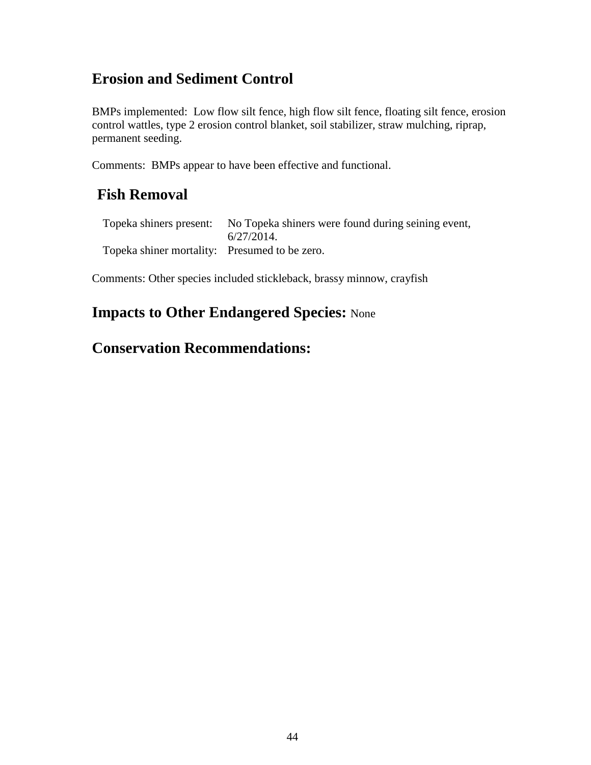## Erosion and Sediment Control

BMPs implemented: Low flow silt fence, high flow silt fence, floating silt fence, erosion control wattles, type 2 erosion control blanket, soil stabilizer, straw mulching, riprap, permanent seeding.

Comments: BMPs appear to have been effective and functional.

## Fish Removal

| | |
|---|---|
| Topeka shiners present: | No Topeka shiners were found during seining event, 6/27/2014. |
| Topeka shiner mortality: | Presumed to be zero. |

Comments: Other species included stickleback, brassy minnow, crayfish

## Impacts to Other Endangered Species: None

## Conservation Recommendations: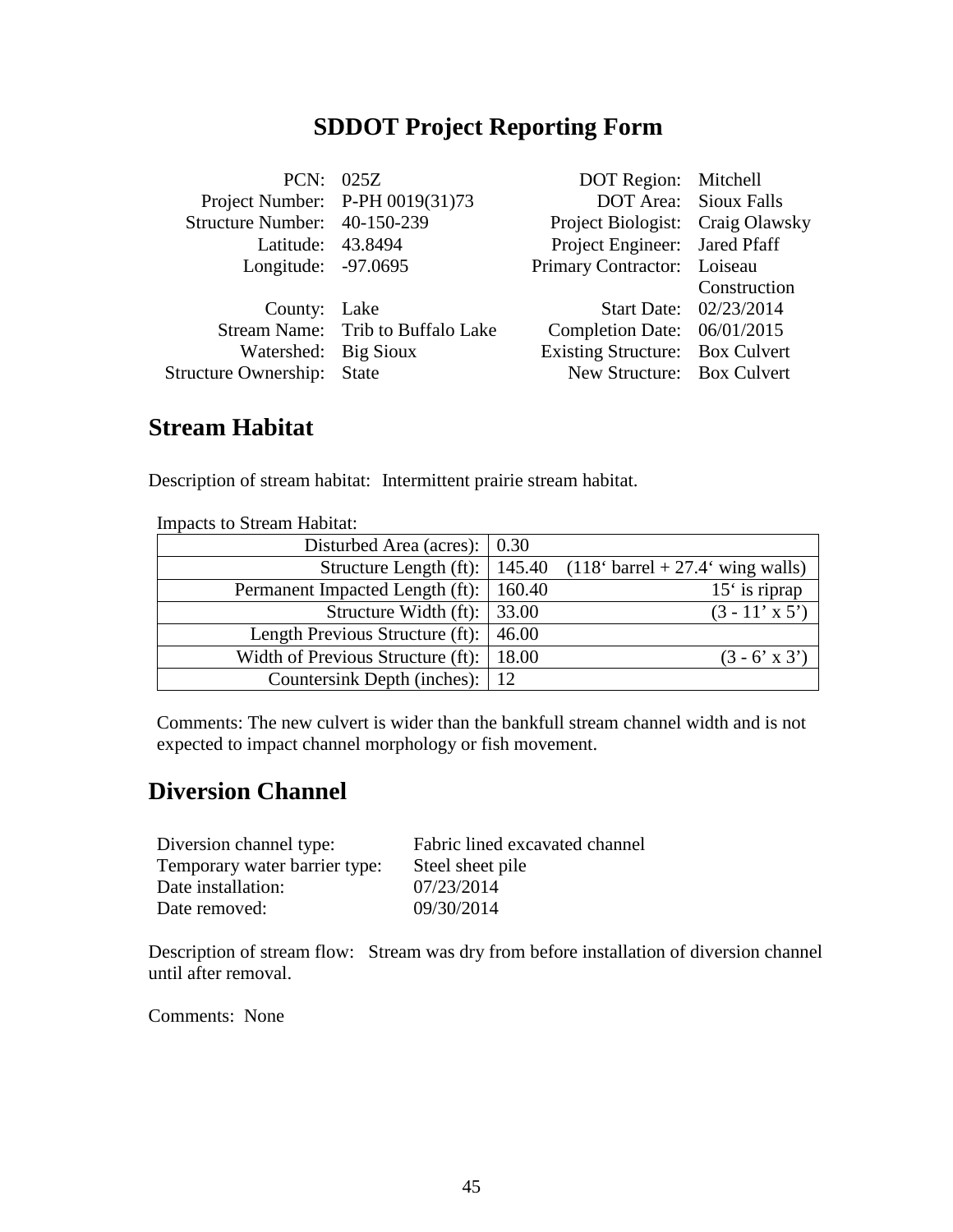# SDDOT Project Reporting Form

| | | | |
|---|---|---|---|
| PCN: | 025Z | DOT Region: | Mitchell |
| Project Number: | P-PH 0019(31)73 | DOT Area: | Sioux Falls |
| Structure Number: | 40-150-239 | Project Biologist: | Craig Olawsky |
| Latitude: | 43.8494 | Project Engineer: | Jared Pfaff |
| Longitude: | -97.0695 | Primary Contractor: | Loiseau Construction |
| County: | Lake | Start Date: | 02/23/2014 |
| Stream Name: | Trib to Buffalo Lake | Completion Date: | 06/01/2015 |
| Watershed: | Big Sioux | Existing Structure: | Box Culvert |
| Structure Ownership: | State | New Structure: | Box Culvert |

## Stream Habitat

Description of stream habitat: Intermittent prairie stream habitat.

Impacts to Stream Habitat:

| | | |
|---|---|---|
| Disturbed Area (acres): | 0.30 | |
| Structure Length (ft): | 145.40 | (118' barrel + 27.4' wing walls) |
| Permanent Impacted Length (ft): | 160.40 | 15' is riprap |
| Structure Width (ft): | 33.00 | (3 - 11' x 5') |
| Length Previous Structure (ft): | 46.00 | |
| Width of Previous Structure (ft): | 18.00 | (3 - 6' x 3') |
| Countersink Depth (inches): | 12 | |

Comments: The new culvert is wider than the bankfull stream channel width and is not expected to impact channel morphology or fish movement.

## Diversion Channel

| | |
|---|---|
| Diversion channel type: | Fabric lined excavated channel |
| Temporary water barrier type: | Steel sheet pile |
| Date installation: | 07/23/2014 |
| Date removed: | 09/30/2014 |

Description of stream flow: Stream was dry from before installation of diversion channel until after removal.

Comments: None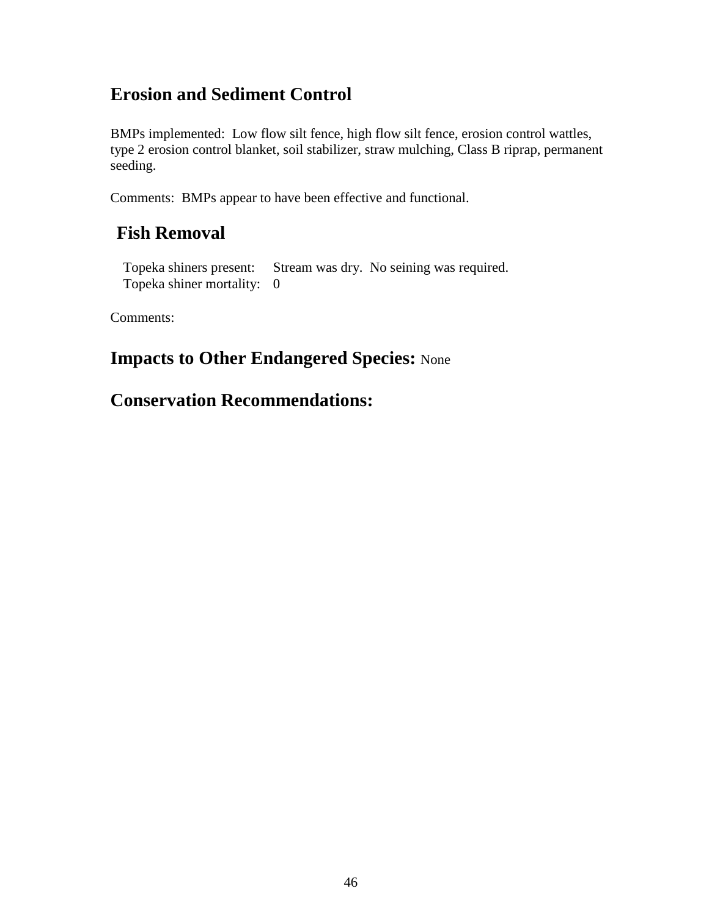## Erosion and Sediment Control

BMPs implemented: Low flow silt fence, high flow silt fence, erosion control wattles, type 2 erosion control blanket, soil stabilizer, straw mulching, Class B riprap, permanent seeding.

Comments: BMPs appear to have been effective and functional.

## Fish Removal

Topeka shiners present: Stream was dry. No seining was required.
Topeka shiner mortality: 0

Comments:

## Impacts to Other Endangered Species: None

## Conservation Recommendations: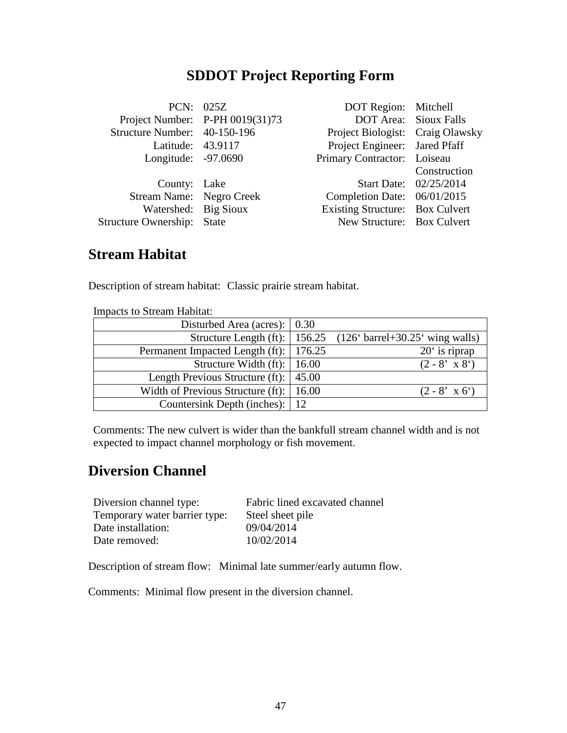# SDDOT Project Reporting Form

| | | | |
|---|---|---|---|
| PCN: | 025Z | DOT Region: | Mitchell |
| Project Number: | P-PH 0019(31)73 | DOT Area: | Sioux Falls |
| Structure Number: | 40-150-196 | Project Biologist: | Craig Olawsky |
| Latitude: | 43.9117 | Project Engineer: | Jared Pfaff |
| Longitude: | -97.0690 | Primary Contractor: | Loiseau Construction |
| County: | Lake | Start Date: | 02/25/2014 |
| Stream Name: | Negro Creek | Completion Date: | 06/01/2015 |
| Watershed: | Big Sioux | Existing Structure: | Box Culvert |
| Structure Ownership: | State | New Structure: | Box Culvert |

## Stream Habitat

Description of stream habitat: Classic prairie stream habitat.

Impacts to Stream Habitat:

| | | |
|---|---|---|
| Disturbed Area (acres): | 0.30 | |
| Structure Length (ft): | 156.25 | (126' barrel+30.25' wing walls) |
| Permanent Impacted Length (ft): | 176.25 | 20' is riprap |
| Structure Width (ft): | 16.00 | (2 - 8' x 8') |
| Length Previous Structure (ft): | 45.00 | |
| Width of Previous Structure (ft): | 16.00 | (2 - 8' x 6') |
| Countersink Depth (inches): | 12 | |

Comments: The new culvert is wider than the bankfull stream channel width and is not expected to impact channel morphology or fish movement.

## Diversion Channel

| | |
|---|---|
| Diversion channel type: | Fabric lined excavated channel |
| Temporary water barrier type: | Steel sheet pile |
| Date installation: | 09/04/2014 |
| Date removed: | 10/02/2014 |

Description of stream flow: Minimal late summer/early autumn flow.

Comments: Minimal flow present in the diversion channel.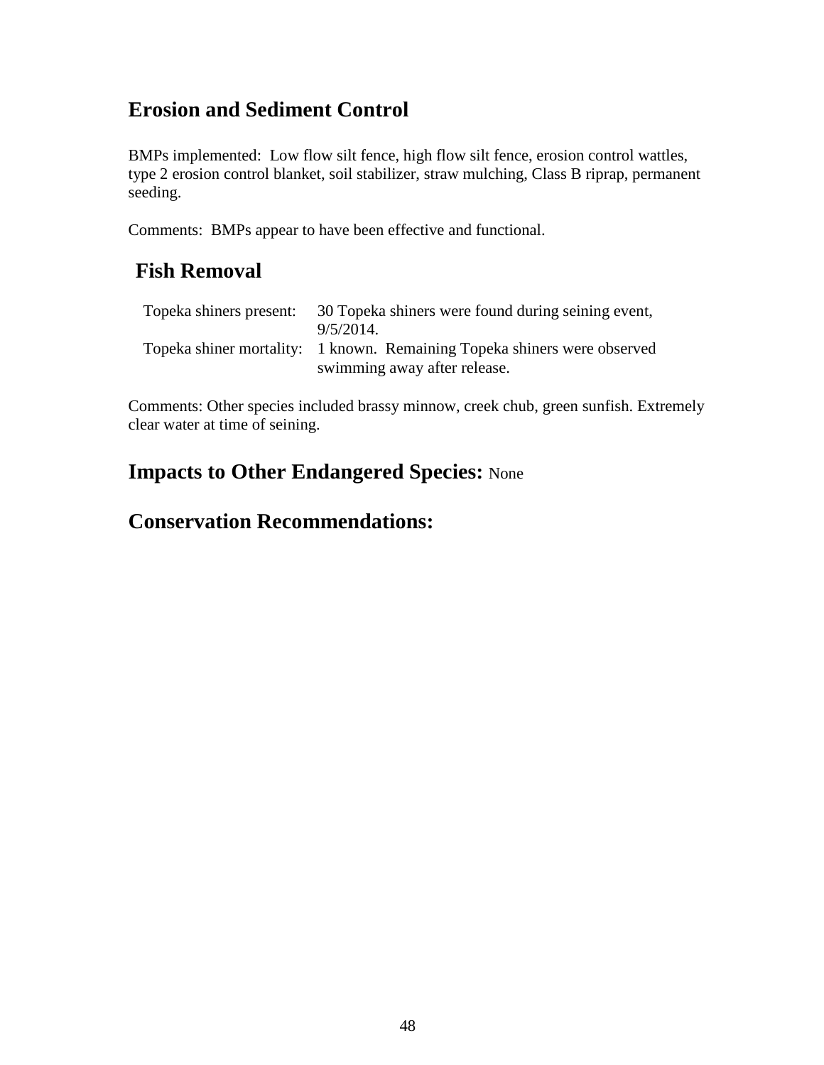## Erosion and Sediment Control

BMPs implemented: Low flow silt fence, high flow silt fence, erosion control wattles, type 2 erosion control blanket, soil stabilizer, straw mulching, Class B riprap, permanent seeding.

Comments: BMPs appear to have been effective and functional.

## Fish Removal

| | |
|---|---|
| Topeka shiners present: | 30 Topeka shiners were found during seining event, 9/5/2014. |
| Topeka shiner mortality: | 1 known. Remaining Topeka shiners were observed swimming away after release. |

Comments: Other species included brassy minnow, creek chub, green sunfish. Extremely clear water at time of seining.

## Impacts to Other Endangered Species: None

## Conservation Recommendations: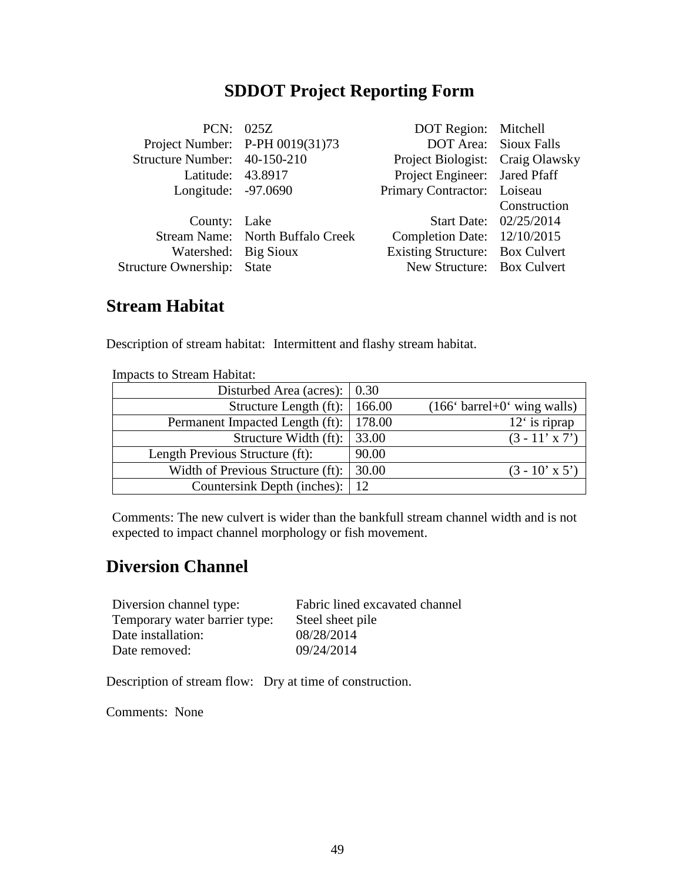# SDDOT Project Reporting Form

| | | | |
|---|---|---|---|
| PCN: | 025Z | DOT Region: | Mitchell |
| Project Number: | P-PH 0019(31)73 | DOT Area: | Sioux Falls |
| Structure Number: | 40-150-210 | Project Biologist: | Craig Olawsky |
| Latitude: | 43.8917 | Project Engineer: | Jared Pfaff |
| Longitude: | -97.0690 | Primary Contractor: | Loiseau Construction |
| County: | Lake | Start Date: | 02/25/2014 |
| Stream Name: | North Buffalo Creek | Completion Date: | 12/10/2015 |
| Watershed: | Big Sioux | Existing Structure: | Box Culvert |
| Structure Ownership: | State | New Structure: | Box Culvert |

## Stream Habitat

Description of stream habitat: Intermittent and flashy stream habitat.

Impacts to Stream Habitat:

| | | |
|---|---|---|
| Disturbed Area (acres): | 0.30 | |
| Structure Length (ft): | 166.00 | (166‘ barrel+0‘ wing walls) |
| Permanent Impacted Length (ft): | 178.00 | 12‘ is riprap |
| Structure Width (ft): | 33.00 | (3 - 11’ x 7’) |
| Length Previous Structure (ft): | 90.00 | |
| Width of Previous Structure (ft): | 30.00 | (3 - 10’ x 5’) |
| Countersink Depth (inches): | 12 | |

Comments: The new culvert is wider than the bankfull stream channel width and is not expected to impact channel morphology or fish movement.

## Diversion Channel

| | |
|---|---|
| Diversion channel type: | Fabric lined excavated channel |
| Temporary water barrier type: | Steel sheet pile |
| Date installation: | 08/28/2014 |
| Date removed: | 09/24/2014 |

Description of stream flow: Dry at time of construction.

Comments: None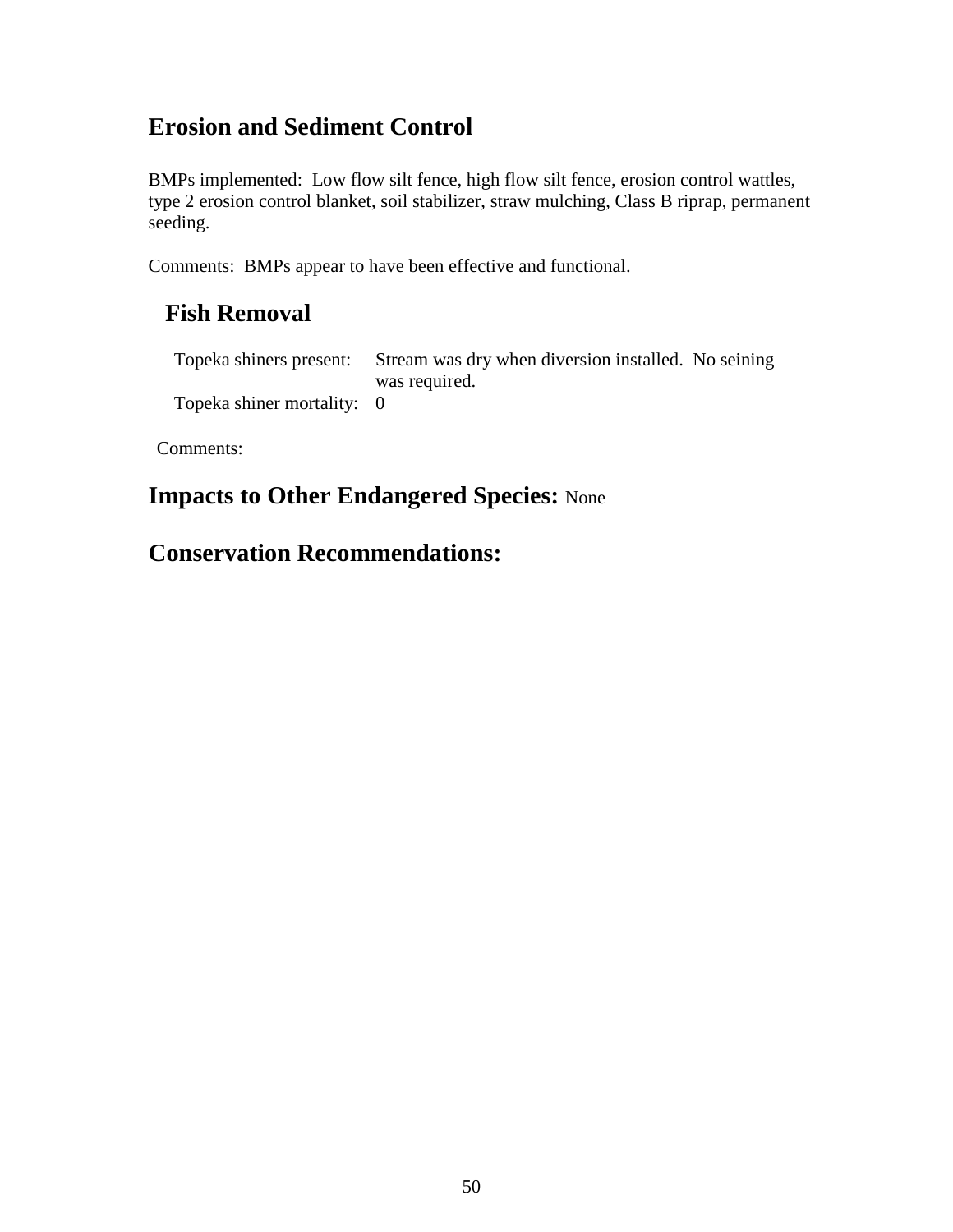## Erosion and Sediment Control

BMPs implemented: Low flow silt fence, high flow silt fence, erosion control wattles, type 2 erosion control blanket, soil stabilizer, straw mulching, Class B riprap, permanent seeding.

Comments: BMPs appear to have been effective and functional.

## Fish Removal

| | |
|---|---|
| Topeka shiners present: | Stream was dry when diversion installed. No seining was required. |
| Topeka shiner mortality: | 0 |

Comments:

## Impacts to Other Endangered Species: None

## Conservation Recommendations: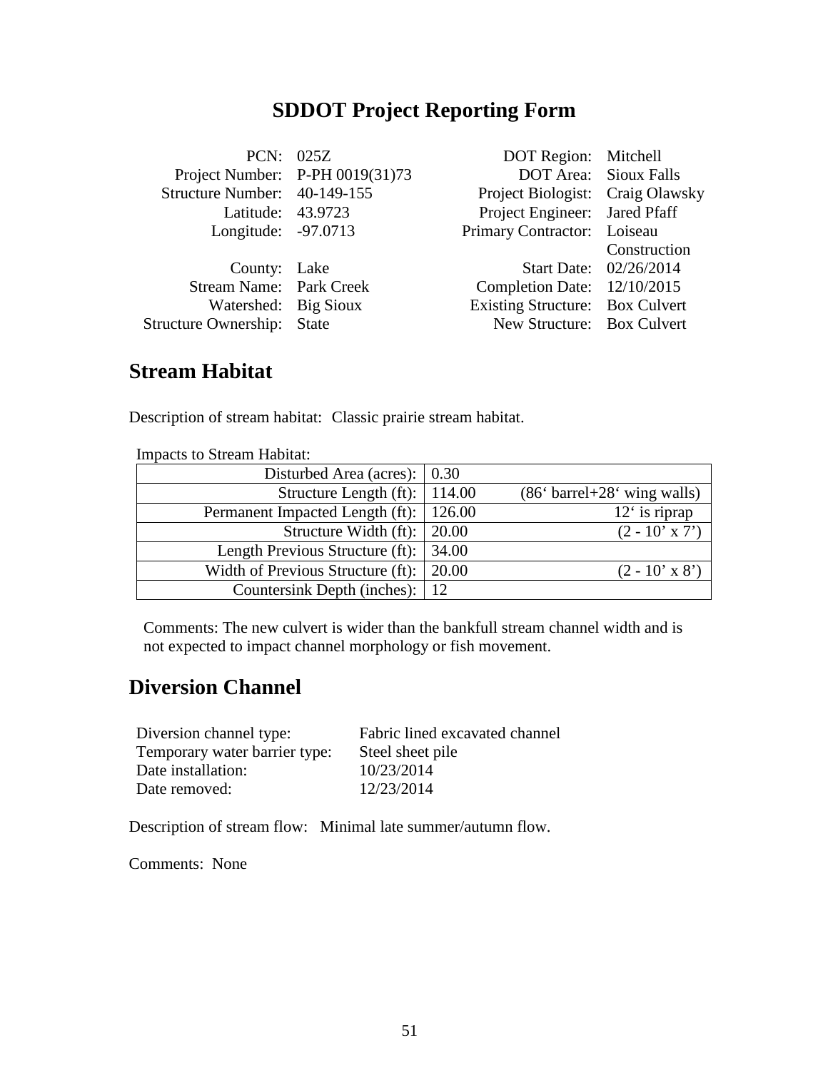# SDDOT Project Reporting Form

| | | | |
|---|---|---|---|
| PCN: | 025Z | DOT Region: | Mitchell |
| Project Number: | P-PH 0019(31)73 | DOT Area: | Sioux Falls |
| Structure Number: | 40-149-155 | Project Biologist: | Craig Olawsky |
| Latitude: | 43.9723 | Project Engineer: | Jared Pfaff |
| Longitude: | -97.0713 | Primary Contractor: | Loiseau Construction |
| County: | Lake | Start Date: | 02/26/2014 |
| Stream Name: | Park Creek | Completion Date: | 12/10/2015 |
| Watershed: | Big Sioux | Existing Structure: | Box Culvert |
| Structure Ownership: | State | New Structure: | Box Culvert |

## Stream Habitat

Description of stream habitat: Classic prairie stream habitat.

Impacts to Stream Habitat:

| | | |
|---|---|---|
| Disturbed Area (acres): | 0.30 | |
| Structure Length (ft): | 114.00 | (86' barrel+28' wing walls) |
| Permanent Impacted Length (ft): | 126.00 | 12' is riprap |
| Structure Width (ft): | 20.00 | (2 - 10' x 7') |
| Length Previous Structure (ft): | 34.00 | |
| Width of Previous Structure (ft): | 20.00 | (2 - 10' x 8') |
| Countersink Depth (inches): | 12 | |

Comments: The new culvert is wider than the bankfull stream channel width and is not expected to impact channel morphology or fish movement.

## Diversion Channel

| | |
|---|---|
| Diversion channel type: | Fabric lined excavated channel |
| Temporary water barrier type: | Steel sheet pile |
| Date installation: | 10/23/2014 |
| Date removed: | 12/23/2014 |

Description of stream flow: Minimal late summer/autumn flow.

Comments: None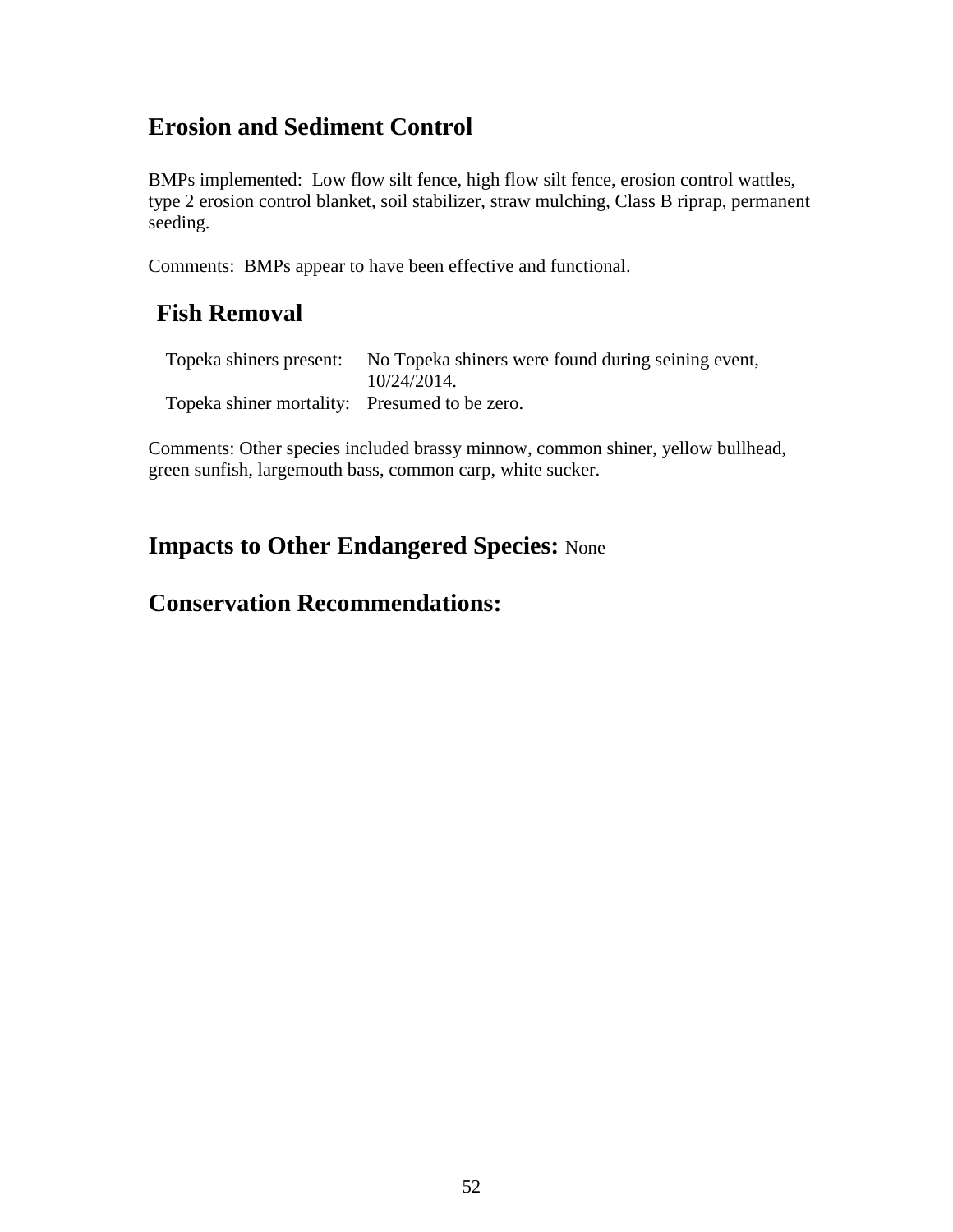## Erosion and Sediment Control

BMPs implemented: Low flow silt fence, high flow silt fence, erosion control wattles, type 2 erosion control blanket, soil stabilizer, straw mulching, Class B riprap, permanent seeding.

Comments: BMPs appear to have been effective and functional.

## Fish Removal

| | |
|---|---|
| Topeka shiners present: | No Topeka shiners were found during seining event, 10/24/2014. |
| Topeka shiner mortality: | Presumed to be zero. |

Comments: Other species included brassy minnow, common shiner, yellow bullhead, green sunfish, largemouth bass, common carp, white sucker.

## Impacts to Other Endangered Species: None

## Conservation Recommendations: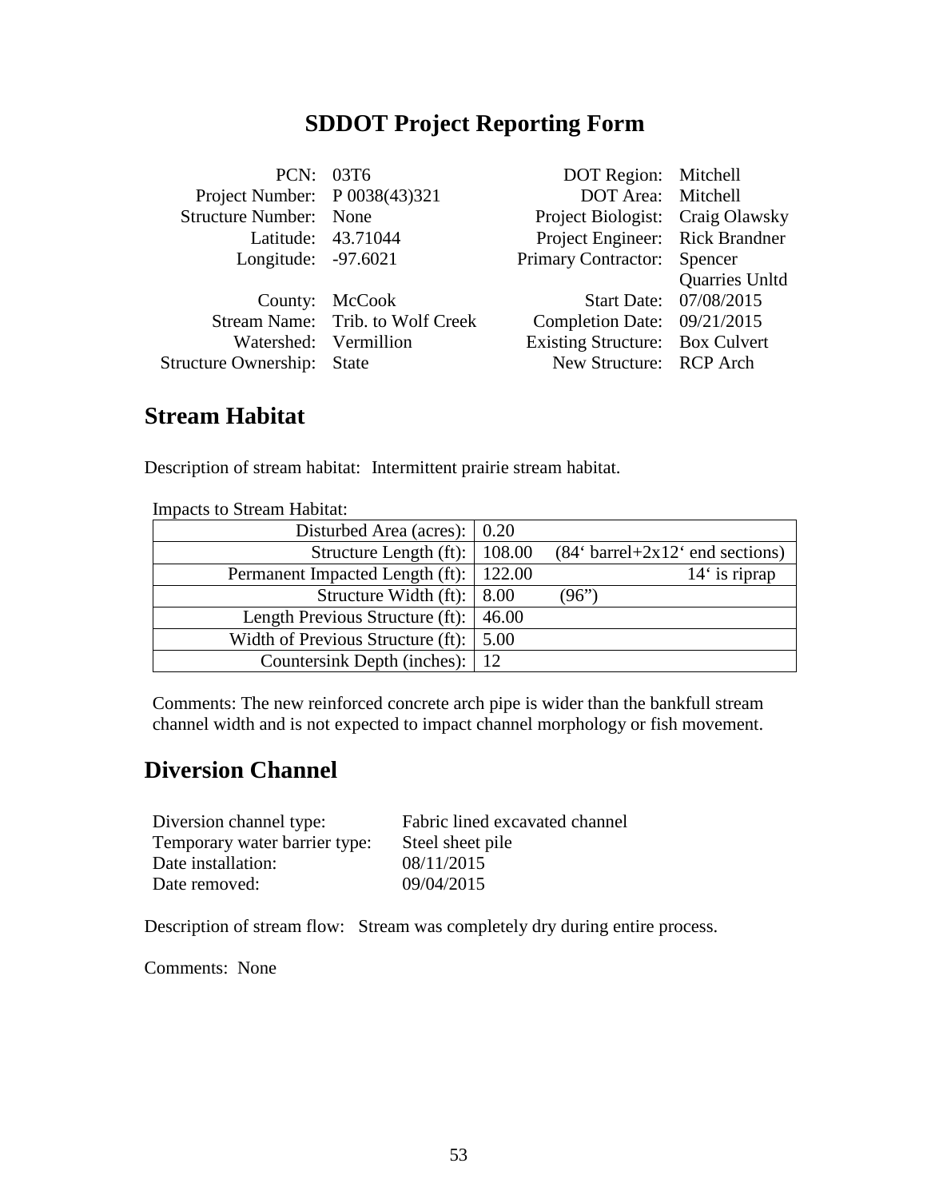# SDDOT Project Reporting Form

| | | | |
|---|---|---|---|
| PCN: | 03T6 | DOT Region: | Mitchell |
| Project Number: | P 0038(43)321 | DOT Area: | Mitchell |
| Structure Number: | None | Project Biologist: | Craig Olawsky |
| Latitude: | 43.71044 | Project Engineer: | Rick Brandner |
| Longitude: | -97.6021 | Primary Contractor: | Spencer Quarries Unltd |
| County: | McCook | Start Date: | 07/08/2015 |
| Stream Name: | Trib. to Wolf Creek | Completion Date: | 09/21/2015 |
| Watershed: | Vermillion | Existing Structure: | Box Culvert |
| Structure Ownership: | State | New Structure: | RCP Arch |

## Stream Habitat

Description of stream habitat: Intermittent prairie stream habitat.

Impacts to Stream Habitat:

| | | |
|---|---|---|
| Disturbed Area (acres): | 0.20 | |
| Structure Length (ft): | 108.00 | (84' barrel+2x12' end sections) |
| Permanent Impacted Length (ft): | 122.00 | 14' is riprap |
| Structure Width (ft): | 8.00 | (96") |
| Length Previous Structure (ft): | 46.00 | |
| Width of Previous Structure (ft): | 5.00 | |
| Countersink Depth (inches): | 12 | |

Comments: The new reinforced concrete arch pipe is wider than the bankfull stream channel width and is not expected to impact channel morphology or fish movement.

## Diversion Channel

| | |
|---|---|
| Diversion channel type: | Fabric lined excavated channel |
| Temporary water barrier type: | Steel sheet pile |
| Date installation: | 08/11/2015 |
| Date removed: | 09/04/2015 |

Description of stream flow: Stream was completely dry during entire process.

Comments: None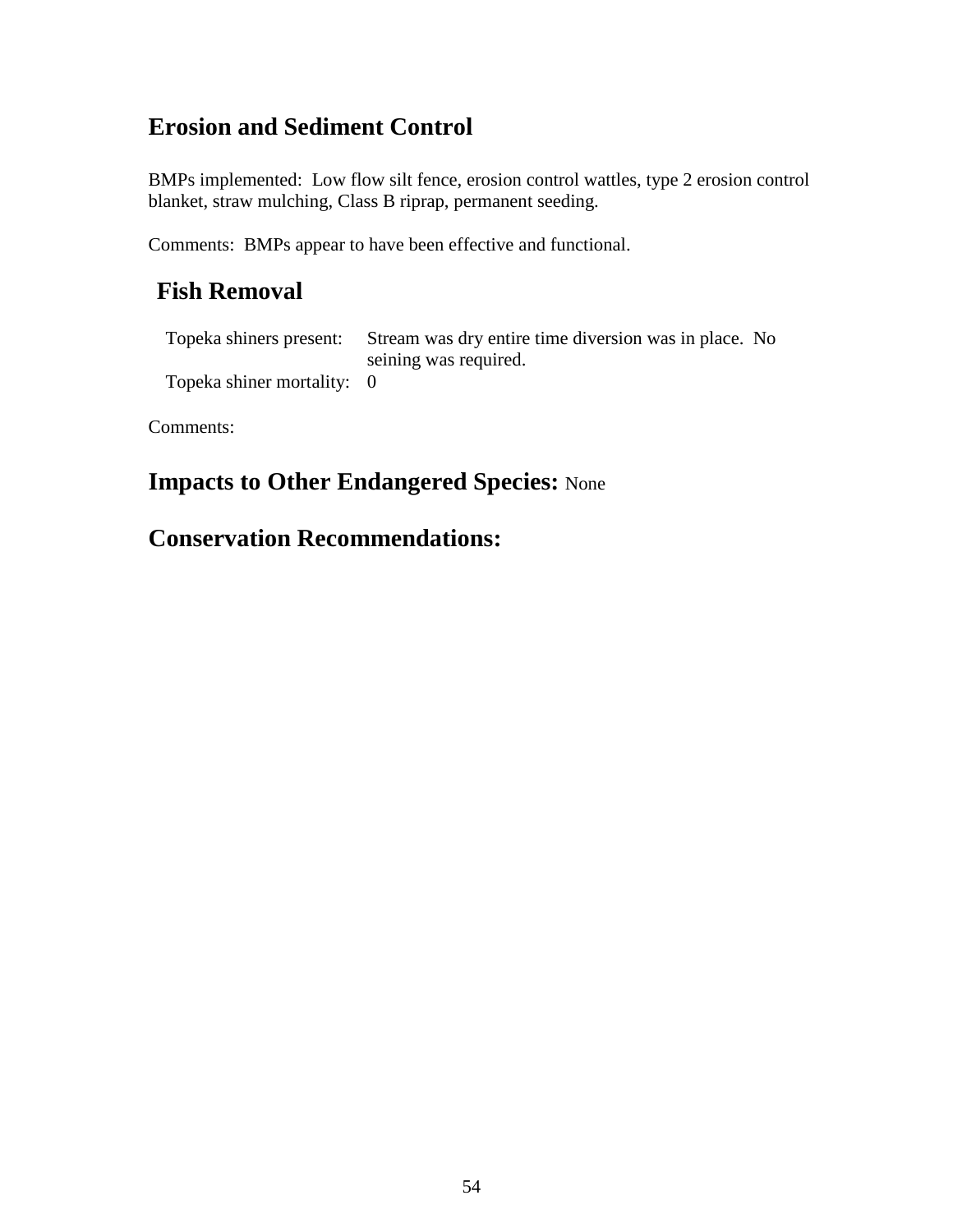## Erosion and Sediment Control

BMPs implemented: Low flow silt fence, erosion control wattles, type 2 erosion control blanket, straw mulching, Class B riprap, permanent seeding.

Comments: BMPs appear to have been effective and functional.

## Fish Removal

| | |
|---|---|
| Topeka shiners present: | Stream was dry entire time diversion was in place. No seining was required. |
| Topeka shiner mortality: | 0 |

Comments:

## Impacts to Other Endangered Species: None

## Conservation Recommendations: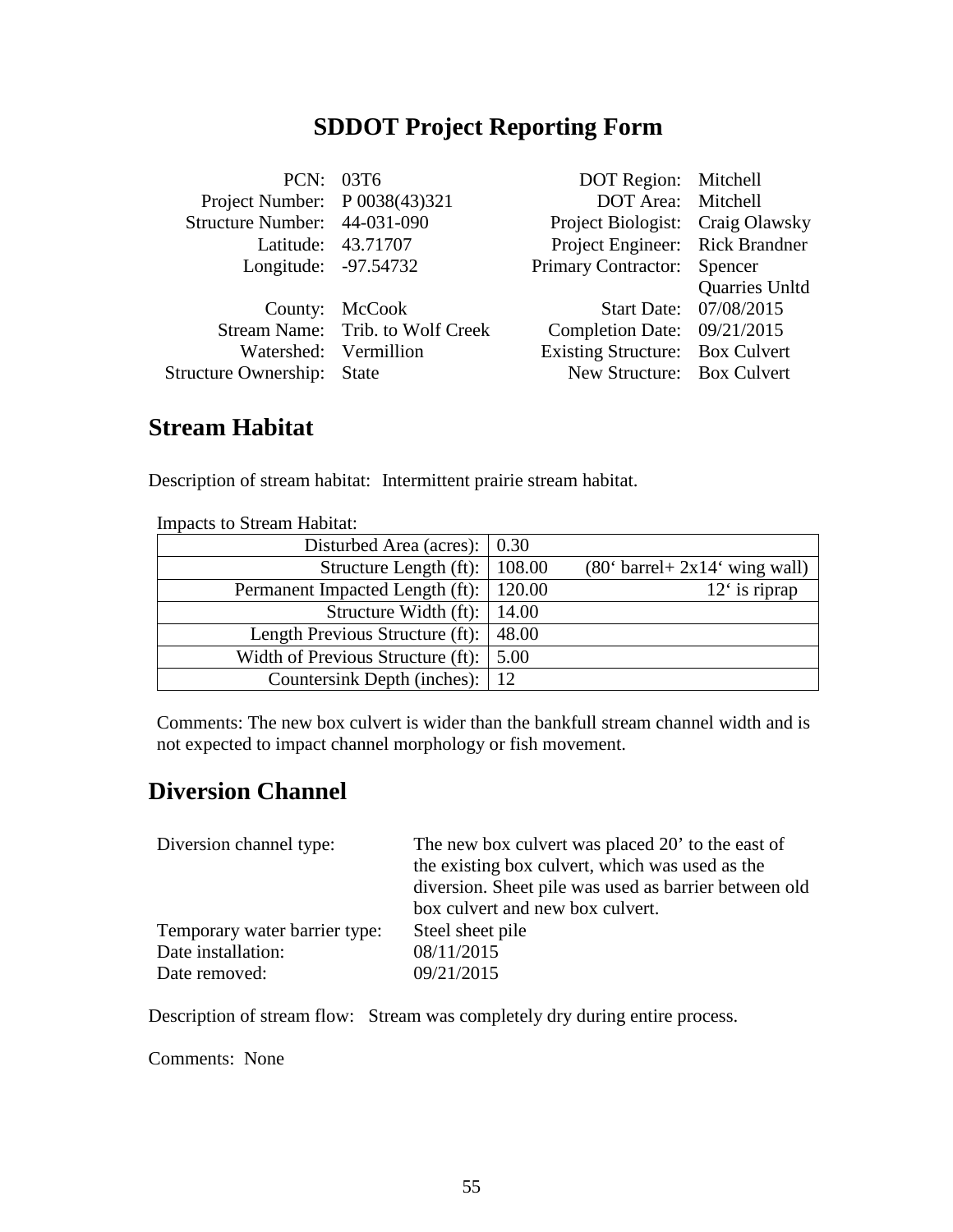# SDDOT Project Reporting Form

| | | | |
|---|---|---|---|
| PCN: | 03T6 | DOT Region: | Mitchell |
| Project Number: | P 0038(43)321 | DOT Area: | Mitchell |
| Structure Number: | 44-031-090 | Project Biologist: | Craig Olawsky |
| Latitude: | 43.71707 | Project Engineer: | Rick Brandner |
| Longitude: | -97.54732 | Primary Contractor: | Spencer Quarries Unltd |
| County: | McCook | Start Date: | 07/08/2015 |
| Stream Name: | Trib. to Wolf Creek | Completion Date: | 09/21/2015 |
| Watershed: | Vermillion | Existing Structure: | Box Culvert |
| Structure Ownership: | State | New Structure: | Box Culvert |

## Stream Habitat

Description of stream habitat: Intermittent prairie stream habitat.

Impacts to Stream Habitat:

| | | |
|---|---|---|
| Disturbed Area (acres): | 0.30 | |
| Structure Length (ft): | 108.00 | (80‘ barrel+ 2x14‘ wing wall) |
| Permanent Impacted Length (ft): | 120.00 | 12‘ is riprap |
| Structure Width (ft): | 14.00 | |
| Length Previous Structure (ft): | 48.00 | |
| Width of Previous Structure (ft): | 5.00 | |
| Countersink Depth (inches): | 12 | |

Comments: The new box culvert is wider than the bankfull stream channel width and is not expected to impact channel morphology or fish movement.

## Diversion Channel

| | |
|---|---|
| Diversion channel type: | The new box culvert was placed 20' to the east of the existing box culvert, which was used as the diversion. Sheet pile was used as barrier between old box culvert and new box culvert. |
| Temporary water barrier type: | Steel sheet pile |
| Date installation: | 08/11/2015 |
| Date removed: | 09/21/2015 |

Description of stream flow: Stream was completely dry during entire process.

Comments: None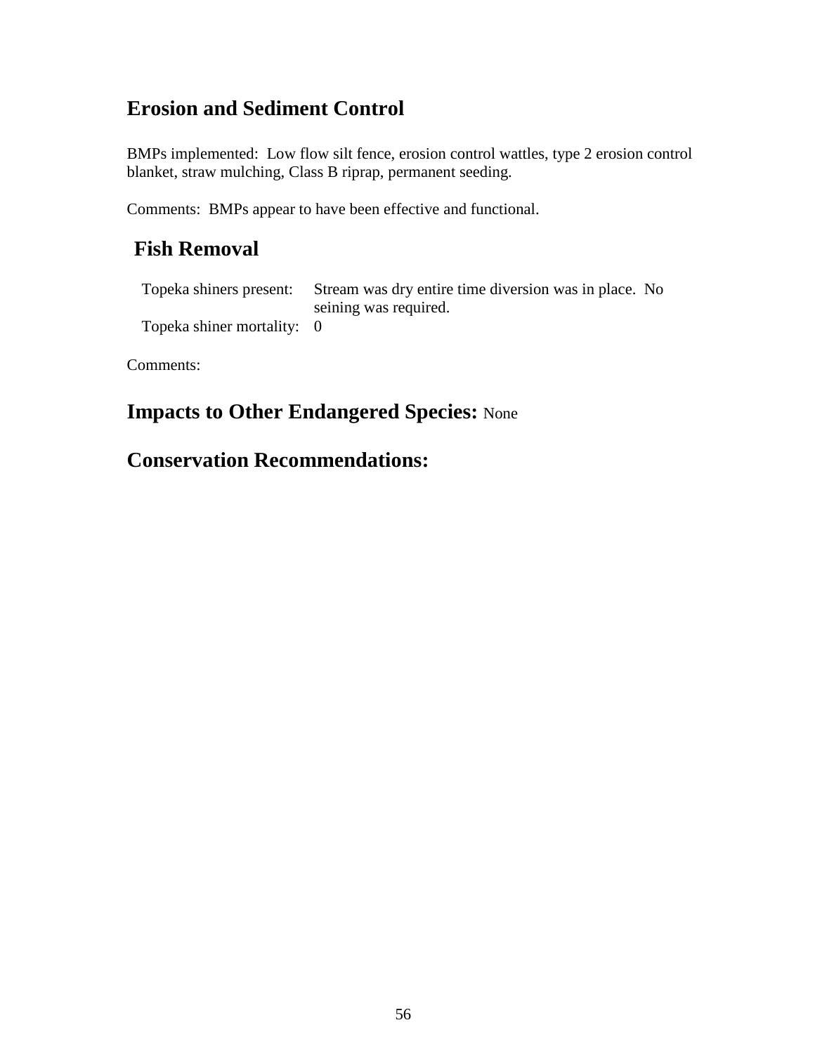## Erosion and Sediment Control

BMPs implemented: Low flow silt fence, erosion control wattles, type 2 erosion control blanket, straw mulching, Class B riprap, permanent seeding.

Comments: BMPs appear to have been effective and functional.

## Fish Removal

| | |
|---|---|
| Topeka shiners present: | Stream was dry entire time diversion was in place. No seining was required. |
| Topeka shiner mortality: | 0 |

Comments:

## Impacts to Other Endangered Species: None

## Conservation Recommendations: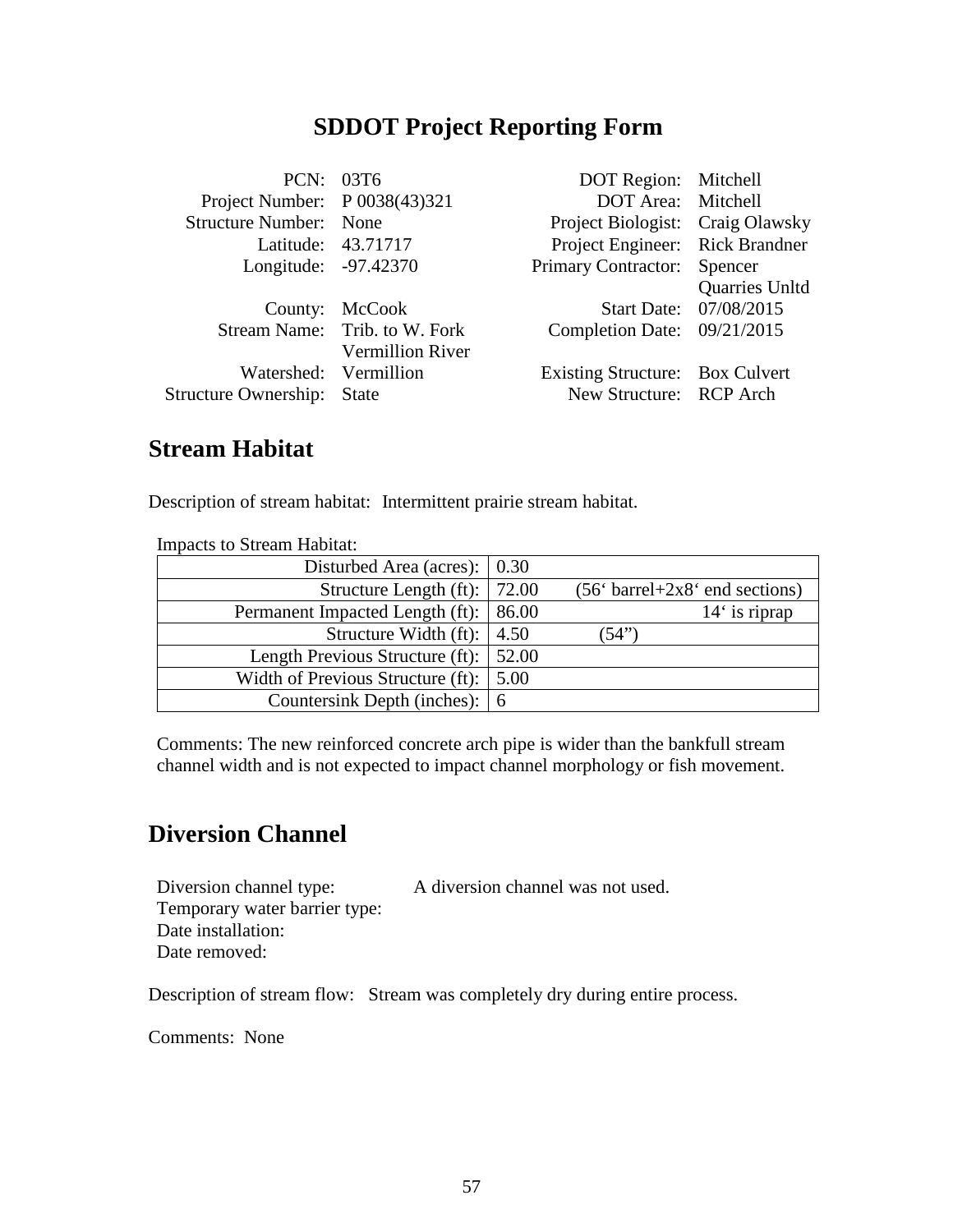# SDDOT Project Reporting Form

| | | | |
|---|---|---|---|
| PCN: | 03T6 | DOT Region: | Mitchell |
| Project Number: | P 0038(43)321 | DOT Area: | Mitchell |
| Structure Number: | None | Project Biologist: | Craig Olawsky |
| Latitude: | 43.71717 | Project Engineer: | Rick Brandner |
| Longitude: | -97.42370 | Primary Contractor: | Spencer Quarries Unltd |
| County: | McCook | Start Date: | 07/08/2015 |
| Stream Name: | Trib. to W. Fork Vermillion River | Completion Date: | 09/21/2015 |
| Watershed: | Vermillion | Existing Structure: | Box Culvert |
| Structure Ownership: | State | New Structure: | RCP Arch |

## Stream Habitat

Description of stream habitat: Intermittent prairie stream habitat.

Impacts to Stream Habitat:

| | |
|---|---|
| Disturbed Area (acres): | 0.30 |
| Structure Length (ft): | 72.00 (56' barrel+2x8' end sections) |
| Permanent Impacted Length (ft): | 86.00 14' is riprap |
| Structure Width (ft): | 4.50 (54") |
| Length Previous Structure (ft): | 52.00 |
| Width of Previous Structure (ft): | 5.00 |
| Countersink Depth (inches): | 6 |

Comments: The new reinforced concrete arch pipe is wider than the bankfull stream channel width and is not expected to impact channel morphology or fish movement.

## Diversion Channel

Diversion channel type: A diversion channel was not used.
Temporary water barrier type:
Date installation:
Date removed:

Description of stream flow: Stream was completely dry during entire process.

Comments: None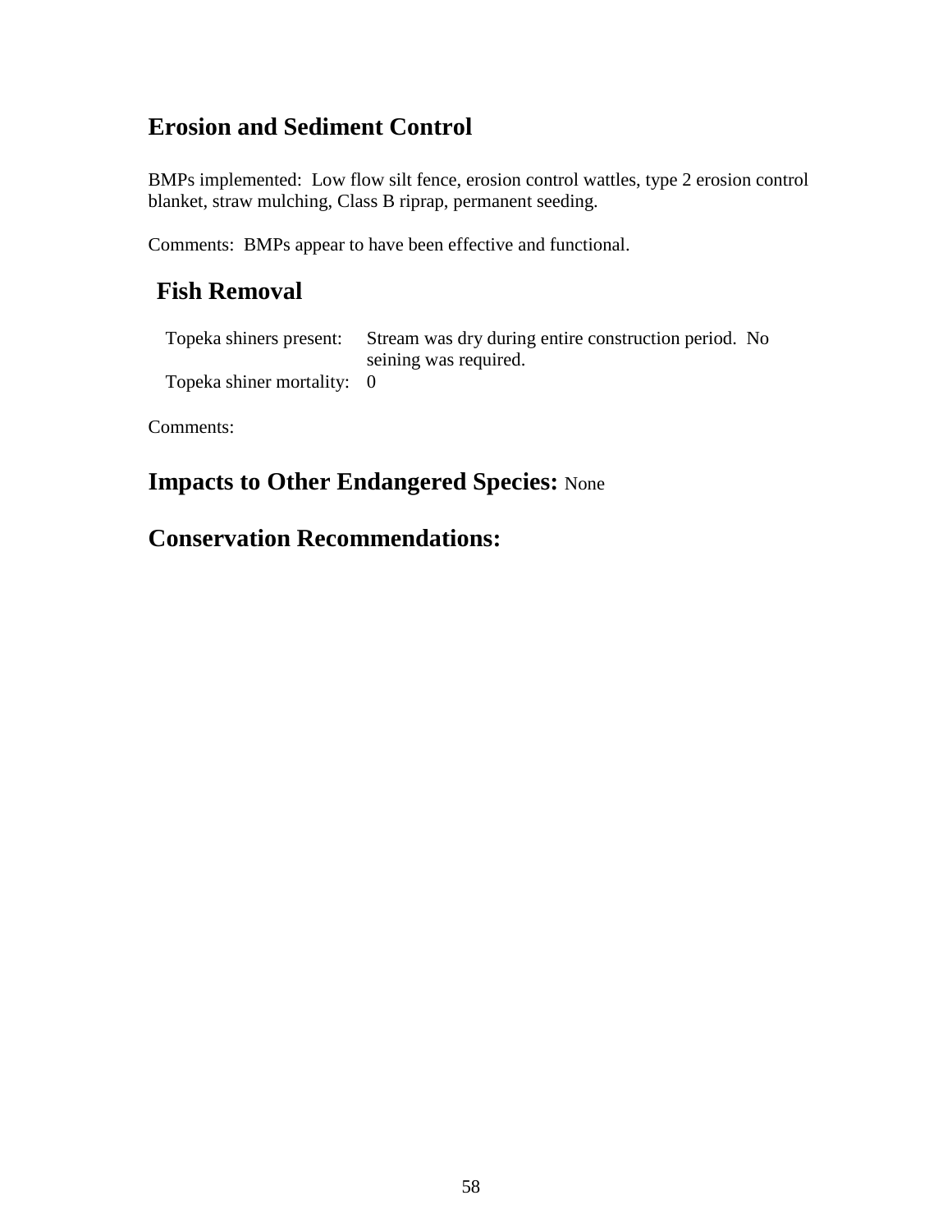## Erosion and Sediment Control

BMPs implemented: Low flow silt fence, erosion control wattles, type 2 erosion control blanket, straw mulching, Class B riprap, permanent seeding.

Comments: BMPs appear to have been effective and functional.

## Fish Removal

| | |
|---|---|
| Topeka shiners present: | Stream was dry during entire construction period. No seining was required. |
| Topeka shiner mortality: | 0 |

Comments:

## Impacts to Other Endangered Species: None

## Conservation Recommendations: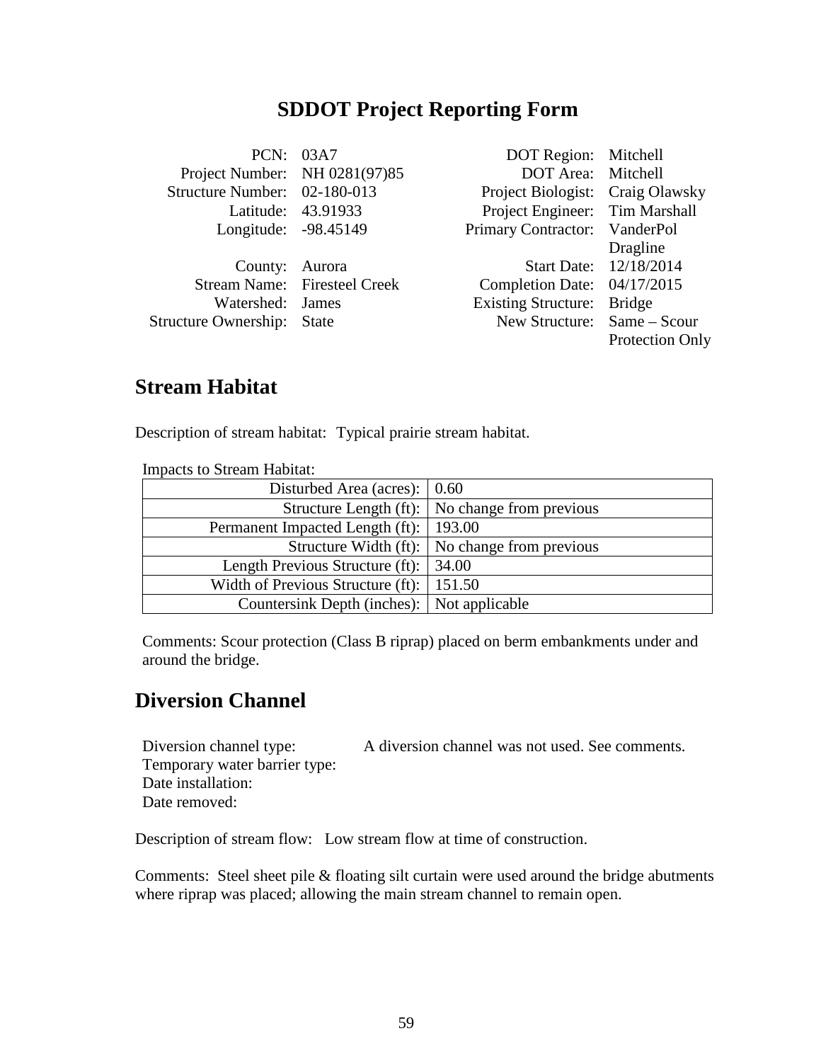# SDDOT Project Reporting Form

| | | | |
|---|---|---|---|
| PCN: | 03A7 | DOT Region: | Mitchell |
| Project Number: | NH 0281(97)85 | DOT Area: | Mitchell |
| Structure Number: | 02-180-013 | Project Biologist: | Craig Olawsky |
| Latitude: | 43.91933 | Project Engineer: | Tim Marshall |
| Longitude: | -98.45149 | Primary Contractor: | VanderPol Dragline |
| County: | Aurora | Start Date: | 12/18/2014 |
| Stream Name: | Firesteel Creek | Completion Date: | 04/17/2015 |
| Watershed: | James | Existing Structure: | Bridge |
| Structure Ownership: | State | New Structure: | Same – Scour Protection Only |

## Stream Habitat

Description of stream habitat: Typical prairie stream habitat.

Impacts to Stream Habitat:

| | |
|---|---|
| Disturbed Area (acres): | 0.60 |
| Structure Length (ft): | No change from previous |
| Permanent Impacted Length (ft): | 193.00 |
| Structure Width (ft): | No change from previous |
| Length Previous Structure (ft): | 34.00 |
| Width of Previous Structure (ft): | 151.50 |
| Countersink Depth (inches): | Not applicable |

Comments: Scour protection (Class B riprap) placed on berm embankments under and around the bridge.

## Diversion Channel

Diversion channel type: A diversion channel was not used. See comments.
Temporary water barrier type:
Date installation:
Date removed:

Description of stream flow: Low stream flow at time of construction.

Comments: Steel sheet pile & floating silt curtain were used around the bridge abutments where riprap was placed; allowing the main stream channel to remain open.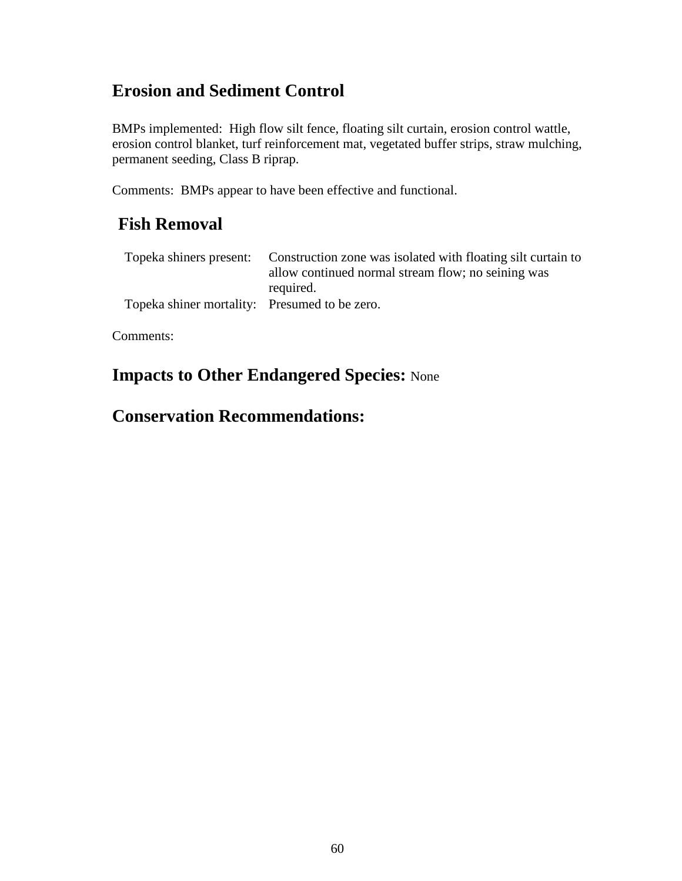## Erosion and Sediment Control

BMPs implemented: High flow silt fence, floating silt curtain, erosion control wattle, erosion control blanket, turf reinforcement mat, vegetated buffer strips, straw mulching, permanent seeding, Class B riprap.

Comments: BMPs appear to have been effective and functional.

## Fish Removal

| | |
|---|---|
| Topeka shiners present: | Construction zone was isolated with floating silt curtain to allow continued normal stream flow; no seining was required. |
| Topeka shiner mortality: | Presumed to be zero. |

Comments:

## Impacts to Other Endangered Species: None

## Conservation Recommendations: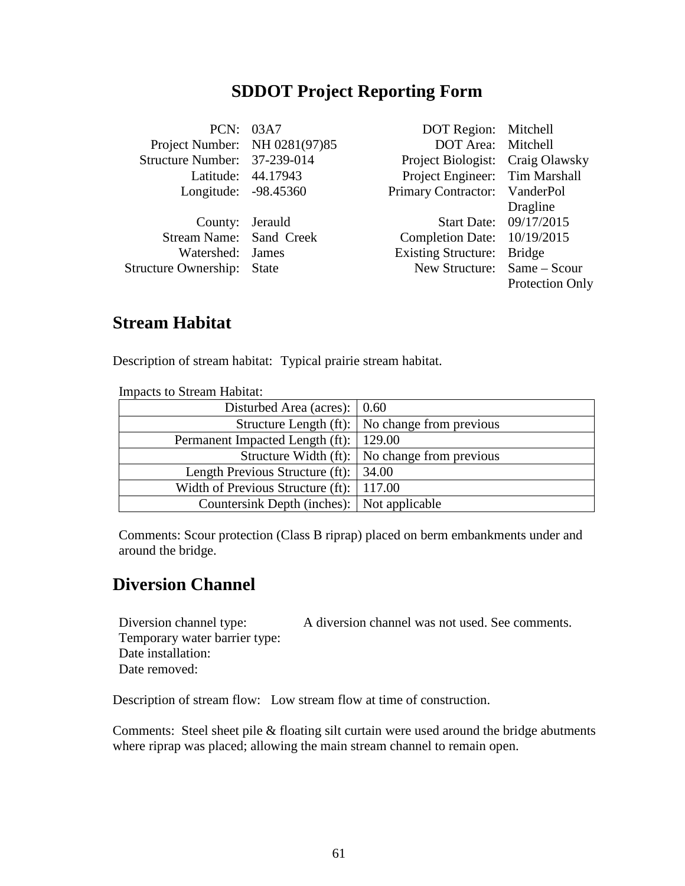# SDDOT Project Reporting Form

| | | | |
|---|---|---|---|
| PCN: | 03A7 | DOT Region: | Mitchell |
| Project Number: | NH 0281(97)85 | DOT Area: | Mitchell |
| Structure Number: | 37-239-014 | Project Biologist: | Craig Olawsky |
| Latitude: | 44.17943 | Project Engineer: | Tim Marshall |
| Longitude: | -98.45360 | Primary Contractor: | VanderPol Dragline |
| County: | Jerauld | Start Date: | 09/17/2015 |
| Stream Name: | Sand Creek | Completion Date: | 10/19/2015 |
| Watershed: | James | Existing Structure: | Bridge |
| Structure Ownership: | State | New Structure: | Same – Scour Protection Only |

## Stream Habitat

Description of stream habitat: Typical prairie stream habitat.

Impacts to Stream Habitat:

| | |
|---|---|
| Disturbed Area (acres): | 0.60 |
| Structure Length (ft): | No change from previous |
| Permanent Impacted Length (ft): | 129.00 |
| Structure Width (ft): | No change from previous |
| Length Previous Structure (ft): | 34.00 |
| Width of Previous Structure (ft): | 117.00 |
| Countersink Depth (inches): | Not applicable |

Comments: Scour protection (Class B riprap) placed on berm embankments under and around the bridge.

## Diversion Channel

Diversion channel type: A diversion channel was not used. See comments.
Temporary water barrier type:
Date installation:
Date removed:

Description of stream flow: Low stream flow at time of construction.

Comments: Steel sheet pile & floating silt curtain were used around the bridge abutments where riprap was placed; allowing the main stream channel to remain open.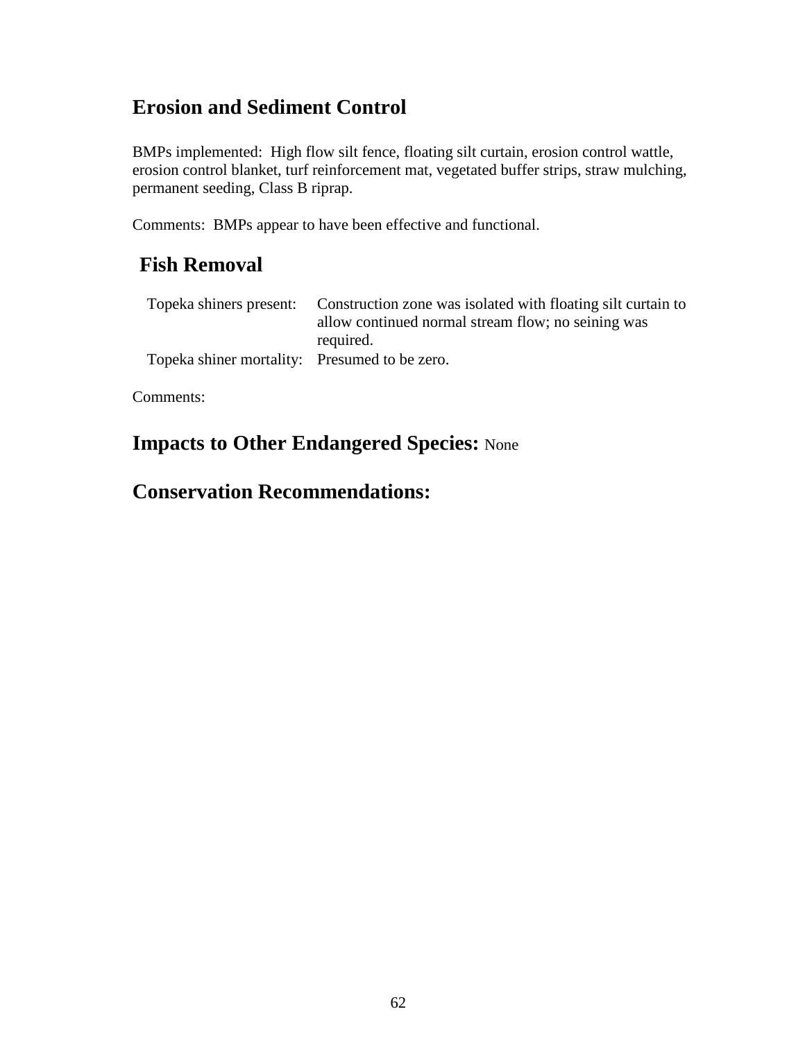## Erosion and Sediment Control

BMPs implemented: High flow silt fence, floating silt curtain, erosion control wattle, erosion control blanket, turf reinforcement mat, vegetated buffer strips, straw mulching, permanent seeding, Class B riprap.

Comments: BMPs appear to have been effective and functional.

## Fish Removal

| | |
|---|---|
| Topeka shiners present: | Construction zone was isolated with floating silt curtain to allow continued normal stream flow; no seining was required. |
| Topeka shiner mortality: | Presumed to be zero. |

Comments:

## Impacts to Other Endangered Species: None

## Conservation Recommendations: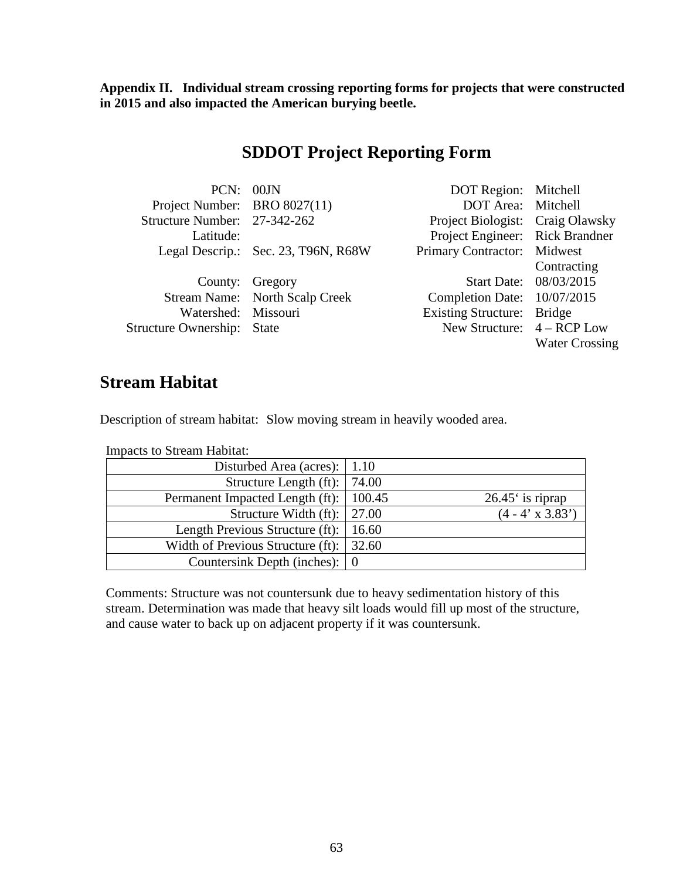**Appendix II. Individual stream crossing reporting forms for projects that were constructed in 2015 and also impacted the American burying beetle.**

# SDDOT Project Reporting Form

| | | | |
|---|---|---|---|
| PCN: | 00JN | DOT Region: | Mitchell |
| Project Number: | BRO 8027(11) | DOT Area: | Mitchell |
| Structure Number: | 27-342-262 | Project Biologist: | Craig Olawsky |
| Latitude: | | Project Engineer: | Rick Brandner |
| Legal Descrip.: | Sec. 23, T96N, R68W | Primary Contractor: | Midwest Contracting |
| County: | Gregory | Start Date: | 08/03/2015 |
| Stream Name: | North Scalp Creek | Completion Date: | 10/07/2015 |
| Watershed: | Missouri | Existing Structure: | Bridge |
| Structure Ownership: | State | New Structure: | 4 – RCP Low Water Crossing |

## Stream Habitat

Description of stream habitat: Slow moving stream in heavily wooded area.

Impacts to Stream Habitat:

| | | |
|---|---|---|
| Disturbed Area (acres): | 1.10 | |
| Structure Length (ft): | 74.00 | |
| Permanent Impacted Length (ft): | 100.45 | 26.45' is riprap |
| Structure Width (ft): | 27.00 | (4 - 4' x 3.83') |
| Length Previous Structure (ft): | 16.60 | |
| Width of Previous Structure (ft): | 32.60 | |
| Countersink Depth (inches): | 0 | |

Comments: Structure was not countersunk due to heavy sedimentation history of this stream. Determination was made that heavy silt loads would fill up most of the structure, and cause water to back up on adjacent property if it was countersunk.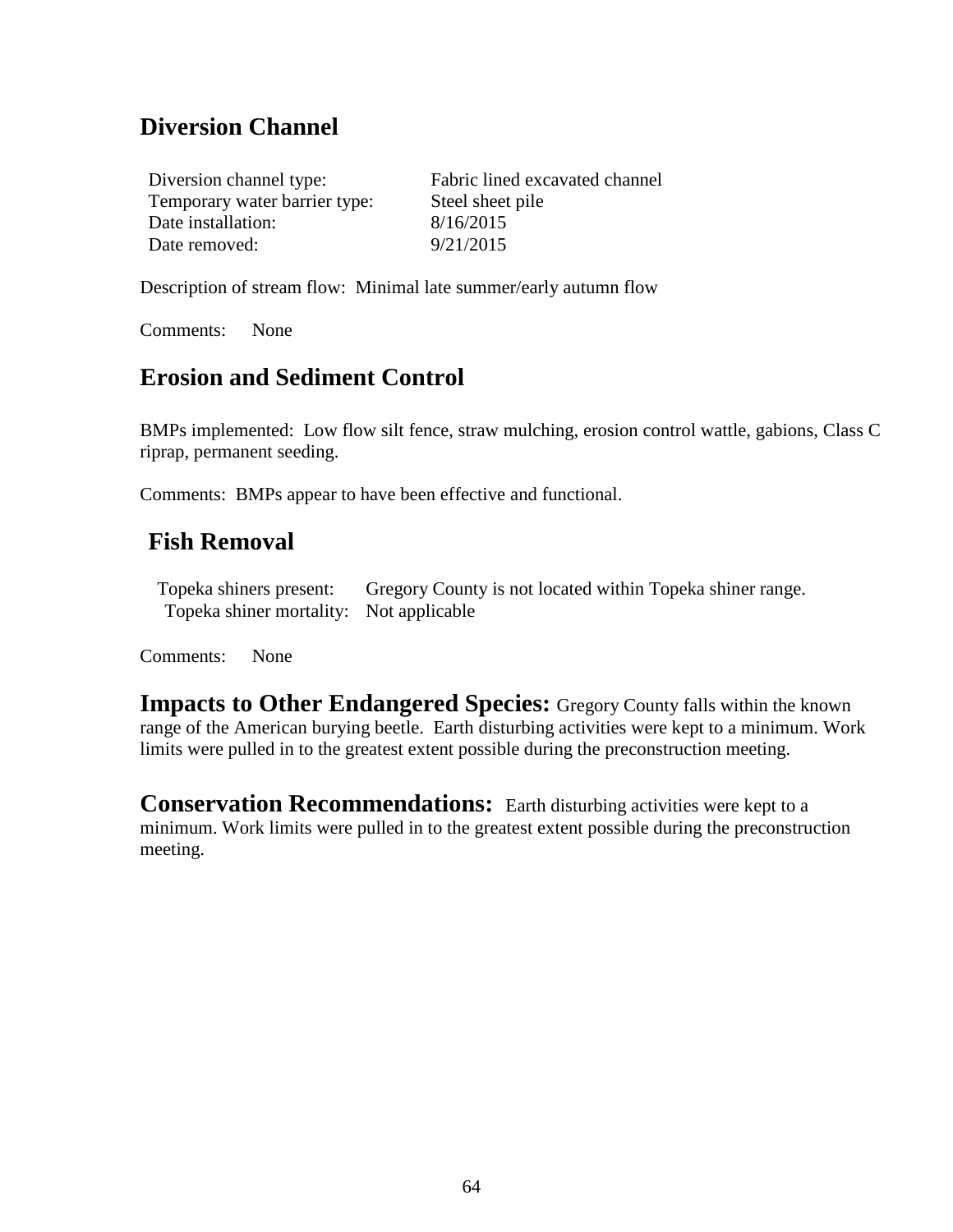## Diversion Channel

| | |
|---|---|
| Diversion channel type: | Fabric lined excavated channel |
| Temporary water barrier type: | Steel sheet pile |
| Date installation: | 8/16/2015 |
| Date removed: | 9/21/2015 |

Description of stream flow: Minimal late summer/early autumn flow

Comments: None

## Erosion and Sediment Control

BMPs implemented: Low flow silt fence, straw mulching, erosion control wattle, gabions, Class C riprap, permanent seeding.

Comments: BMPs appear to have been effective and functional.

## Fish Removal

| | |
|---|---|
| Topeka shiners present: | Gregory County is not located within Topeka shiner range. |
| Topeka shiner mortality: | Not applicable |

Comments: None

**Impacts to Other Endangered Species:** Gregory County falls within the known range of the American burying beetle. Earth disturbing activities were kept to a minimum. Work limits were pulled in to the greatest extent possible during the preconstruction meeting.

**Conservation Recommendations:** Earth disturbing activities were kept to a minimum. Work limits were pulled in to the greatest extent possible during the preconstruction meeting.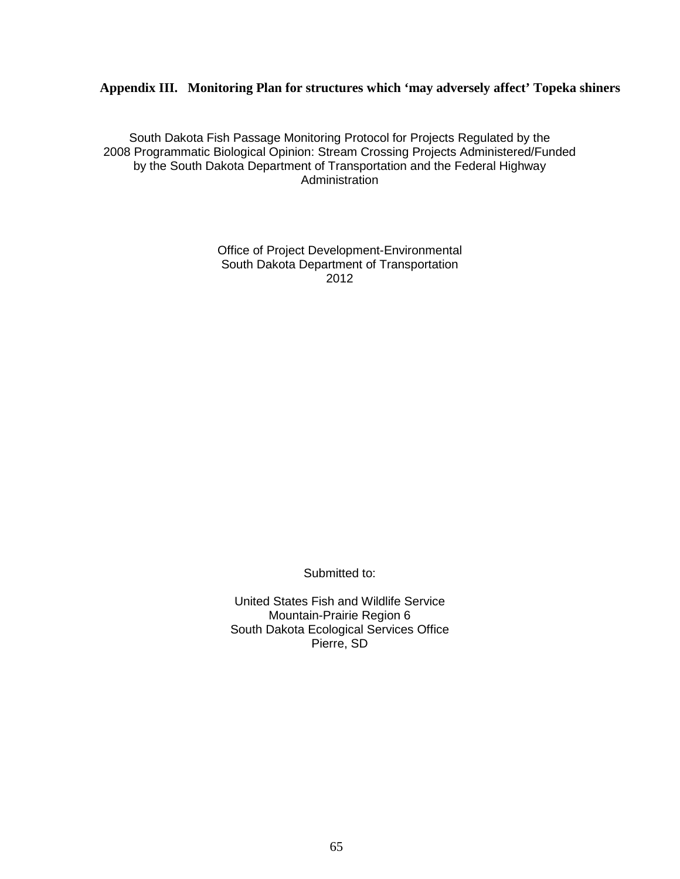## Appendix III. Monitoring Plan for structures which 'may adversely affect' Topeka shiners

South Dakota Fish Passage Monitoring Protocol for Projects Regulated by the 2008 Programmatic Biological Opinion: Stream Crossing Projects Administered/Funded by the South Dakota Department of Transportation and the Federal Highway Administration

Office of Project Development-Environmental
South Dakota Department of Transportation
2012

Submitted to:

United States Fish and Wildlife Service
Mountain-Prairie Region 6
South Dakota Ecological Services Office
Pierre, SD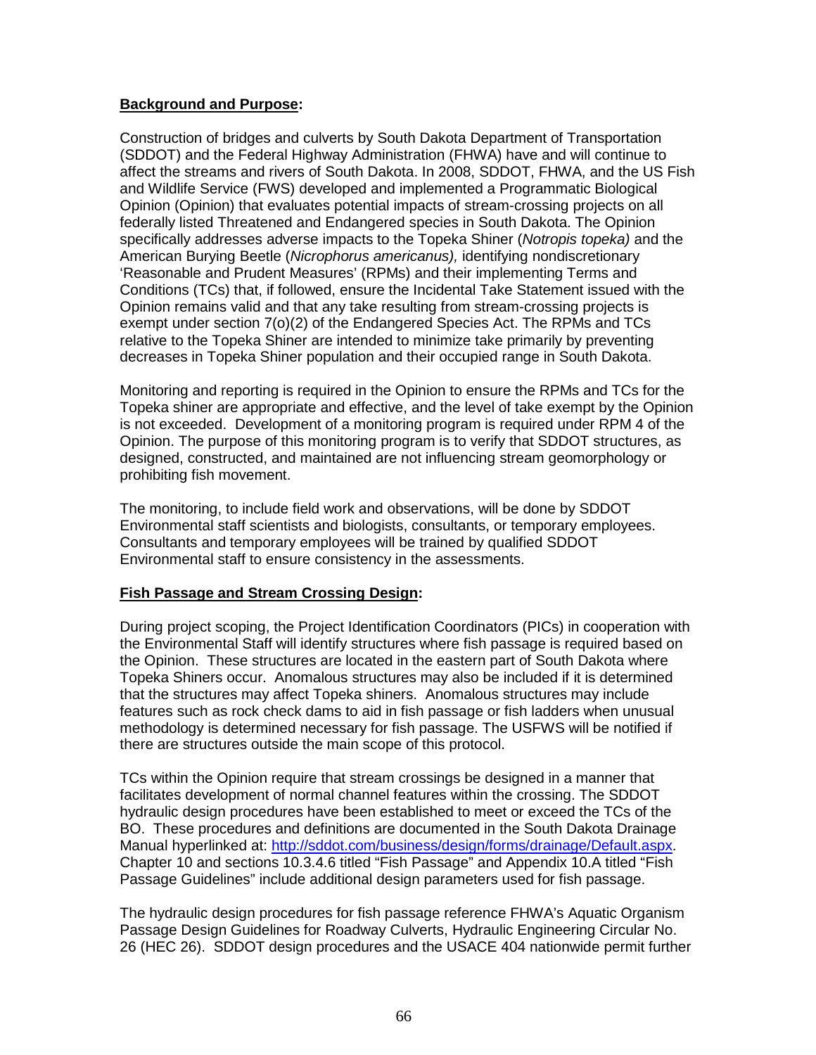**Background and Purpose:**

Construction of bridges and culverts by South Dakota Department of Transportation (SDDOT) and the Federal Highway Administration (FHWA) have and will continue to affect the streams and rivers of South Dakota. In 2008, SDDOT, FHWA, and the US Fish and Wildlife Service (FWS) developed and implemented a Programmatic Biological Opinion (Opinion) that evaluates potential impacts of stream-crossing projects on all federally listed Threatened and Endangered species in South Dakota. The Opinion specifically addresses adverse impacts to the Topeka Shiner (*Notropis topeka)* and the American Burying Beetle (*Nicrophorus americanus),* identifying nondiscretionary 'Reasonable and Prudent Measures' (RPMs) and their implementing Terms and Conditions (TCs) that, if followed, ensure the Incidental Take Statement issued with the Opinion remains valid and that any take resulting from stream-crossing projects is exempt under section 7(o)(2) of the Endangered Species Act. The RPMs and TCs relative to the Topeka Shiner are intended to minimize take primarily by preventing decreases in Topeka Shiner population and their occupied range in South Dakota.

Monitoring and reporting is required in the Opinion to ensure the RPMs and TCs for the Topeka shiner are appropriate and effective, and the level of take exempt by the Opinion is not exceeded. Development of a monitoring program is required under RPM 4 of the Opinion. The purpose of this monitoring program is to verify that SDDOT structures, as designed, constructed, and maintained are not influencing stream geomorphology or prohibiting fish movement.

The monitoring, to include field work and observations, will be done by SDDOT Environmental staff scientists and biologists, consultants, or temporary employees. Consultants and temporary employees will be trained by qualified SDDOT Environmental staff to ensure consistency in the assessments.

**Fish Passage and Stream Crossing Design:**

During project scoping, the Project Identification Coordinators (PICs) in cooperation with the Environmental Staff will identify structures where fish passage is required based on the Opinion. These structures are located in the eastern part of South Dakota where Topeka Shiners occur. Anomalous structures may also be included if it is determined that the structures may affect Topeka shiners. Anomalous structures may include features such as rock check dams to aid in fish passage or fish ladders when unusual methodology is determined necessary for fish passage. The USFWS will be notified if there are structures outside the main scope of this protocol.

TCs within the Opinion require that stream crossings be designed in a manner that facilitates development of normal channel features within the crossing. The SDDOT hydraulic design procedures have been established to meet or exceed the TCs of the BO. These procedures and definitions are documented in the South Dakota Drainage Manual hyperlinked at: http://sddot.com/business/design/forms/drainage/Default.aspx. Chapter 10 and sections 10.3.4.6 titled "Fish Passage" and Appendix 10.A titled "Fish Passage Guidelines" include additional design parameters used for fish passage.

The hydraulic design procedures for fish passage reference FHWA's Aquatic Organism Passage Design Guidelines for Roadway Culverts, Hydraulic Engineering Circular No. 26 (HEC 26). SDDOT design procedures and the USACE 404 nationwide permit further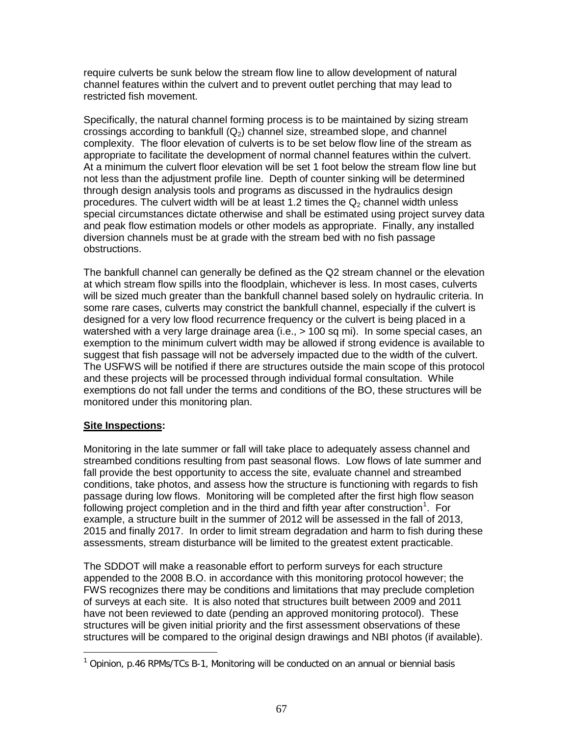require culverts be sunk below the stream flow line to allow development of natural channel features within the culvert and to prevent outlet perching that may lead to restricted fish movement.

Specifically, the natural channel forming process is to be maintained by sizing stream crossings according to bankfull ($Q_2$) channel size, streambed slope, and channel complexity. The floor elevation of culverts is to be set below flow line of the stream as appropriate to facilitate the development of normal channel features within the culvert. At a minimum the culvert floor elevation will be set 1 foot below the stream flow line but not less than the adjustment profile line. Depth of counter sinking will be determined through design analysis tools and programs as discussed in the hydraulics design procedures. The culvert width will be at least 1.2 times the $Q_2$ channel width unless special circumstances dictate otherwise and shall be estimated using project survey data and peak flow estimation models or other models as appropriate. Finally, any installed diversion channels must be at grade with the stream bed with no fish passage obstructions.

The bankfull channel can generally be defined as the Q2 stream channel or the elevation at which stream flow spills into the floodplain, whichever is less. In most cases, culverts will be sized much greater than the bankfull channel based solely on hydraulic criteria. In some rare cases, culverts may constrict the bankfull channel, especially if the culvert is designed for a very low flood recurrence frequency or the culvert is being placed in a watershed with a very large drainage area (i.e., > 100 sq mi). In some special cases, an exemption to the minimum culvert width may be allowed if strong evidence is available to suggest that fish passage will not be adversely impacted due to the width of the culvert. The USFWS will be notified if there are structures outside the main scope of this protocol and these projects will be processed through individual formal consultation. While exemptions do not fall under the terms and conditions of the BO, these structures will be monitored under this monitoring plan.

**Site Inspections:**

Monitoring in the late summer or fall will take place to adequately assess channel and streambed conditions resulting from past seasonal flows. Low flows of late summer and fall provide the best opportunity to access the site, evaluate channel and streambed conditions, take photos, and assess how the structure is functioning with regards to fish passage during low flows. Monitoring will be completed after the first high flow season following project completion and in the third and fifth year after construction[1]. For example, a structure built in the summer of 2012 will be assessed in the fall of 2013, 2015 and finally 2017. In order to limit stream degradation and harm to fish during these assessments, stream disturbance will be limited to the greatest extent practicable.

The SDDOT will make a reasonable effort to perform surveys for each structure appended to the 2008 B.O. in accordance with this monitoring protocol however; the FWS recognizes there may be conditions and limitations that may preclude completion of surveys at each site. It is also noted that structures built between 2009 and 2011 have not been reviewed to date (pending an approved monitoring protocol). These structures will be given initial priority and the first assessment observations of these structures will be compared to the original design drawings and NBI photos (if available).

[1] Opinion, p.46 RPMs/TCs B-1, Monitoring will be conducted on an annual or biennial basis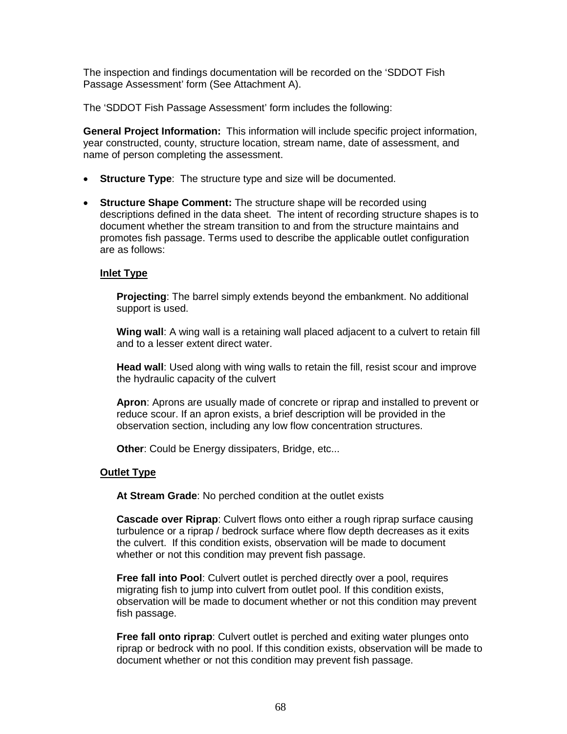The inspection and findings documentation will be recorded on the 'SDDOT Fish Passage Assessment' form (See Attachment A).

The 'SDDOT Fish Passage Assessment' form includes the following:

**General Project Information:** This information will include specific project information, year constructed, county, structure location, stream name, date of assessment, and name of person completing the assessment.

- **Structure Type**: The structure type and size will be documented.
- **Structure Shape Comment:** The structure shape will be recorded using descriptions defined in the data sheet. The intent of recording structure shapes is to document whether the stream transition to and from the structure maintains and promotes fish passage. Terms used to describe the applicable outlet configuration are as follows:

  <u>**Inlet Type**</u>

  **Projecting**: The barrel simply extends beyond the embankment. No additional support is used.

  **Wing wall**: A wing wall is a retaining wall placed adjacent to a culvert to retain fill and to a lesser extent direct water.

  **Head wall**: Used along with wing walls to retain the fill, resist scour and improve the hydraulic capacity of the culvert

  **Apron**: Aprons are usually made of concrete or riprap and installed to prevent or reduce scour. If an apron exists, a brief description will be provided in the observation section, including any low flow concentration structures.

  **Other**: Could be Energy dissipaters, Bridge, etc...

  <u>**Outlet Type**</u>

  **At Stream Grade**: No perched condition at the outlet exists

  **Cascade over Riprap**: Culvert flows onto either a rough riprap surface causing turbulence or a riprap / bedrock surface where flow depth decreases as it exits the culvert. If this condition exists, observation will be made to document whether or not this condition may prevent fish passage.

  **Free fall into Pool**: Culvert outlet is perched directly over a pool, requires migrating fish to jump into culvert from outlet pool. If this condition exists, observation will be made to document whether or not this condition may prevent fish passage.

  **Free fall onto riprap**: Culvert outlet is perched and exiting water plunges onto riprap or bedrock with no pool. If this condition exists, observation will be made to document whether or not this condition may prevent fish passage.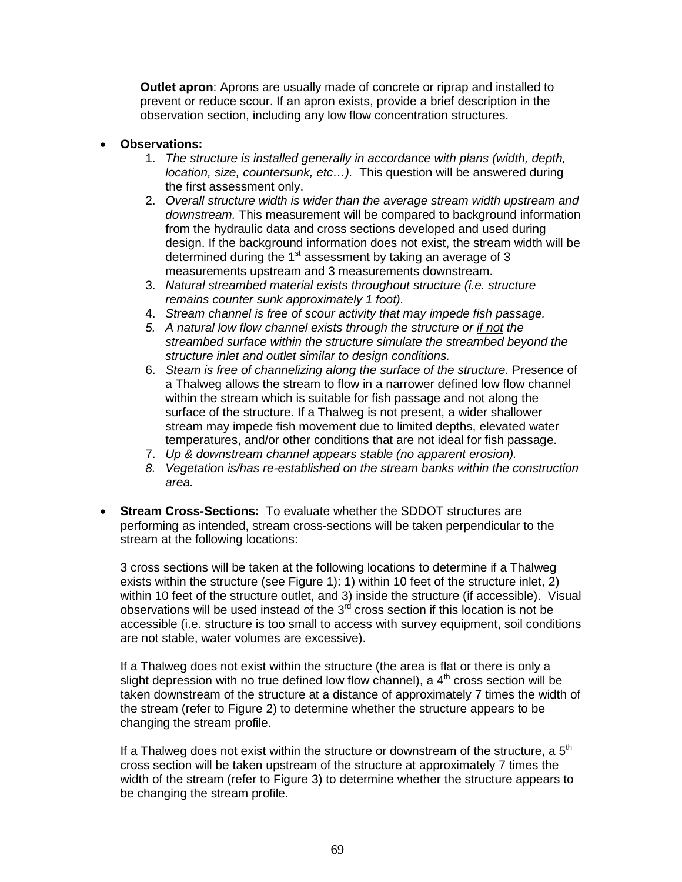**Outlet apron**: Aprons are usually made of concrete or riprap and installed to prevent or reduce scour. If an apron exists, provide a brief description in the observation section, including any low flow concentration structures.

- **Observations:**
    1. *The structure is installed generally in accordance with plans (width, depth, location, size, countersunk, etc…).* This question will be answered during the first assessment only.
    2. *Overall structure width is wider than the average stream width upstream and downstream.* This measurement will be compared to background information from the hydraulic data and cross sections developed and used during design. If the background information does not exist, the stream width will be determined during the 1st assessment by taking an average of 3 measurements upstream and 3 measurements downstream.
    3. *Natural streambed material exists throughout structure (i.e. structure remains counter sunk approximately 1 foot).*
    4. *Stream channel is free of scour activity that may impede fish passage.*
    5. *A natural low flow channel exists through the structure or if not the streambed surface within the structure simulate the streambed beyond the structure inlet and outlet similar to design conditions.*
    6. *Steam is free of channelizing along the surface of the structure.* Presence of a Thalweg allows the stream to flow in a narrower defined low flow channel within the stream which is suitable for fish passage and not along the surface of the structure. If a Thalweg is not present, a wider shallower stream may impede fish movement due to limited depths, elevated water temperatures, and/or other conditions that are not ideal for fish passage.
    7. *Up & downstream channel appears stable (no apparent erosion).*
    8. *Vegetation is/has re-established on the stream banks within the construction area.*

- **Stream Cross-Sections:** To evaluate whether the SDDOT structures are performing as intended, stream cross-sections will be taken perpendicular to the stream at the following locations:

  3 cross sections will be taken at the following locations to determine if a Thalweg exists within the structure (see Figure 1): 1) within 10 feet of the structure inlet, 2) within 10 feet of the structure outlet, and 3) inside the structure (if accessible). Visual observations will be used instead of the 3rd cross section if this location is not be accessible (i.e. structure is too small to access with survey equipment, soil conditions are not stable, water volumes are excessive).

  If a Thalweg does not exist within the structure (the area is flat or there is only a slight depression with no true defined low flow channel), a 4th cross section will be taken downstream of the structure at a distance of approximately 7 times the width of the stream (refer to Figure 2) to determine whether the structure appears to be changing the stream profile.

  If a Thalweg does not exist within the structure or downstream of the structure, a 5th cross section will be taken upstream of the structure at approximately 7 times the width of the stream (refer to Figure 3) to determine whether the structure appears to be changing the stream profile.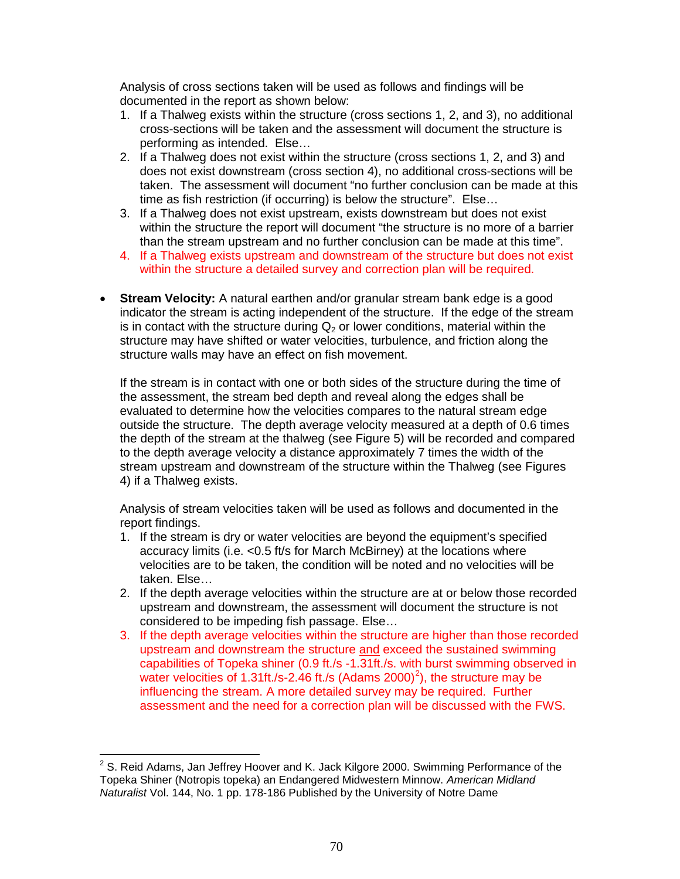Analysis of cross sections taken will be used as follows and findings will be documented in the report as shown below:

1. If a Thalweg exists within the structure (cross sections 1, 2, and 3), no additional cross-sections will be taken and the assessment will document the structure is performing as intended. Else…
2. If a Thalweg does not exist within the structure (cross sections 1, 2, and 3) and does not exist downstream (cross section 4), no additional cross-sections will be taken. The assessment will document "no further conclusion can be made at this time as fish restriction (if occurring) is below the structure". Else…
3. If a Thalweg does not exist upstream, exists downstream but does not exist within the structure the report will document "the structure is no more of a barrier than the stream upstream and no further conclusion can be made at this time".
4. If a Thalweg exists upstream and downstream of the structure but does not exist within the structure a detailed survey and correction plan will be required.

- **Stream Velocity:** A natural earthen and/or granular stream bank edge is a good indicator the stream is acting independent of the structure. If the edge of the stream is in contact with the structure during $Q_2$ or lower conditions, material within the structure may have shifted or water velocities, turbulence, and friction along the structure walls may have an effect on fish movement.

  If the stream is in contact with one or both sides of the structure during the time of the assessment, the stream bed depth and reveal along the edges shall be evaluated to determine how the velocities compares to the natural stream edge outside the structure. The depth average velocity measured at a depth of 0.6 times the depth of the stream at the thalweg (see Figure 5) will be recorded and compared to the depth average velocity a distance approximately 7 times the width of the stream upstream and downstream of the structure within the Thalweg (see Figures 4) if a Thalweg exists.

  Analysis of stream velocities taken will be used as follows and documented in the report findings.

  1. If the stream is dry or water velocities are beyond the equipment's specified accuracy limits (i.e. <0.5 ft/s for March McBirney) at the locations where velocities are to be taken, the condition will be noted and no velocities will be taken. Else…
  2. If the depth average velocities within the structure are at or below those recorded upstream and downstream, the assessment will document the structure is not considered to be impeding fish passage. Else…
  3. If the depth average velocities within the structure are higher than those recorded upstream and downstream the structure and exceed the sustained swimming capabilities of Topeka shiner (0.9 ft./s -1.31ft./s. with burst swimming observed in water velocities of 1.31ft./s-2.46 ft./s (Adams 2000)[2]), the structure may be influencing the stream. A more detailed survey may be required. Further assessment and the need for a correction plan will be discussed with the FWS.

---

[2] S. Reid Adams, Jan Jeffrey Hoover and K. Jack Kilgore 2000. Swimming Performance of the Topeka Shiner (Notropis topeka) an Endangered Midwestern Minnow. *American Midland Naturalist* Vol. 144, No. 1 pp. 178-186 Published by the University of Notre Dame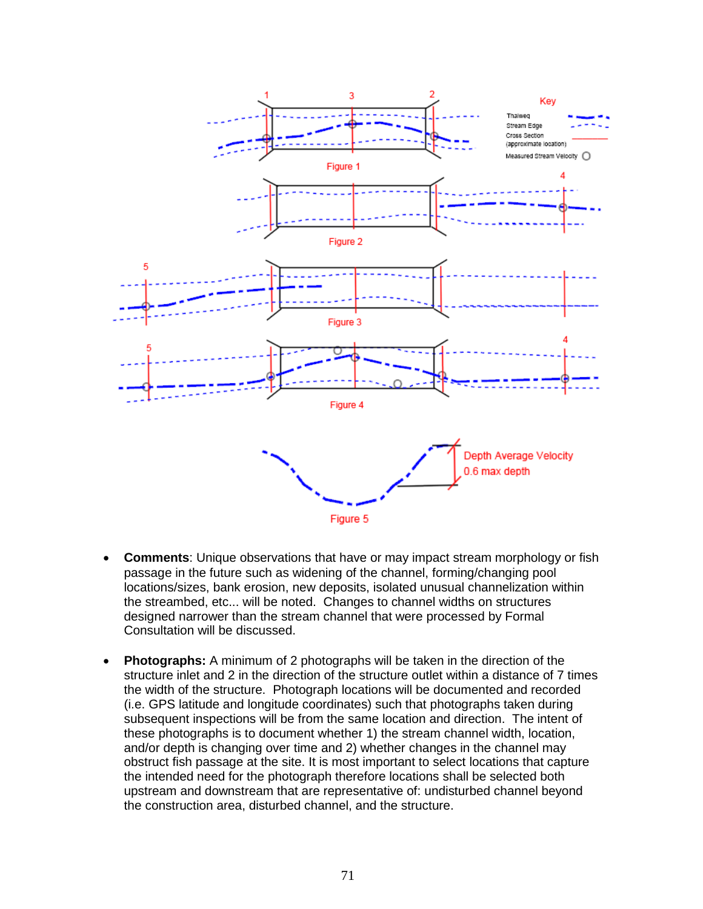Figure 1

Figure 2

Figure 3

Figure 4

Figure 5

- **Comments**: Unique observations that have or may impact stream morphology or fish passage in the future such as widening of the channel, forming/changing pool locations/sizes, bank erosion, new deposits, isolated unusual channelization within the streambed, etc... will be noted. Changes to channel widths on structures designed narrower than the stream channel that were processed by Formal Consultation will be discussed.

- **Photographs:** A minimum of 2 photographs will be taken in the direction of the structure inlet and 2 in the direction of the structure outlet within a distance of 7 times the width of the structure. Photograph locations will be documented and recorded (i.e. GPS latitude and longitude coordinates) such that photographs taken during subsequent inspections will be from the same location and direction. The intent of these photographs is to document whether 1) the stream channel width, location, and/or depth is changing over time and 2) whether changes in the channel may obstruct fish passage at the site. It is most important to select locations that capture the intended need for the photograph therefore locations shall be selected both upstream and downstream that are representative of: undisturbed channel beyond the construction area, disturbed channel, and the structure.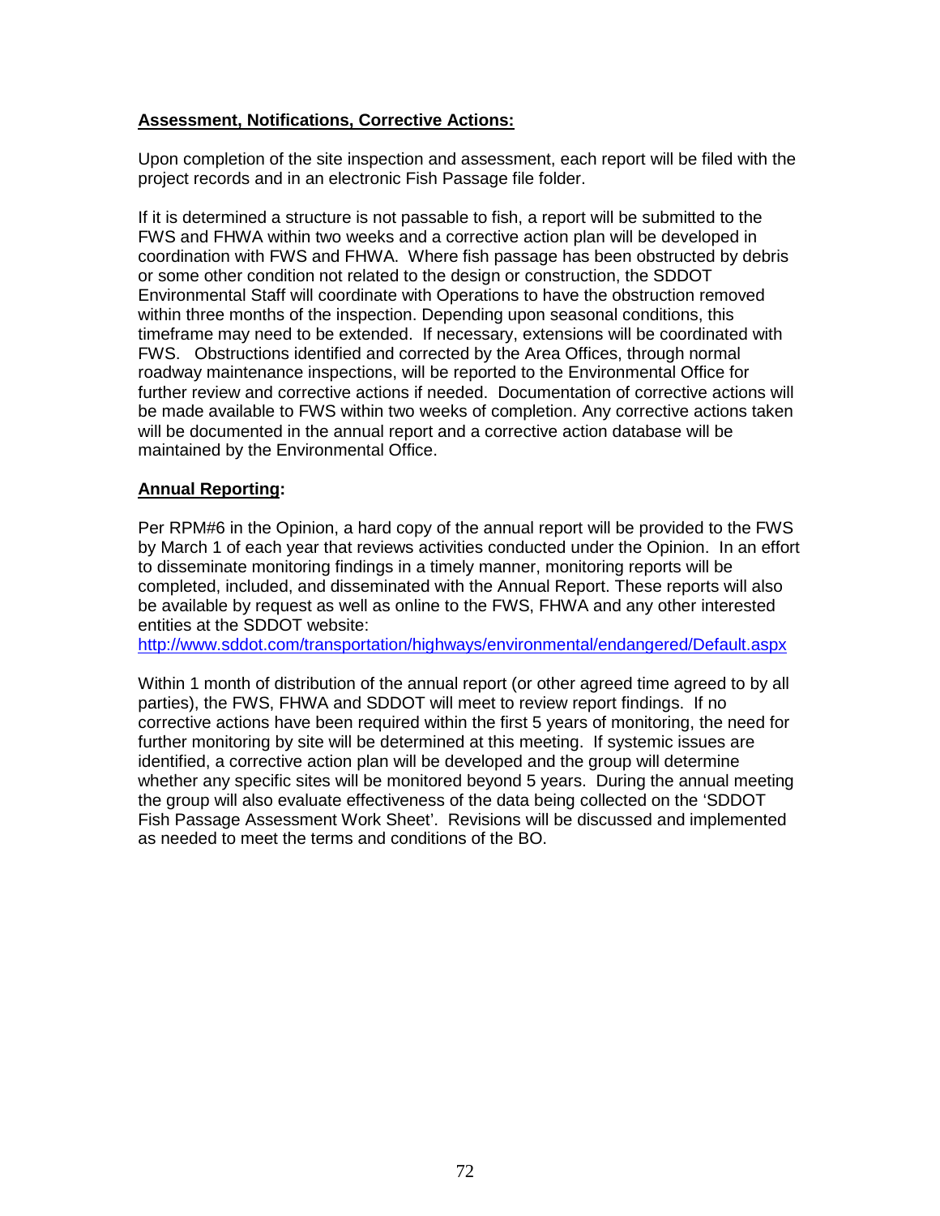**Assessment, Notifications, Corrective Actions:**

Upon completion of the site inspection and assessment, each report will be filed with the project records and in an electronic Fish Passage file folder.

If it is determined a structure is not passable to fish, a report will be submitted to the FWS and FHWA within two weeks and a corrective action plan will be developed in coordination with FWS and FHWA. Where fish passage has been obstructed by debris or some other condition not related to the design or construction, the SDDOT Environmental Staff will coordinate with Operations to have the obstruction removed within three months of the inspection. Depending upon seasonal conditions, this timeframe may need to be extended. If necessary, extensions will be coordinated with FWS. Obstructions identified and corrected by the Area Offices, through normal roadway maintenance inspections, will be reported to the Environmental Office for further review and corrective actions if needed. Documentation of corrective actions will be made available to FWS within two weeks of completion. Any corrective actions taken will be documented in the annual report and a corrective action database will be maintained by the Environmental Office.

**Annual Reporting:**

Per RPM#6 in the Opinion, a hard copy of the annual report will be provided to the FWS by March 1 of each year that reviews activities conducted under the Opinion. In an effort to disseminate monitoring findings in a timely manner, monitoring reports will be completed, included, and disseminated with the Annual Report. These reports will also be available by request as well as online to the FWS, FHWA and any other interested entities at the SDDOT website:
http://www.sddot.com/transportation/highways/environmental/endangered/Default.aspx

Within 1 month of distribution of the annual report (or other agreed time agreed to by all parties), the FWS, FHWA and SDDOT will meet to review report findings. If no corrective actions have been required within the first 5 years of monitoring, the need for further monitoring by site will be determined at this meeting. If systemic issues are identified, a corrective action plan will be developed and the group will determine whether any specific sites will be monitored beyond 5 years. During the annual meeting the group will also evaluate effectiveness of the data being collected on the 'SDDOT Fish Passage Assessment Work Sheet'. Revisions will be discussed and implemented as needed to meet the terms and conditions of the BO.